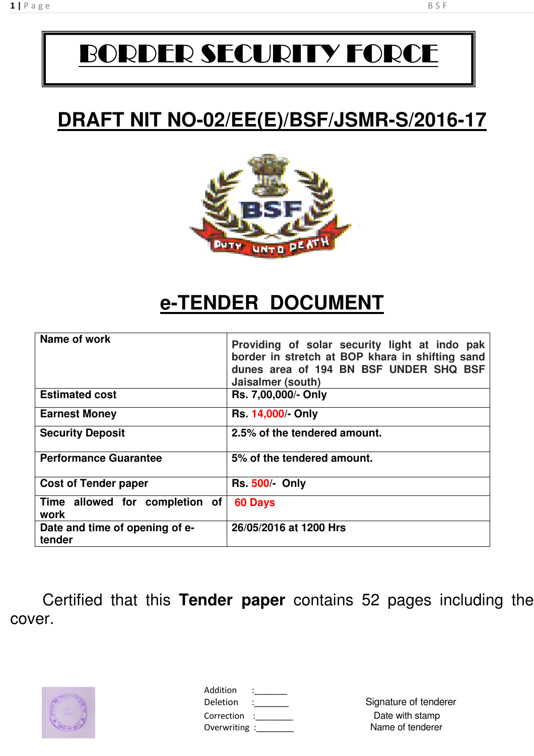# BORDER SECURITY FORCE

## DRAFT NIT NO-02/EE(E)/BSF/JSMR-S/2016-17

## e-TENDER DOCUMENT

| | |
|---|---|
| **Name of work** | **Providing of solar security light at indo pak border in stretch at BOP khara in shifting sand dunes area of 194 BN BSF UNDER SHQ BSF Jaisalmer (south)** |
| **Estimated cost** | **Rs. 7,00,000/- Only** |
| **Earnest Money** | **Rs. 14,000/- Only** |
| **Security Deposit** | **2.5% of the tendered amount.** |
| **Performance Guarantee** | **5% of the tendered amount.** |
| **Cost of Tender paper** | **Rs. 500/- Only** |
| **Time allowed for completion of work** | **60 Days** |
| **Date and time of opening of e-tender** | **26/05/2016 at 1200 Hrs** |

Certified that this **Tender paper** contains 52 pages including the cover.

Addition :_______
Deletion :_______
Correction :________
Overwriting :________

Signature of tenderer
Date with stamp
Name of tenderer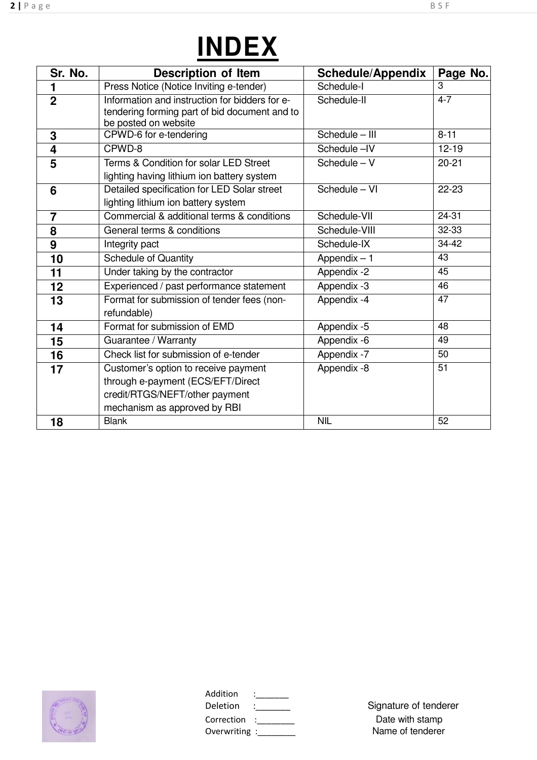# INDEX

| Sr. No. | Description of Item | Schedule/Appendix | Page No. |
|---|---|---|---|
| 1 | Press Notice (Notice Inviting e-tender) | Schedule-I | 3 |
| 2 | Information and instruction for bidders for e-tendering forming part of bid document and to be posted on website | Schedule-II | 4-7 |
| 3 | CPWD-6 for e-tendering | Schedule – III | 8-11 |
| 4 | CPWD-8 | Schedule –IV | 12-19 |
| 5 | Terms & Condition for solar LED Street lighting having lithium ion battery system | Schedule – V | 20-21 |
| 6 | Detailed specification for LED Solar street lighting lithium ion battery system | Schedule – VI | 22-23 |
| 7 | Commercial & additional terms & conditions | Schedule-VII | 24-31 |
| 8 | General terms & conditions | Schedule-VIII | 32-33 |
| 9 | Integrity pact | Schedule-IX | 34-42 |
| 10 | Schedule of Quantity | Appendix – 1 | 43 |
| 11 | Under taking by the contractor | Appendix -2 | 45 |
| 12 | Experienced / past performance statement | Appendix -3 | 46 |
| 13 | Format for submission of tender fees (non-refundable) | Appendix -4 | 47 |
| 14 | Format for submission of EMD | Appendix -5 | 48 |
| 15 | Guarantee / Warranty | Appendix -6 | 49 |
| 16 | Check list for submission of e-tender | Appendix -7 | 50 |
| 17 | Customer's option to receive payment through e-payment (ECS/EFT/Direct credit/RTGS/NEFT/other payment mechanism as approved by RBI | Appendix -8 | 51 |
| 18 | Blank | NIL | 52 |

Addition :_______
Deletion :_______
Correction :________
Overwriting :________

Signature of tenderer
Date with stamp
Name of tenderer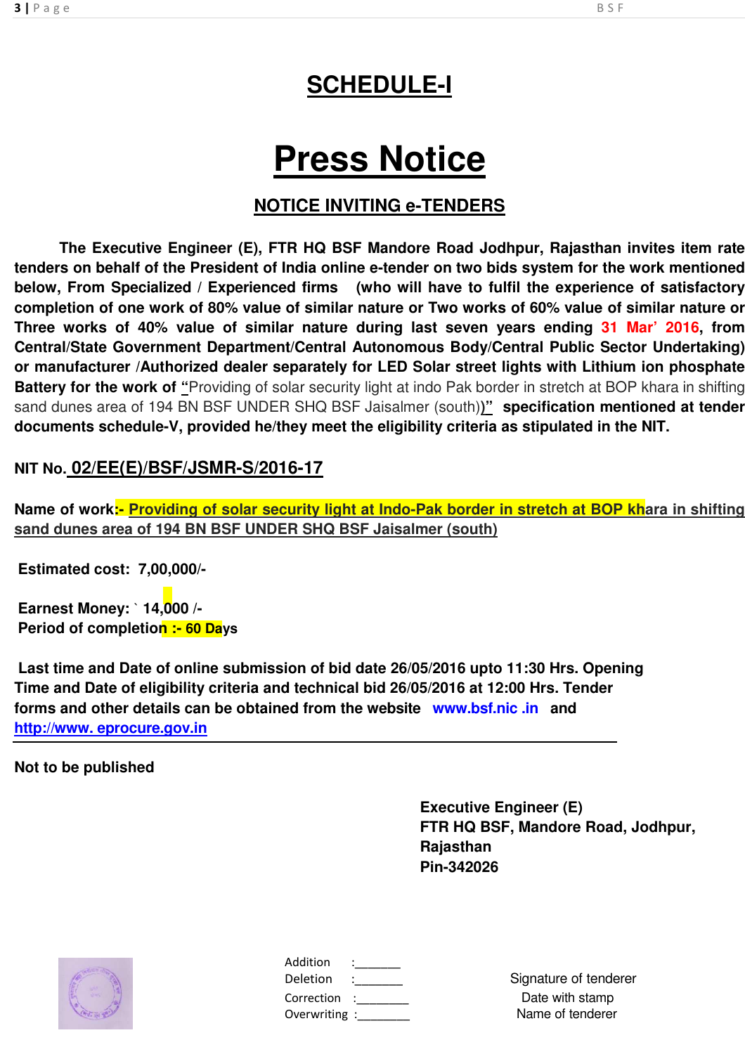# SCHEDULE-I

# Press Notice

## NOTICE INVITING e-TENDERS

**The Executive Engineer (E), FTR HQ BSF Mandore Road Jodhpur, Rajasthan invites item rate tenders on behalf of the President of India online e-tender on two bids system for the work mentioned below, From Specialized / Experienced firms (who will have to fulfil the experience of satisfactory completion of one work of 80% value of similar nature or Two works of 60% value of similar nature or Three works of 40% value of similar nature during last seven years ending 31 Mar' 2016, from Central/State Government Department/Central Autonomous Body/Central Public Sector Undertaking) or manufacturer /Authorized dealer separately for LED Solar street lights with Lithium ion phosphate Battery for the work of "**Providing of solar security light at indo Pak border in stretch at BOP khara in shifting sand dunes area of 194 BN BSF UNDER SHQ BSF Jaisalmer (south))" **specification mentioned at tender documents schedule-V, provided he/they meet the eligibility criteria as stipulated in the NIT.**

**NIT No. 02/EE(E)/BSF/JSMR-S/2016-17**

**Name of work:- Providing of solar security light at Indo-Pak border in stretch at BOP khara in shifting sand dunes area of 194 BN BSF UNDER SHQ BSF Jaisalmer (south)**

**Estimated cost: 7,00,000/-**

**Earnest Money: ` 14,000 /-**
**Period of completion :- 60 Days**

**Last time and Date of online submission of bid date 26/05/2016 upto 11:30 Hrs. Opening Time and Date of eligibility criteria and technical bid 26/05/2016 at 12:00 Hrs. Tender forms and other details can be obtained from the website www.bsf.nic .in and http://www. eprocure.gov.in**

---

**Not to be published**

**Executive Engineer (E)**
**FTR HQ BSF, Mandore Road, Jodhpur, Rajasthan**
**Pin-342026**

Addition :_______
Deletion :_______
Correction :_______
Overwriting :_______

Signature of tenderer
Date with stamp
Name of tenderer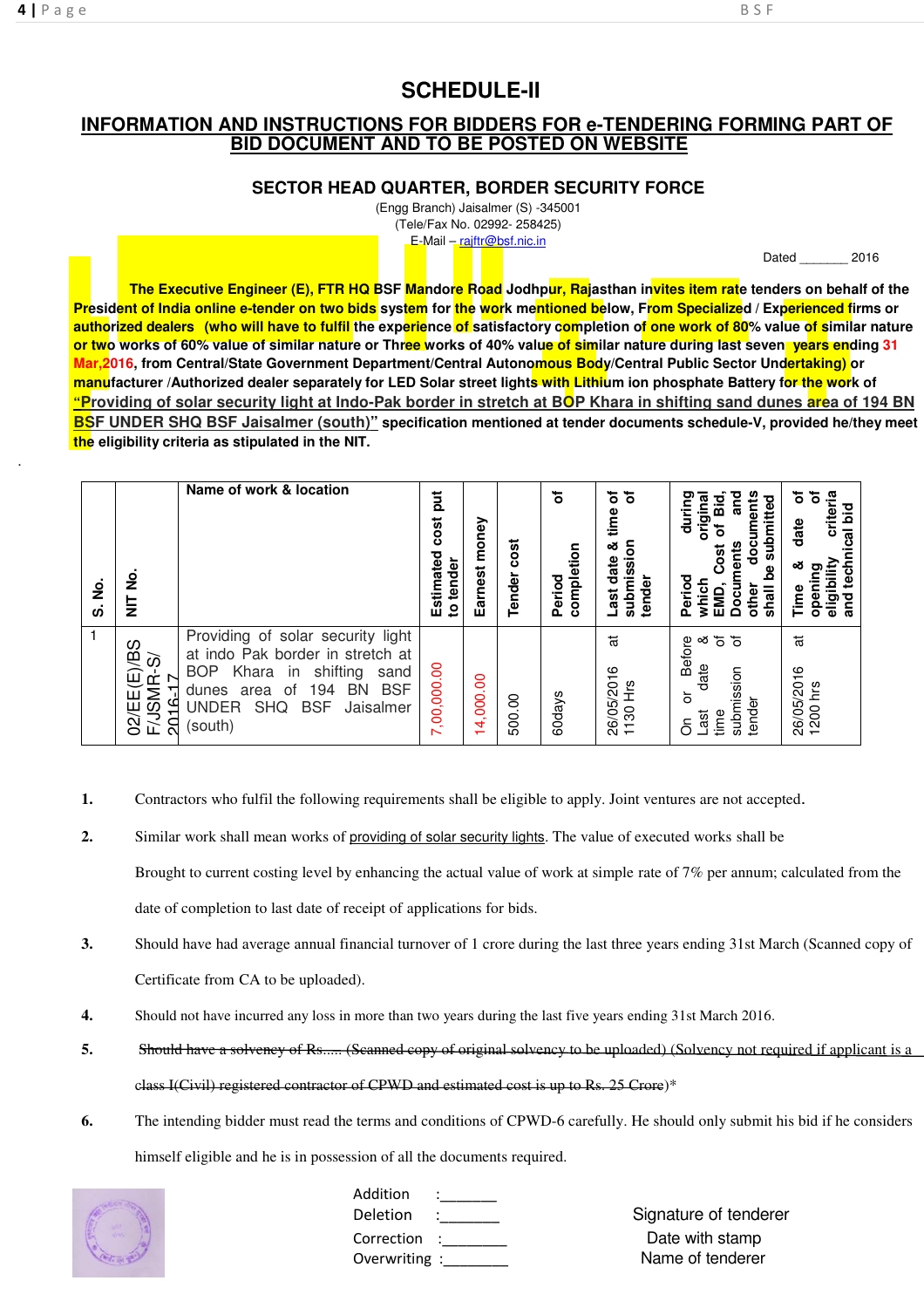# SCHEDULE-II

## INFORMATION AND INSTRUCTIONS FOR BIDDERS FOR e-TENDERING FORMING PART OF BID DOCUMENT AND TO BE POSTED ON WEBSITE

### SECTOR HEAD QUARTER, BORDER SECURITY FORCE

(Engg Branch) Jaisalmer (S) -345001
(Tele/Fax No. 02992- 258425)
E-Mail – rajftr@bsf.nic.in

Dated _______ 2016

**The Executive Engineer (E), FTR HQ BSF Mandore Road Jodhpur, Rajasthan invites item rate tenders on behalf of the President of India online e-tender on two bids system for the work mentioned below, From Specialized / Experienced firms or authorized dealers (who will have to fulfil the experience of satisfactory completion of one work of 80% value of similar nature or two works of 60% value of similar nature or Three works of 40% value of similar nature during last seven years ending 31 Mar,2016, from Central/State Government Department/Central Autonomous Body/Central Public Sector Undertaking) or manufacturer /Authorized dealer separately for LED Solar street lights with Lithium ion phosphate Battery for the work of "Providing of solar security light at Indo-Pak border in stretch at BOP Khara in shifting sand dunes area of 194 BN BSF UNDER SHQ BSF Jaisalmer (south)" specification mentioned at tender documents schedule-V, provided he/they meet the eligibility criteria as stipulated in the NIT.**

.

| S. No. | NIT No. | Name of work & location | Estimated cost put to tender | Earnest money | Tender cost | Period of completion | Last date & time of submission of tender | Period during which original EMD, Cost of Bid, Documents and other documents shall be submitted | Time & date of opening of eligibility criteria and technical bid |
|---|---|---|---|---|---|---|---|---|---|
| 1 | 02/EE(E)/BSF/JSMR-S/2016-17 | Providing of solar security light at indo Pak border in stretch at BOP Khara in shifting sand dunes area of 194 BN BSF UNDER SHQ BSF Jaisalmer (south) | 7,00,000.00 | 14,000.00 | 500.00 | 60days | 26/05/2016 at 1130 Hrs | On or Before Last date & time of submission of tender | 26/05/2016 at 1200 hrs |

1. Contractors who fulfil the following requirements shall be eligible to apply. Joint ventures are not accepted.
2. Similar work shall mean works of providing of solar security lights. The value of executed works shall be Brought to current costing level by enhancing the actual value of work at simple rate of 7% per annum; calculated from the date of completion to last date of receipt of applications for bids.
3. Should have had average annual financial turnover of 1 crore during the last three years ending 31st March (Scanned copy of Certificate from CA to be uploaded).
4. Should not have incurred any loss in more than two years during the last five years ending 31st March 2016.
5. ~~Should have a solvency of Rs..... (Scanned copy of original solvency to be uploaded) (Solvency not required if applicant is a class I(Civil) registered contractor of CPWD and estimated cost is up to Rs. 25 Crore)*~~
6. The intending bidder must read the terms and conditions of CPWD-6 carefully. He should only submit his bid if he considers himself eligible and he is in possession of all the documents required.

Addition :_______
Deletion :_______
Correction :________
Overwriting :________

Signature of tenderer
Date with stamp
Name of tenderer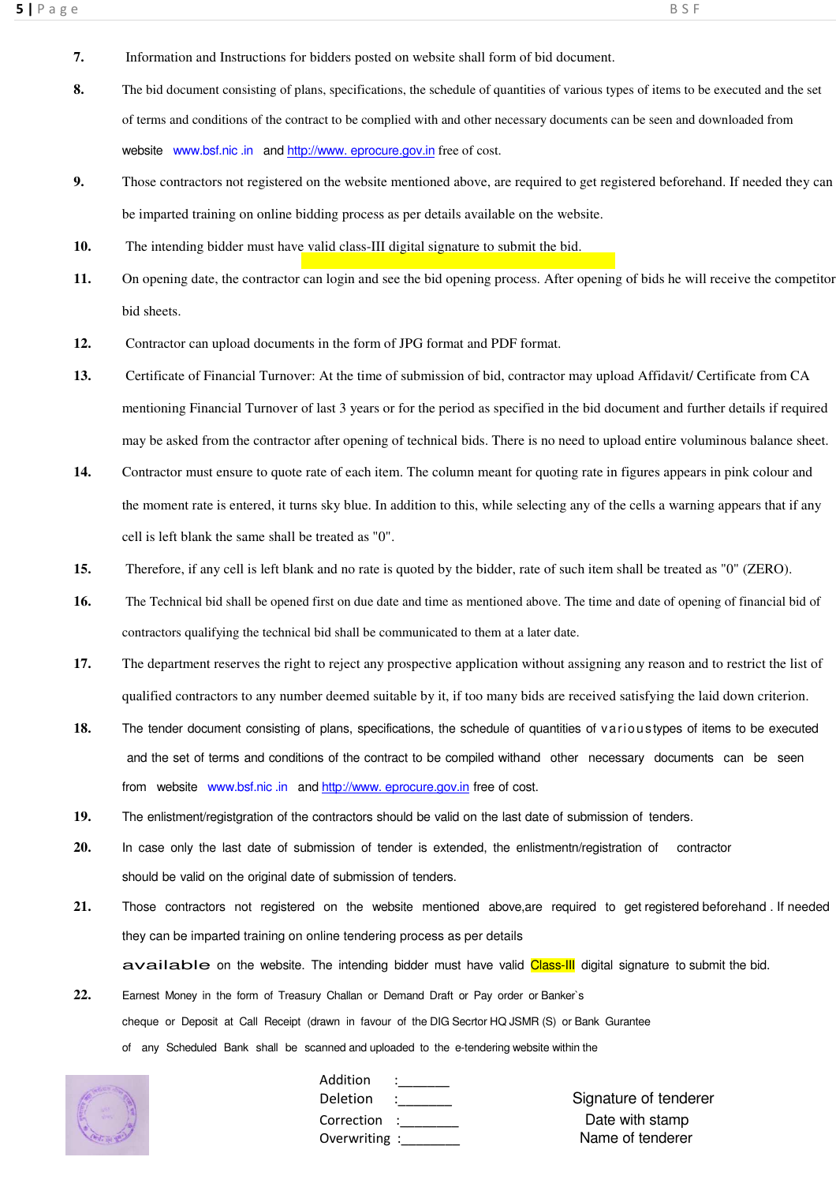7. Information and Instructions for bidders posted on website shall form of bid document.

8. The bid document consisting of plans, specifications, the schedule of quantities of various types of items to be executed and the set of terms and conditions of the contract to be complied with and other necessary documents can be seen and downloaded from website www.bsf.nic .in and http://www. eprocure.gov.in free of cost.

9. Those contractors not registered on the website mentioned above, are required to get registered beforehand. If needed they can be imparted training on online bidding process as per details available on the website.

10. The intending bidder must have valid class-III digital signature to submit the bid.

11. On opening date, the contractor can login and see the bid opening process. After opening of bids he will receive the competitor bid sheets.

12. Contractor can upload documents in the form of JPG format and PDF format.

13. Certificate of Financial Turnover: At the time of submission of bid, contractor may upload Affidavit/ Certificate from CA mentioning Financial Turnover of last 3 years or for the period as specified in the bid document and further details if required may be asked from the contractor after opening of technical bids. There is no need to upload entire voluminous balance sheet.

14. Contractor must ensure to quote rate of each item. The column meant for quoting rate in figures appears in pink colour and the moment rate is entered, it turns sky blue. In addition to this, while selecting any of the cells a warning appears that if any cell is left blank the same shall be treated as "0".

15. Therefore, if any cell is left blank and no rate is quoted by the bidder, rate of such item shall be treated as "0" (ZERO).

16. The Technical bid shall be opened first on due date and time as mentioned above. The time and date of opening of financial bid of contractors qualifying the technical bid shall be communicated to them at a later date.

17. The department reserves the right to reject any prospective application without assigning any reason and to restrict the list of qualified contractors to any number deemed suitable by it, if too many bids are received satisfying the laid down criterion.

18. The tender document consisting of plans, specifications, the schedule of quantities of varioustypes of items to be executed and the set of terms and conditions of the contract to be compiled withand other necessary documents can be seen from website www.bsf.nic .in and http://www. eprocure.gov.in free of cost.

19. The enlistment/regisgtration of the contractors should be valid on the last date of submission of tenders.

20. In case only the last date of submission of tender is extended, the enlistmentn/registration of contractor should be valid on the original date of submission of tenders.

21. Those contractors not registered on the website mentioned above,are required to get registered beforehand . If needed they can be imparted training on online tendering process as per details available on the website. The intending bidder must have valid Class-III digital signature to submit the bid.

22. Earnest Money in the form of Treasury Challan or Demand Draft or Pay order or Banker`s cheque or Deposit at Call Receipt (drawn in favour of the DIG Secrtor HQ JSMR (S) or Bank Gurantee of any Scheduled Bank shall be scanned and uploaded to the e-tendering website within the

Addition :_______
Deletion :_______
Correction :________
Overwriting :________

Signature of tenderer
Date with stamp
Name of tenderer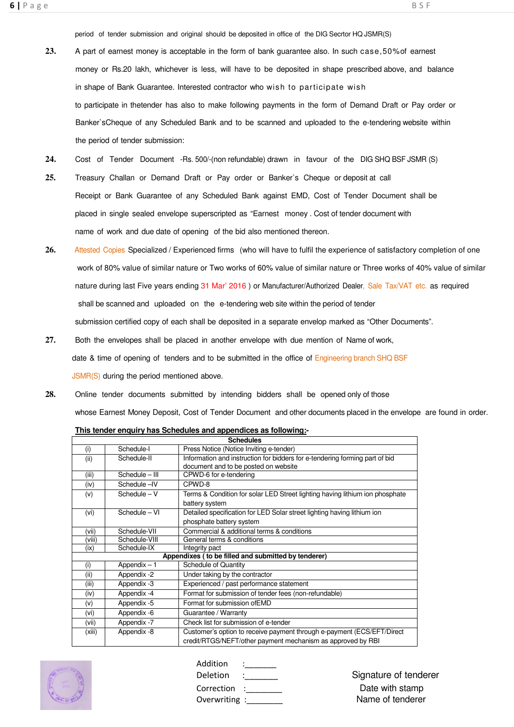period of tender submission and original should be deposited in office of the DIG Secrtor HQ JSMR(S)

**23.** A part of earnest money is acceptable in the form of bank guarantee also. In such case,50%of earnest money or Rs.20 lakh, whichever is less, will have to be deposited in shape prescribed above, and balance in shape of Bank Guarantee. Interested contractor who wish to participate wish to participate in thetender has also to make following payments in the form of Demand Draft or Pay order or Banker`sCheque of any Scheduled Bank and to be scanned and uploaded to the e-tendering website within the period of tender submission:

**24.** Cost of Tender Document -Rs. 500/-(non refundable) drawn in favour of the DIG SHQ BSF JSMR (S)

**25.** Treasury Challan or Demand Draft or Pay order or Banker`s Cheque or deposit at call Receipt or Bank Guarantee of any Scheduled Bank against EMD, Cost of Tender Document shall be placed in single sealed envelope superscripted as "Earnest money . Cost of tender document with name of work and due date of opening of the bid also mentioned thereon.

**26.** Attested Copies Specialized / Experienced firms (who will have to fulfil the experience of satisfactory completion of one work of 80% value of similar nature or Two works of 60% value of similar nature or Three works of 40% value of similar nature during last Five years ending 31 Mar' 2016 ) or Manufacturer/Authorized Dealer, Sale Tax/VAT etc. as required shall be scanned and uploaded on the e-tendering web site within the period of tender submission certified copy of each shall be deposited in a separate envelop marked as "Other Documents".

**27.** Both the envelopes shall be placed in another envelope with due mention of Name of work, date & time of opening of tenders and to be submitted in the office of Engineering branch SHQ BSF JSMR(S) during the period mentioned above.

**28.** Online tender documents submitted by intending bidders shall be opened only of those whose Earnest Money Deposit, Cost of Tender Document and other documents placed in the envelope are found in order.

**<u>This tender enquiry has Schedules and appendices as following:-</u>**

| **Schedules** | | |
|---|---|---|
| (i) | Schedule-I | Press Notice (Notice Inviting e-tender) |
| (ii) | Schedule-II | Information and instruction for bidders for e-tendering forming part of bid document and to be posted on website |
| (iii) | Schedule – III | CPWD-6 for e-tendering |
| (iv) | Schedule –IV | CPWD-8 |
| (v) | Schedule – V | Terms & Condition for solar LED Street lighting having lithium ion phosphate battery system |
| (vi) | Schedule – VI | Detailed specification for LED Solar street lighting having lithium ion phosphate battery system |
| (vii) | Schedule-VII | Commercial & additional terms & conditions |
| (viii) | Schedule-VIII | General terms & conditions |
| (ix) | Schedule-IX | Integrity pact |
| **Appendixes ( to be filled and submitted by tenderer)** | | |
| (i) | Appendix – 1 | Schedule of Quantity |
| (ii) | Appendix -2 | Under taking by the contractor |
| (iii) | Appendix -3 | Experienced / past performance statement |
| (iv) | Appendix -4 | Format for submission of tender fees (non-refundable) |
| (v) | Appendix -5 | Format for submission ofEMD |
| (vi) | Appendix -6 | Guarantee / Warranty |
| (vii) | Appendix -7 | Check list for submission of e-tender |
| (xiii) | Appendix -8 | Customer's option to receive payment through e-payment (ECS/EFT/Direct credit/RTGS/NEFT/other payment mechanism as approved by RBI |

Addition :_______
Deletion :_______
Correction :________
Overwriting :________

Signature of tenderer
Date with stamp
Name of tenderer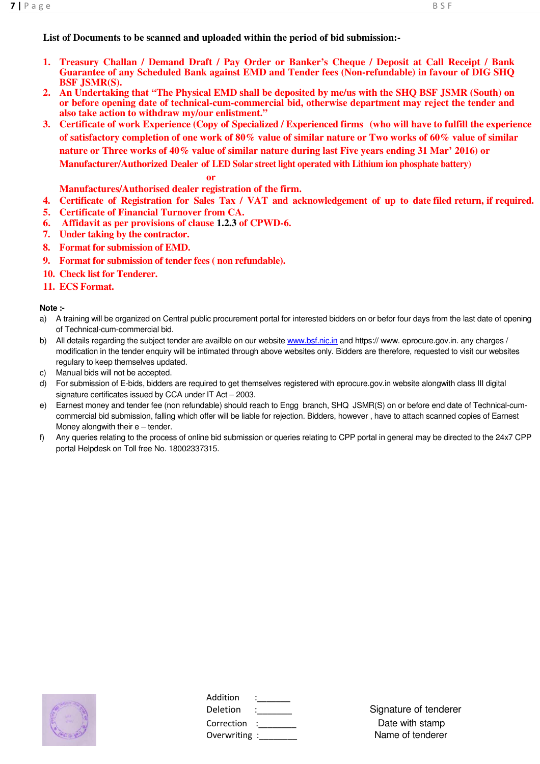**List of Documents to be scanned and uploaded within the period of bid submission:-**

1. **Treasury Challan / Demand Draft / Pay Order or Banker's Cheque / Deposit at Call Receipt / Bank Guarantee of any Scheduled Bank against EMD and Tender fees (Non-refundable) in favour of DIG SHQ BSF JSMR(S).**
2. **An Undertaking that "The Physical EMD shall be deposited by me/us with the SHQ BSF JSMR (South) on or before opening date of technical-cum-commercial bid, otherwise department may reject the tender and also take action to withdraw my/our enlistment."**
3. **Certificate of work Experience (Copy of Specialized / Experienced firms (who will have to fulfill the experience of satisfactory completion of one work of 80% value of similar nature or Two works of 60% value of similar nature or Three works of 40% value of similar nature during last Five years ending 31 Mar' 2016) or Manufacturer/Authorized Dealer of LED Solar street light operated with Lithium ion phosphate battery)**

   **or**

   **Manufactures/Authorised dealer registration of the firm.**
4. **Certificate of Registration for Sales Tax / VAT and acknowledgement of up to date filed return, if required.**
5. **Certificate of Financial Turnover from CA.**
6. **Affidavit as per provisions of clause 1.2.3 of CPWD-6.**
7. **Under taking by the contractor.**
8. **Format for submission of EMD.**
9. **Format for submission of tender fees ( non refundable).**
10. **Check list for Tenderer.**
11. **ECS Format.**

**Note :-**

a) A training will be organized on Central public procurement portal for interested bidders on or befor four days from the last date of opening of Technical-cum-commercial bid.

b) All details regarding the subject tender are availble on our website www.bsf.nic.in and https:// www. eprocure.gov.in. any charges / modification in the tender enquiry will be intimated through above websites only. Bidders are therefore, requested to visit our websites regulary to keep themselves updated.

c) Manual bids will not be accepted.

d) For submission of E-bids, bidders are required to get themselves registered with eprocure.gov.in website alongwith class III digital signature certificates issued by CCA under IT Act – 2003.

e) Earnest money and tender fee (non refundable) should reach to Engg branch, SHQ JSMR(S) on or before end date of Technical-cum-commercial bid submission, falling which offer will be liable for rejection. Bidders, however , have to attach scanned copies of Earnest Money alongwith their e – tender.

f) Any queries relating to the process of online bid submission or queries relating to CPP portal in general may be directed to the 24x7 CPP portal Helpdesk on Toll free No. 18002337315.

Addition :_______
Deletion :_______
Correction :________
Overwriting :________

Signature of tenderer
Date with stamp
Name of tenderer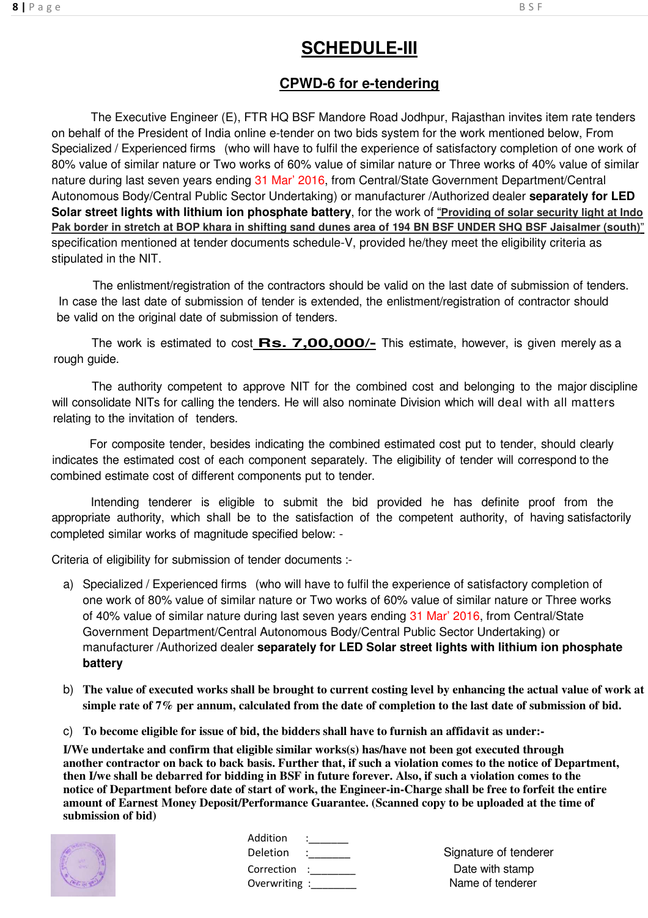# SCHEDULE-III

## CPWD-6 for e-tendering

The Executive Engineer (E), FTR HQ BSF Mandore Road Jodhpur, Rajasthan invites item rate tenders on behalf of the President of India online e-tender on two bids system for the work mentioned below, From Specialized / Experienced firms (who will have to fulfil the experience of satisfactory completion of one work of 80% value of similar nature or Two works of 60% value of similar nature or Three works of 40% value of similar nature during last seven years ending 31 Mar' 2016, from Central/State Government Department/Central Autonomous Body/Central Public Sector Undertaking) or manufacturer /Authorized dealer **separately for LED Solar street lights with lithium ion phosphate battery**, for the work of **"Providing of solar security light at Indo Pak border in stretch at BOP khara in shifting sand dunes area of 194 BN BSF UNDER SHQ BSF Jaisalmer (south)"** specification mentioned at tender documents schedule-V, provided he/they meet the eligibility criteria as stipulated in the NIT.

The enlistment/registration of the contractors should be valid on the last date of submission of tenders. In case the last date of submission of tender is extended, the enlistment/registration of contractor should be valid on the original date of submission of tenders.

The work is estimated to cost **Rs. 7,00,000/-** This estimate, however, is given merely as a rough guide.

The authority competent to approve NIT for the combined cost and belonging to the major discipline will consolidate NITs for calling the tenders. He will also nominate Division which will deal with all matters relating to the invitation of tenders.

For composite tender, besides indicating the combined estimated cost put to tender, should clearly indicates the estimated cost of each component separately. The eligibility of tender will correspond to the combined estimate cost of different components put to tender.

Intending tenderer is eligible to submit the bid provided he has definite proof from the appropriate authority, which shall be to the satisfaction of the competent authority, of having satisfactorily completed similar works of magnitude specified below: -

Criteria of eligibility for submission of tender documents :-

a) Specialized / Experienced firms (who will have to fulfil the experience of satisfactory completion of one work of 80% value of similar nature or Two works of 60% value of similar nature or Three works of 40% value of similar nature during last seven years ending 31 Mar' 2016, from Central/State Government Department/Central Autonomous Body/Central Public Sector Undertaking) or manufacturer /Authorized dealer **separately for LED Solar street lights with lithium ion phosphate battery**

b) **The value of executed works shall be brought to current costing level by enhancing the actual value of work at simple rate of 7% per annum, calculated from the date of completion to the last date of submission of bid.**

c) **To become eligible for issue of bid, the bidders shall have to furnish an affidavit as under:-**

**I/We undertake and confirm that eligible similar works(s) has/have not been got executed through another contractor on back to back basis. Further that, if such a violation comes to the notice of Department, then I/we shall be debarred for bidding in BSF in future forever. Also, if such a violation comes to the notice of Department before date of start of work, the Engineer-in-Charge shall be free to forfeit the entire amount of Earnest Money Deposit/Performance Guarantee. (Scanned copy to be uploaded at the time of submission of bid)**

Addition :_______
Deletion :_______
Correction :________
Overwriting :________

Signature of tenderer
Date with stamp
Name of tenderer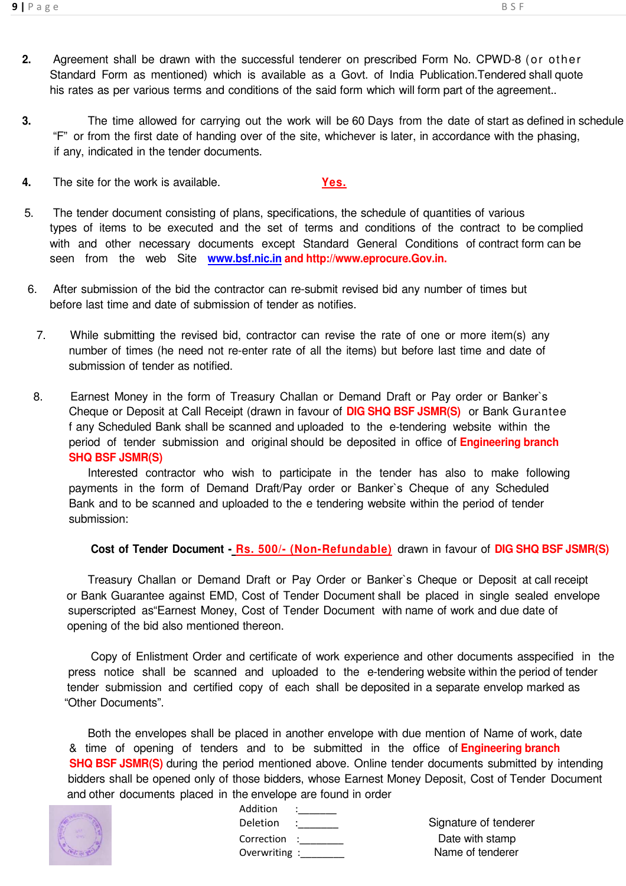2. Agreement shall be drawn with the successful tenderer on prescribed Form No. CPWD-8 (or other Standard Form as mentioned) which is available as a Govt. of India Publication.Tendered shall quote his rates as per various terms and conditions of the said form which will form part of the agreement..

3. The time allowed for carrying out the work will be 60 Days from the date of start as defined in schedule "F" or from the first date of handing over of the site, whichever is later, in accordance with the phasing, if any, indicated in the tender documents.

4. The site for the work is available. **Yes.**

5. The tender document consisting of plans, specifications, the schedule of quantities of various types of items to be executed and the set of terms and conditions of the contract to be complied with and other necessary documents except Standard General Conditions of contract form can be seen from the web Site **www.bsf.nic.in and http://www.eprocure.Gov.in.**

6. After submission of the bid the contractor can re-submit revised bid any number of times but before last time and date of submission of tender as notifies.

7. While submitting the revised bid, contractor can revise the rate of one or more item(s) any number of times (he need not re-enter rate of all the items) but before last time and date of submission of tender as notified.

8. Earnest Money in the form of Treasury Challan or Demand Draft or Pay order or Banker`s Cheque or Deposit at Call Receipt (drawn in favour of **DIG SHQ BSF JSMR(S)** or Bank Gurantee f any Scheduled Bank shall be scanned and uploaded to the e-tendering website within the period of tender submission and original should be deposited in office of **Engineering branch SHQ BSF JSMR(S)**

   Interested contractor who wish to participate in the tender has also to make following payments in the form of Demand Draft/Pay order or Banker`s Cheque of any Scheduled Bank and to be scanned and uploaded to the e tendering website within the period of tender submission:

   **Cost of Tender Document - Rs. 500/- (Non-Refundable)** drawn in favour of **DIG SHQ BSF JSMR(S)**

   Treasury Challan or Demand Draft or Pay Order or Banker`s Cheque or Deposit at call receipt or Bank Guarantee against EMD, Cost of Tender Document shall be placed in single sealed envelope superscripted as"Earnest Money, Cost of Tender Document with name of work and due date of opening of the bid also mentioned thereon.

   Copy of Enlistment Order and certificate of work experience and other documents asspecified in the press notice shall be scanned and uploaded to the e-tendering website within the period of tender tender submission and certified copy of each shall be deposited in a separate envelop marked as "Other Documents".

   Both the envelopes shall be placed in another envelope with due mention of Name of work, date & time of opening of tenders and to be submitted in the office of **Engineering branch SHQ BSF JSMR(S)** during the period mentioned above. Online tender documents submitted by intending bidders shall be opened only of those bidders, whose Earnest Money Deposit, Cost of Tender Document and other documents placed in the envelope are found in order

Addition :_______
Deletion :_______
Correction :_______
Overwriting :_______

Signature of tenderer
Date with stamp
Name of tenderer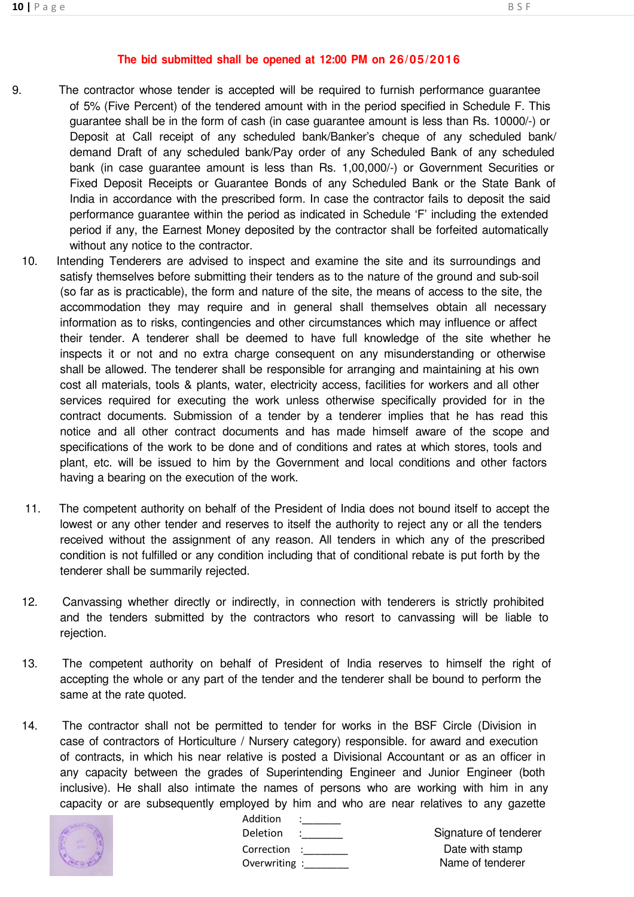**The bid submitted shall be opened at 12:00 PM on 26/05/2016**

9. The contractor whose tender is accepted will be required to furnish performance guarantee of 5% (Five Percent) of the tendered amount with in the period specified in Schedule F. This guarantee shall be in the form of cash (in case guarantee amount is less than Rs. 10000/-) or Deposit at Call receipt of any scheduled bank/Banker's cheque of any scheduled bank/ demand Draft of any scheduled bank/Pay order of any Scheduled Bank of any scheduled bank (in case guarantee amount is less than Rs. 1,00,000/-) or Government Securities or Fixed Deposit Receipts or Guarantee Bonds of any Scheduled Bank or the State Bank of India in accordance with the prescribed form. In case the contractor fails to deposit the said performance guarantee within the period as indicated in Schedule 'F' including the extended period if any, the Earnest Money deposited by the contractor shall be forfeited automatically without any notice to the contractor.

10. Intending Tenderers are advised to inspect and examine the site and its surroundings and satisfy themselves before submitting their tenders as to the nature of the ground and sub-soil (so far as is practicable), the form and nature of the site, the means of access to the site, the accommodation they may require and in general shall themselves obtain all necessary information as to risks, contingencies and other circumstances which may influence or affect their tender. A tenderer shall be deemed to have full knowledge of the site whether he inspects it or not and no extra charge consequent on any misunderstanding or otherwise shall be allowed. The tenderer shall be responsible for arranging and maintaining at his own cost all materials, tools & plants, water, electricity access, facilities for workers and all other services required for executing the work unless otherwise specifically provided for in the contract documents. Submission of a tender by a tenderer implies that he has read this notice and all other contract documents and has made himself aware of the scope and specifications of the work to be done and of conditions and rates at which stores, tools and plant, etc. will be issued to him by the Government and local conditions and other factors having a bearing on the execution of the work.

11. The competent authority on behalf of the President of India does not bound itself to accept the lowest or any other tender and reserves to itself the authority to reject any or all the tenders received without the assignment of any reason. All tenders in which any of the prescribed condition is not fulfilled or any condition including that of conditional rebate is put forth by the tenderer shall be summarily rejected.

12. Canvassing whether directly or indirectly, in connection with tenderers is strictly prohibited and the tenders submitted by the contractors who resort to canvassing will be liable to rejection.

13. The competent authority on behalf of President of India reserves to himself the right of accepting the whole or any part of the tender and the tenderer shall be bound to perform the same at the rate quoted.

14. The contractor shall not be permitted to tender for works in the BSF Circle (Division in case of contractors of Horticulture / Nursery category) responsible. for award and execution of contracts, in which his near relative is posted a Divisional Accountant or as an officer in any capacity between the grades of Superintending Engineer and Junior Engineer (both inclusive). He shall also intimate the names of persons who are working with him in any capacity or are subsequently employed by him and who are near relatives to any gazette

Addition :\_\_\_\_\_\_\_
Deletion :\_\_\_\_\_\_\_
Correction :\_\_\_\_\_\_\_
Overwriting :\_\_\_\_\_\_\_

Signature of tenderer
Date with stamp
Name of tenderer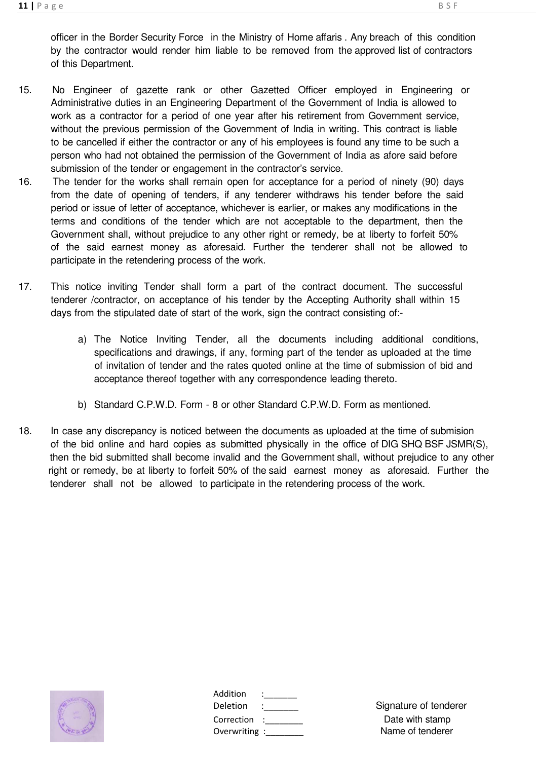officer in the Border Security Force in the Ministry of Home affaris . Any breach of this condition by the contractor would render him liable to be removed from the approved list of contractors of this Department.

15. No Engineer of gazette rank or other Gazetted Officer employed in Engineering or Administrative duties in an Engineering Department of the Government of India is allowed to work as a contractor for a period of one year after his retirement from Government service, without the previous permission of the Government of India in writing. This contract is liable to be cancelled if either the contractor or any of his employees is found any time to be such a person who had not obtained the permission of the Government of India as afore said before submission of the tender or engagement in the contractor's service.

16. The tender for the works shall remain open for acceptance for a period of ninety (90) days from the date of opening of tenders, if any tenderer withdraws his tender before the said period or issue of letter of acceptance, whichever is earlier, or makes any modifications in the terms and conditions of the tender which are not acceptable to the department, then the Government shall, without prejudice to any other right or remedy, be at liberty to forfeit 50% of the said earnest money as aforesaid. Further the tenderer shall not be allowed to participate in the retendering process of the work.

17. This notice inviting Tender shall form a part of the contract document. The successful tenderer /contractor, on acceptance of his tender by the Accepting Authority shall within 15 days from the stipulated date of start of the work, sign the contract consisting of:-

    a) The Notice Inviting Tender, all the documents including additional conditions, specifications and drawings, if any, forming part of the tender as uploaded at the time of invitation of tender and the rates quoted online at the time of submission of bid and acceptance thereof together with any correspondence leading thereto.

    b) Standard C.P.W.D. Form - 8 or other Standard C.P.W.D. Form as mentioned.

18. In case any discrepancy is noticed between the documents as uploaded at the time of submision of the bid online and hard copies as submitted physically in the office of DIG SHQ BSF JSMR(S), then the bid submitted shall become invalid and the Government shall, without prejudice to any other right or remedy, be at liberty to forfeit 50% of the said earnest money as aforesaid. Further the tenderer shall not be allowed to participate in the retendering process of the work.

Addition :_______
Deletion :_______
Correction :_______
Overwriting :_______

Signature of tenderer
Date with stamp
Name of tenderer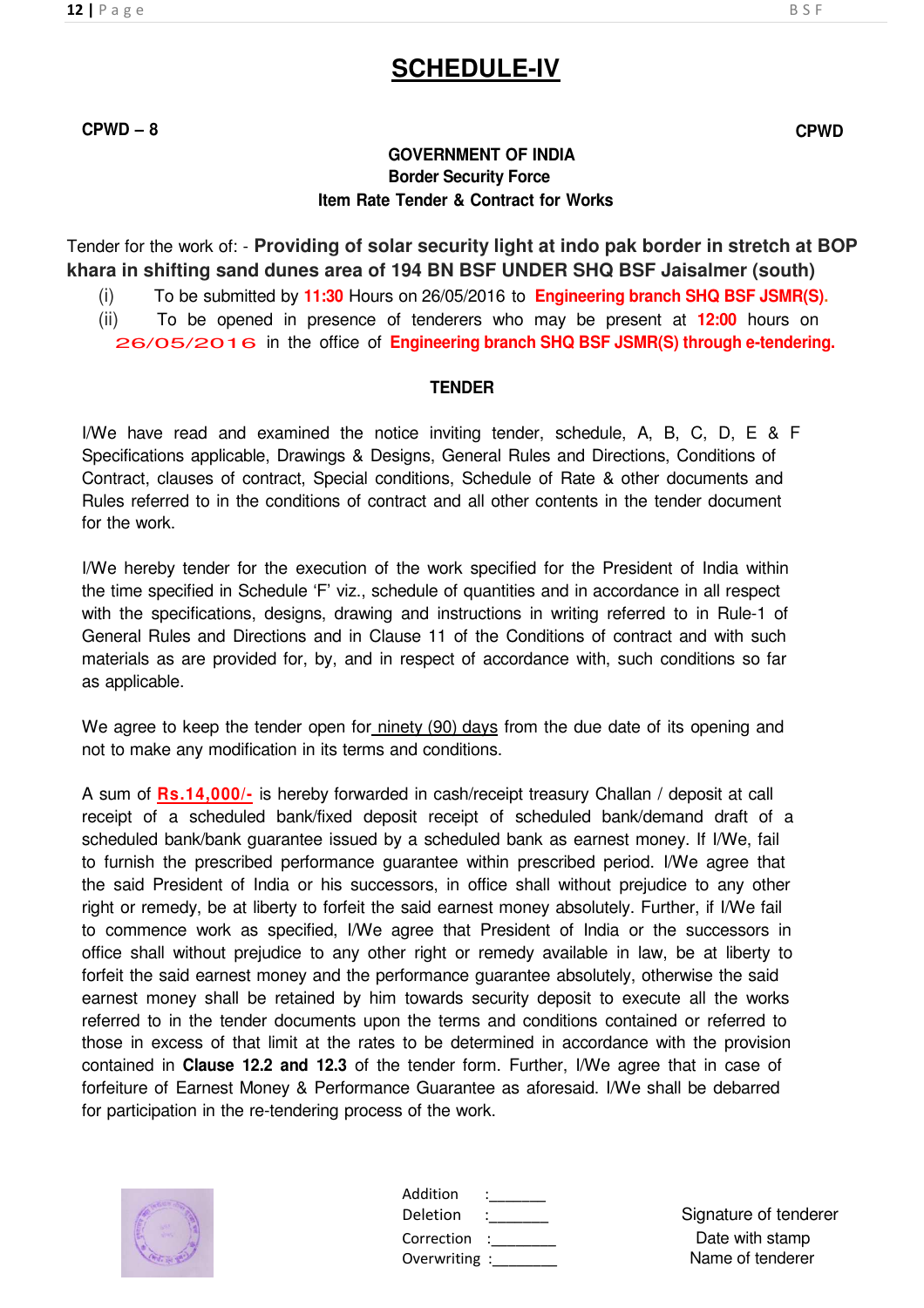# SCHEDULE-IV

**CPWD – 8** **CPWD**

**GOVERNMENT OF INDIA**
**Border Security Force**
**Item Rate Tender & Contract for Works**

Tender for the work of: - **Providing of solar security light at indo pak border in stretch at BOP khara in shifting sand dunes area of 194 BN BSF UNDER SHQ BSF Jaisalmer (south)**

(i) To be submitted by **11:30** Hours on 26/05/2016 to **Engineering branch SHQ BSF JSMR(S).**

(ii) To be opened in presence of tenderers who may be present at **12:00** hours on 26/05/2016 in the office of **Engineering branch SHQ BSF JSMR(S) through e-tendering.**

**TENDER**

I/We have read and examined the notice inviting tender, schedule, A, B, C, D, E & F Specifications applicable, Drawings & Designs, General Rules and Directions, Conditions of Contract, clauses of contract, Special conditions, Schedule of Rate & other documents and Rules referred to in the conditions of contract and all other contents in the tender document for the work.

I/We hereby tender for the execution of the work specified for the President of India within the time specified in Schedule 'F' viz., schedule of quantities and in accordance in all respect with the specifications, designs, drawing and instructions in writing referred to in Rule-1 of General Rules and Directions and in Clause 11 of the Conditions of contract and with such materials as are provided for, by, and in respect of accordance with, such conditions so far as applicable.

We agree to keep the tender open for ninety (90) days from the due date of its opening and not to make any modification in its terms and conditions.

A sum of **Rs.14,000/-** is hereby forwarded in cash/receipt treasury Challan / deposit at call receipt of a scheduled bank/fixed deposit receipt of scheduled bank/demand draft of a scheduled bank/bank guarantee issued by a scheduled bank as earnest money. If I/We, fail to furnish the prescribed performance guarantee within prescribed period. I/We agree that the said President of India or his successors, in office shall without prejudice to any other right or remedy, be at liberty to forfeit the said earnest money absolutely. Further, if I/We fail to commence work as specified, I/We agree that President of India or the successors in office shall without prejudice to any other right or remedy available in law, be at liberty to forfeit the said earnest money and the performance guarantee absolutely, otherwise the said earnest money shall be retained by him towards security deposit to execute all the works referred to in the tender documents upon the terms and conditions contained or referred to those in excess of that limit at the rates to be determined in accordance with the provision contained in **Clause 12.2 and 12.3** of the tender form. Further, I/We agree that in case of forfeiture of Earnest Money & Performance Guarantee as aforesaid. I/We shall be debarred for participation in the re-tendering process of the work.

Addition :_______
Deletion :_______
Correction :_______
Overwriting :_______

Signature of tenderer
Date with stamp
Name of tenderer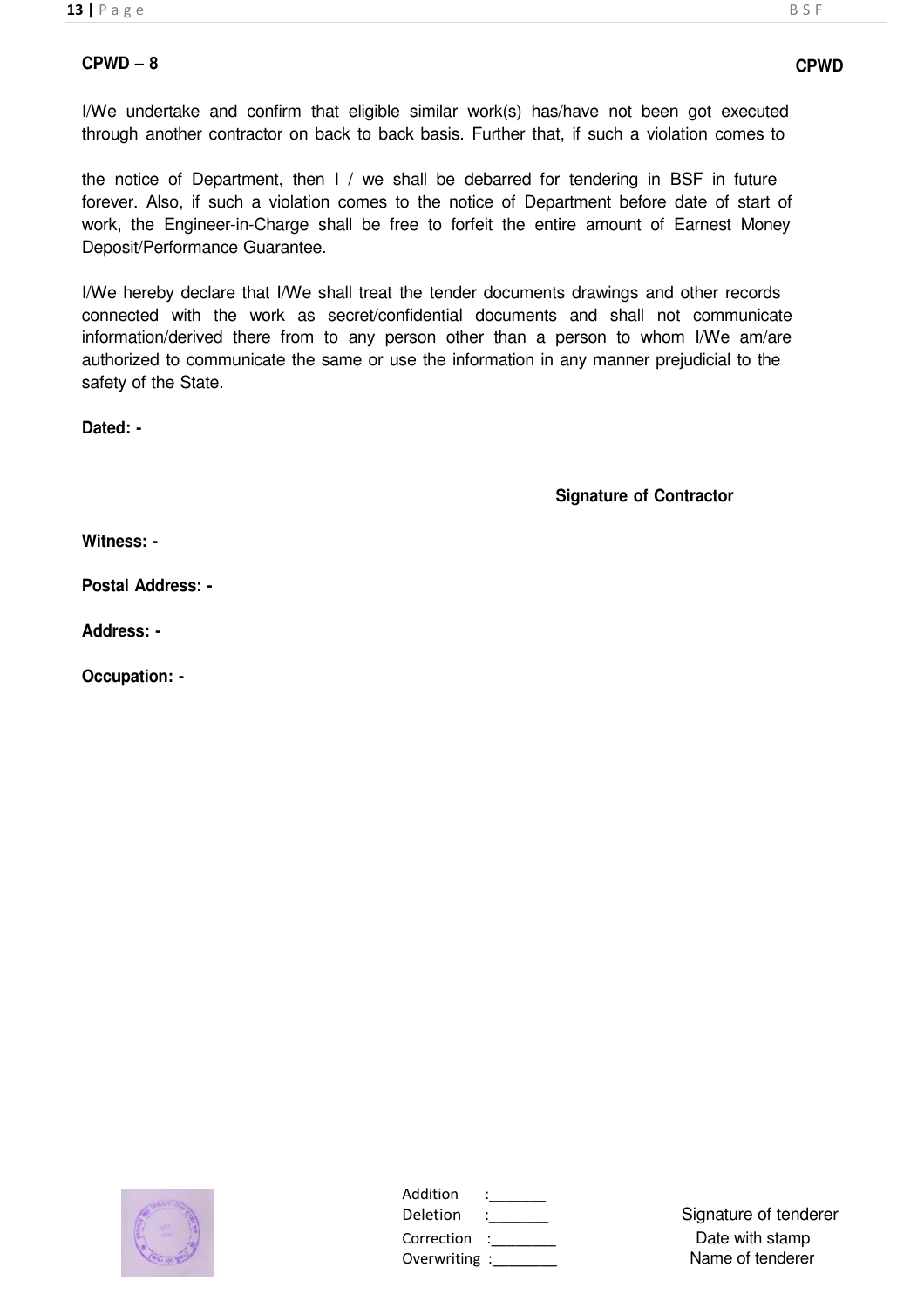**CPWD – 8** **CPWD**

I/We undertake and confirm that eligible similar work(s) has/have not been got executed through another contractor on back to back basis. Further that, if such a violation comes to

the notice of Department, then I / we shall be debarred for tendering in BSF in future forever. Also, if such a violation comes to the notice of Department before date of start of work, the Engineer-in-Charge shall be free to forfeit the entire amount of Earnest Money Deposit/Performance Guarantee.

I/We hereby declare that I/We shall treat the tender documents drawings and other records connected with the work as secret/confidential documents and shall not communicate information/derived there from to any person other than a person to whom I/We am/are authorized to communicate the same or use the information in any manner prejudicial to the safety of the State.

**Dated: -**

**Signature of Contractor**

**Witness: -**

**Postal Address: -**

**Address: -**

**Occupation: -**

Addition :_______
Deletion :_______
Correction :________
Overwriting :________

Signature of tenderer
Date with stamp
Name of tenderer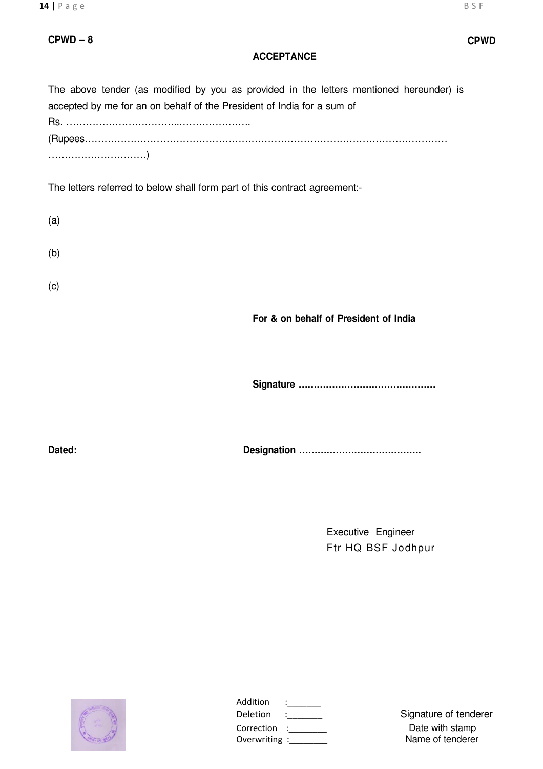**CPWD – 8** **CPWD**

**ACCEPTANCE**

The above tender (as modified by you as provided in the letters mentioned hereunder) is accepted by me for an on behalf of the President of India for a sum of Rs. ……………………………...………………….. (Rupees……………………………………………………………………………………………… …………………………)

The letters referred to below shall form part of this contract agreement:-

(a)

(b)

(c)

**For & on behalf of President of India**

**Signature ………………………………………**

**Dated:** **Designation ………………………………….**

Executive Engineer
Ftr HQ BSF Jodhpur

Addition :_______
Deletion :_______
Correction :________
Overwriting :________

Signature of tenderer
Date with stamp
Name of tenderer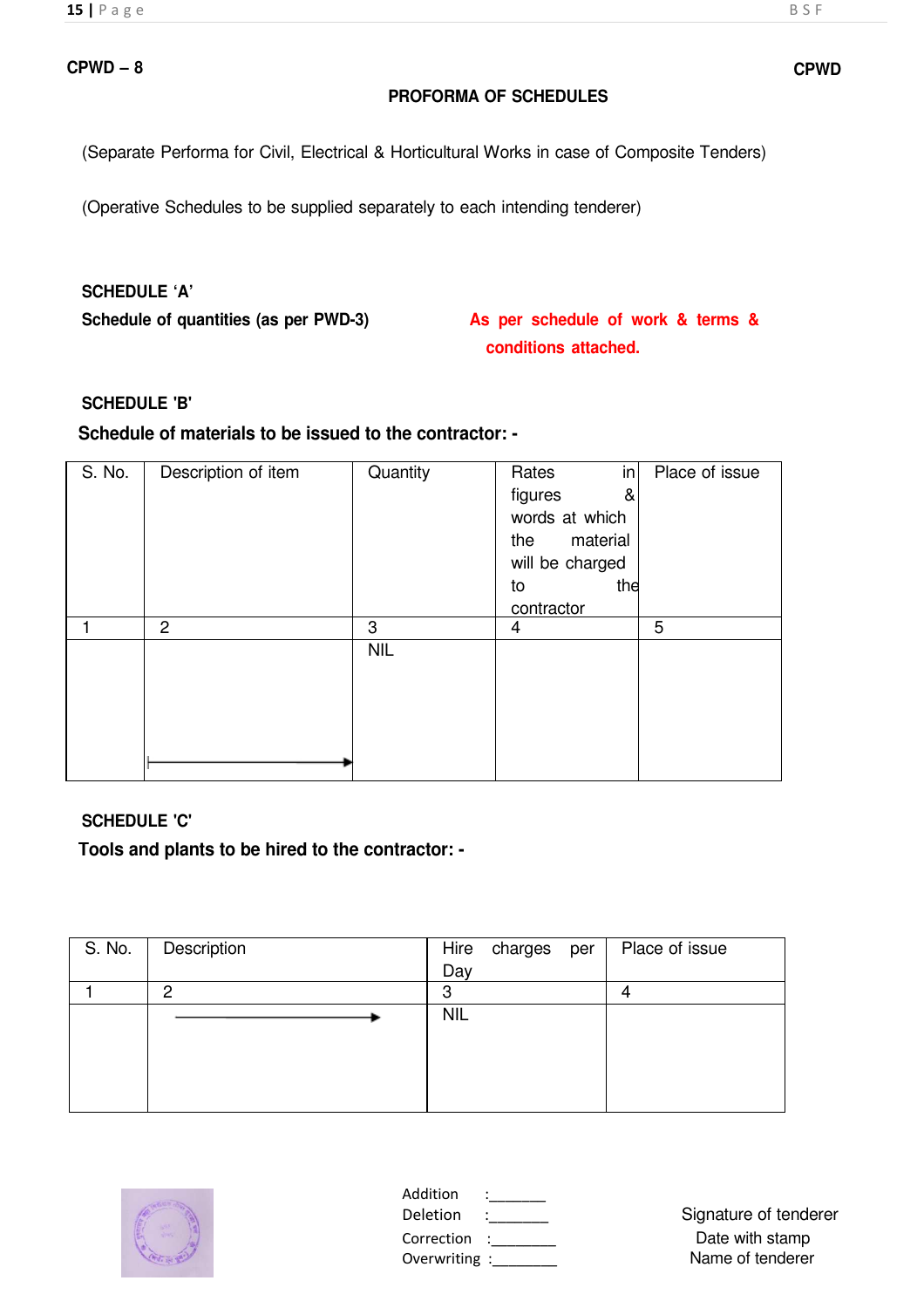**CPWD – 8** **CPWD**

## PROFORMA OF SCHEDULES

(Separate Performa for Civil, Electrical & Horticultural Works in case of Composite Tenders)

(Operative Schedules to be supplied separately to each intending tenderer)

**SCHEDULE 'A'**

**Schedule of quantities (as per PWD-3)** **As per schedule of work & terms & conditions attached.**

**SCHEDULE 'B'**

**Schedule of materials to be issued to the contractor: -**

| S. No. | Description of item | Quantity | Rates in figures & words at which the material will be charged to the contractor | Place of issue |
|---|---|---|---|---|
| 1 | 2 | 3 | 4 | 5 |
| | → | NIL | | |

**SCHEDULE 'C'**

**Tools and plants to be hired to the contractor: -**

| S. No. | Description | Hire charges per Day | Place of issue |
|---|---|---|---|
| 1 | 2 | 3 | 4 |
| | → | NIL | |

Addition :_______
Deletion :_______
Correction :________
Overwriting :________

Signature of tenderer
Date with stamp
Name of tenderer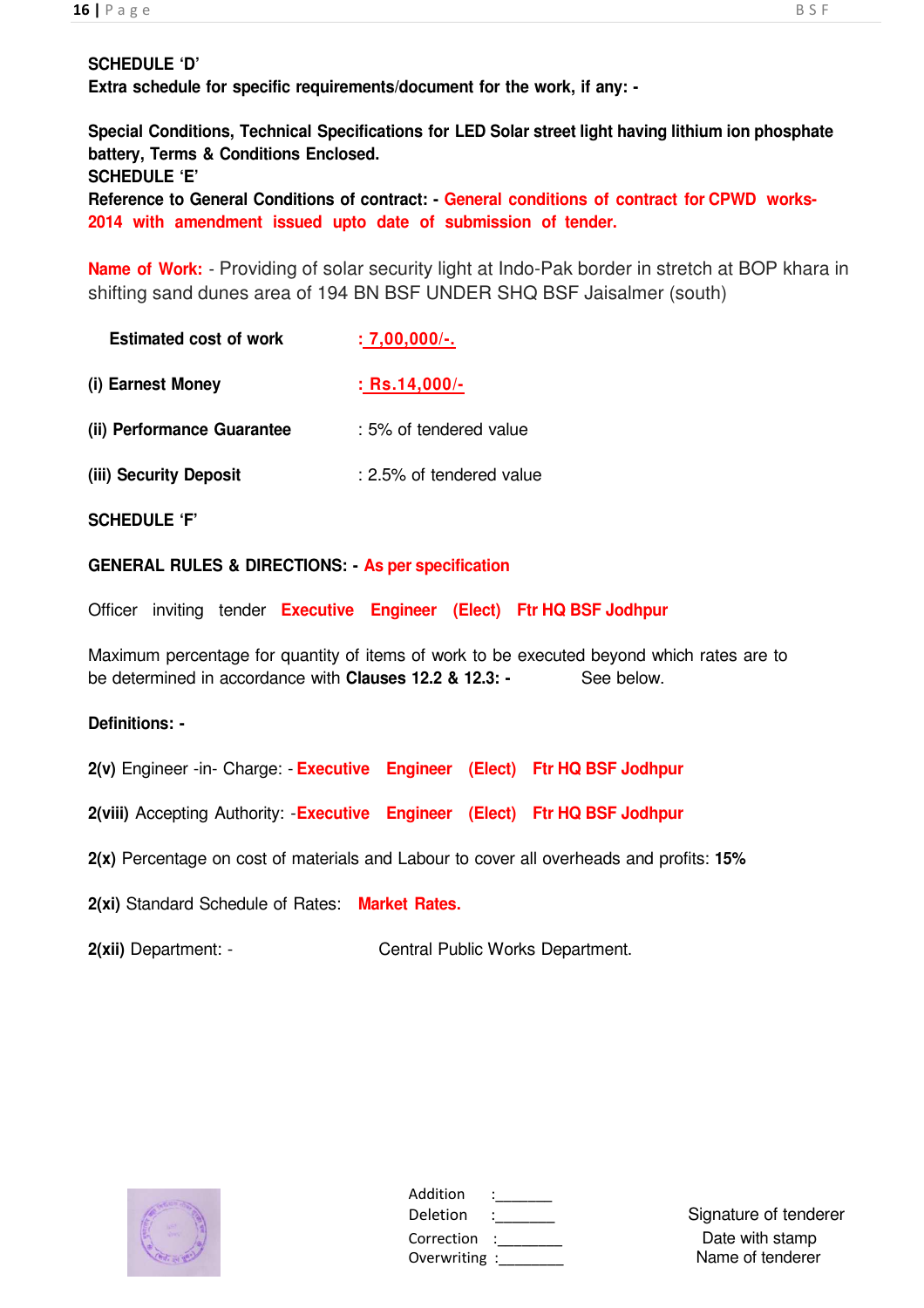**SCHEDULE 'D'**

**Extra schedule for specific requirements/document for the work, if any: -**

**Special Conditions, Technical Specifications for LED Solar street light having lithium ion phosphate battery, Terms & Conditions Enclosed.**

**SCHEDULE 'E'**

**Reference to General Conditions of contract: - General conditions of contract for CPWD works-2014 with amendment issued upto date of submission of tender.**

**Name of Work:** - Providing of solar security light at Indo-Pak border in stretch at BOP khara in shifting sand dunes area of 194 BN BSF UNDER SHQ BSF Jaisalmer (south)

| | |
|---|---|
| **Estimated cost of work** | **: 7,00,000/-.** |
| **(i) Earnest Money** | **: Rs.14,000/-** |
| **(ii) Performance Guarantee** | : 5% of tendered value |
| **(iii) Security Deposit** | : 2.5% of tendered value |

**SCHEDULE 'F'**

**GENERAL RULES & DIRECTIONS: - As per specification**

Officer inviting tender **Executive Engineer (Elect) Ftr HQ BSF Jodhpur**

Maximum percentage for quantity of items of work to be executed beyond which rates are to be determined in accordance with **Clauses 12.2 & 12.3: -** See below.

**Definitions: -**

**2(v)** Engineer -in- Charge: - **Executive Engineer (Elect) Ftr HQ BSF Jodhpur**

**2(viii)** Accepting Authority: -**Executive Engineer (Elect) Ftr HQ BSF Jodhpur**

**2(x)** Percentage on cost of materials and Labour to cover all overheads and profits: **15%**

**2(xi)** Standard Schedule of Rates: **Market Rates.**

**2(xii)** Department: - Central Public Works Department.

Addition :_______
Deletion :_______
Correction :_______
Overwriting :_______

Signature of tenderer
Date with stamp
Name of tenderer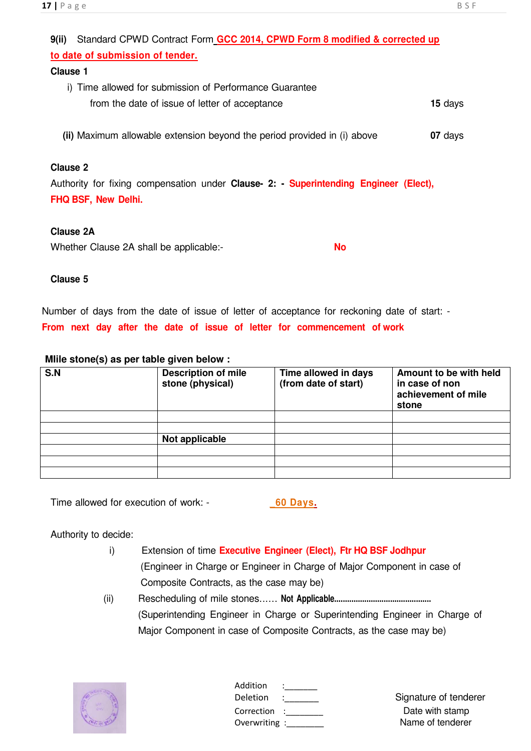**9(ii)** Standard CPWD Contract Form **GCC 2014, CPWD Form 8 modified & corrected up to date of submission of tender.**

**Clause 1**

i) Time allowed for submission of Performance Guarantee from the date of issue of letter of acceptance — **15** days

**(ii)** Maximum allowable extension beyond the period provided in (i) above — **07** days

**Clause 2**

Authority for fixing compensation under **Clause- 2: - Superintending Engineer (Elect), FHQ BSF, New Delhi.**

**Clause 2A**

Whether Clause 2A shall be applicable:- **No**

**Clause 5**

Number of days from the date of issue of letter of acceptance for reckoning date of start: - **From next day after the date of issue of letter for commencement of work**

**Mlile stone(s) as per table given below :**

| S.N | Description of mile stone (physical) | Time allowed in days (from date of start) | Amount to be with held in case of non achievement of mile stone |
|---|---|---|---|
| | | | |
| | | | |
| | **Not applicable** | | |
| | | | |
| | | | |
| | | | |

Time allowed for execution of work: - **60 Days.**

Authority to decide:

i) Extension of time **Executive Engineer (Elect), Ftr HQ BSF Jodhpur** (Engineer in Charge or Engineer in Charge of Major Component in case of Composite Contracts, as the case may be)

(ii) Rescheduling of mile stones…… **Not Applicable.........................................** (Superintending Engineer in Charge or Superintending Engineer in Charge of Major Component in case of Composite Contracts, as the case may be)

Addition :_______
Deletion :_______
Correction :________
Overwriting :________

Signature of tenderer
Date with stamp
Name of tenderer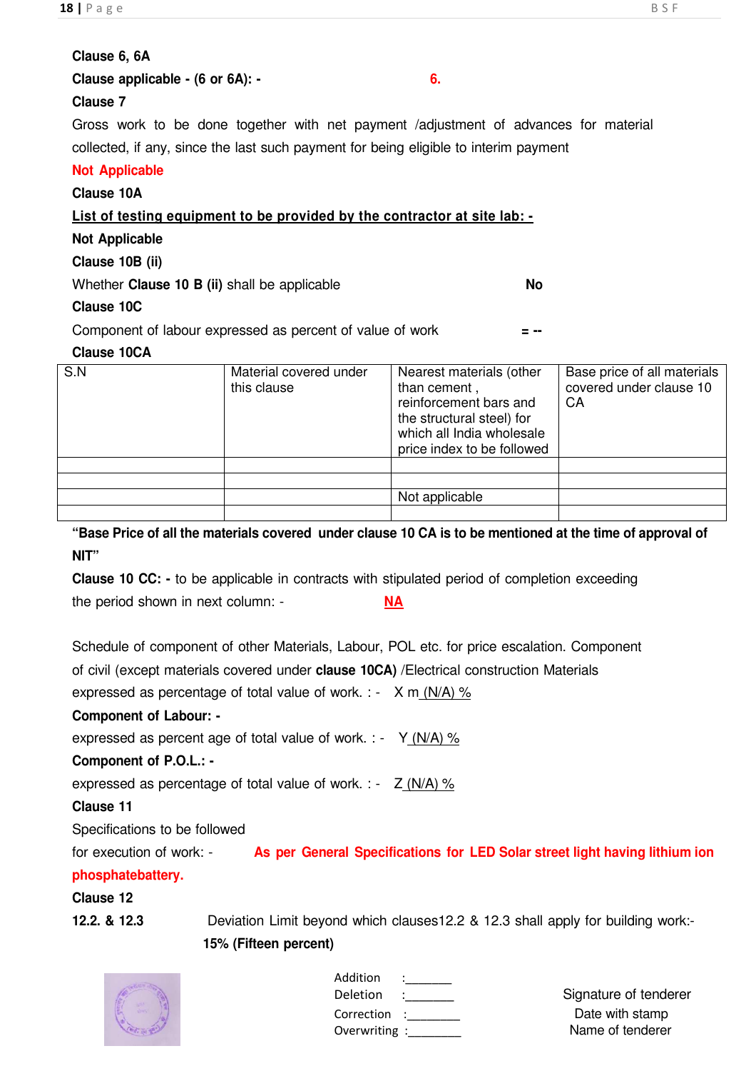**Clause 6, 6A**

**Clause applicable - (6 or 6A): -** **6.**

**Clause 7**

Gross work to be done together with net payment /adjustment of advances for material collected, if any, since the last such payment for being eligible to interim payment

**Not Applicable**

**Clause 10A**

**List of testing equipment to be provided by the contractor at site lab: -**

**Not Applicable**

**Clause 10B (ii)**

Whether **Clause 10 B (ii)** shall be applicable **No**

**Clause 10C**

Component of labour expressed as percent of value of work **= --**

**Clause 10CA**

| S.N | Material covered under this clause | Nearest materials (other than cement , reinforcement bars and the structural steel) for which all India wholesale price index to be followed | Base price of all materials covered under clause 10 CA |
|---|---|---|---|
| | | | |
| | | | |
| | | Not applicable | |
| | | | |

**"Base Price of all the materials covered under clause 10 CA is to be mentioned at the time of approval of NIT"**

**Clause 10 CC: -** to be applicable in contracts with stipulated period of completion exceeding the period shown in next column: - **NA**

Schedule of component of other Materials, Labour, POL etc. for price escalation. Component of civil (except materials covered under **clause 10CA)** /Electrical construction Materials expressed as percentage of total value of work. : - X m (N/A) %

**Component of Labour: -**

expressed as percent age of total value of work. : - Y (N/A) %

**Component of P.O.L.: -**

expressed as percentage of total value of work. : - Z (N/A) %

**Clause 11**

Specifications to be followed for execution of work: - **As per General Specifications for LED Solar street light having lithium ion phosphatebattery.**

**Clause 12**

**12.2. & 12.3** Deviation Limit beyond which clauses12.2 & 12.3 shall apply for building work:- **15% (Fifteen percent)**

Addition :_______
Deletion :_______
Correction :_______
Overwriting :_______

Signature of tenderer
Date with stamp
Name of tenderer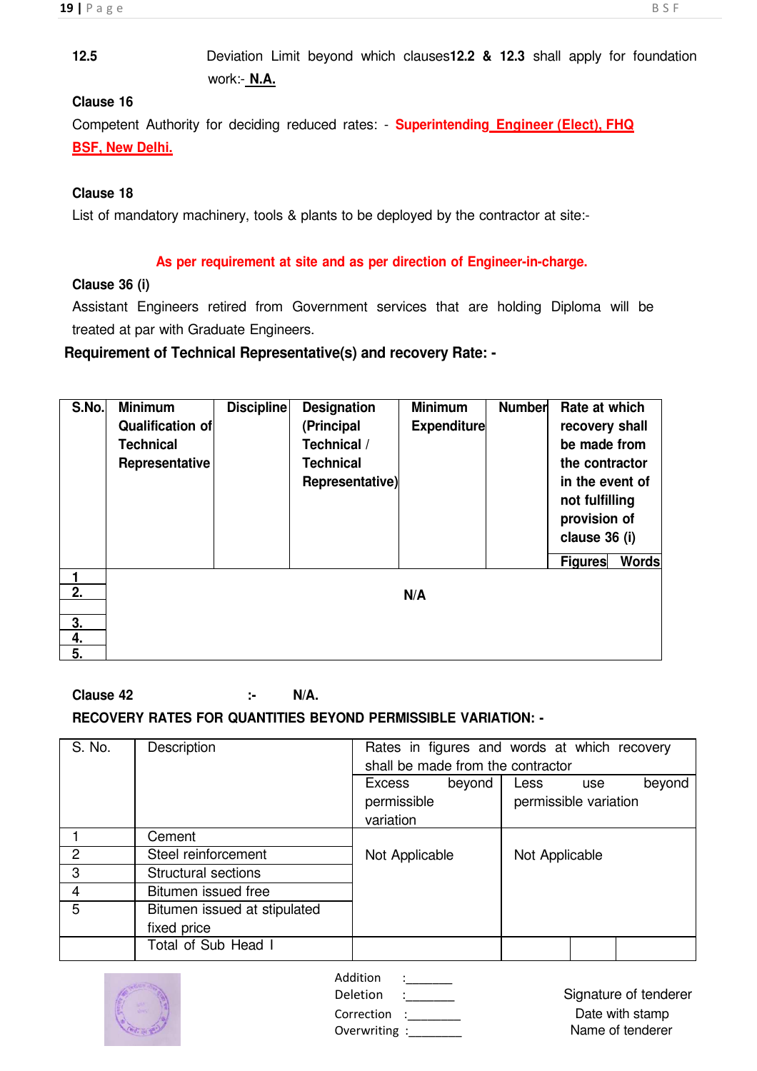12.5 Deviation Limit beyond which clauses **12.2** & **12.3** shall apply for foundation work:- **N.A.**

**Clause 16**

Competent Authority for deciding reduced rates: - **Superintending Engineer (Elect), FHQ BSF, New Delhi.**

**Clause 18**

List of mandatory machinery, tools & plants to be deployed by the contractor at site:-

**As per requirement at site and as per direction of Engineer-in-charge.**

**Clause 36 (i)**

Assistant Engineers retired from Government services that are holding Diploma will be treated at par with Graduate Engineers.

**Requirement of Technical Representative(s) and recovery Rate: -**

| S.No. | Minimum Qualification of Technical Representative | Discipline | Designation (Principal / Technical Representative) | Minimum Expenditure | Number | Rate at which recovery shall be made from the contractor in the event of not fulfilling provision of clause 36 (i) | |
|---|---|---|---|---|---|---|---|
| | | | | | | Figures | Words |
| 1 | N/A | | | | | | |
| 2. | | | | | | | |
| | | | | | | | |
| 3. | | | | | | | |
| 4. | | | | | | | |
| 5. | | | | | | | |

**Clause 42 :- N/A.**

**RECOVERY RATES FOR QUANTITIES BEYOND PERMISSIBLE VARIATION: -**

| S. No. | Description | Rates in figures and words at which recovery shall be made from the contractor | |
|---|---|---|---|
| | | Excess beyond permissible variation | Less use beyond permissible variation |
| 1 | Cement | Not Applicable | Not Applicable |
| 2 | Steel reinforcement | | |
| 3 | Structural sections | | |
| 4 | Bitumen issued free | | |
| 5 | Bitumen issued at stipulated fixed price | | |
| | Total of Sub Head I | | |

Addition :_______
Deletion :_______
Correction :________
Overwriting :________

Signature of tenderer
Date with stamp
Name of tenderer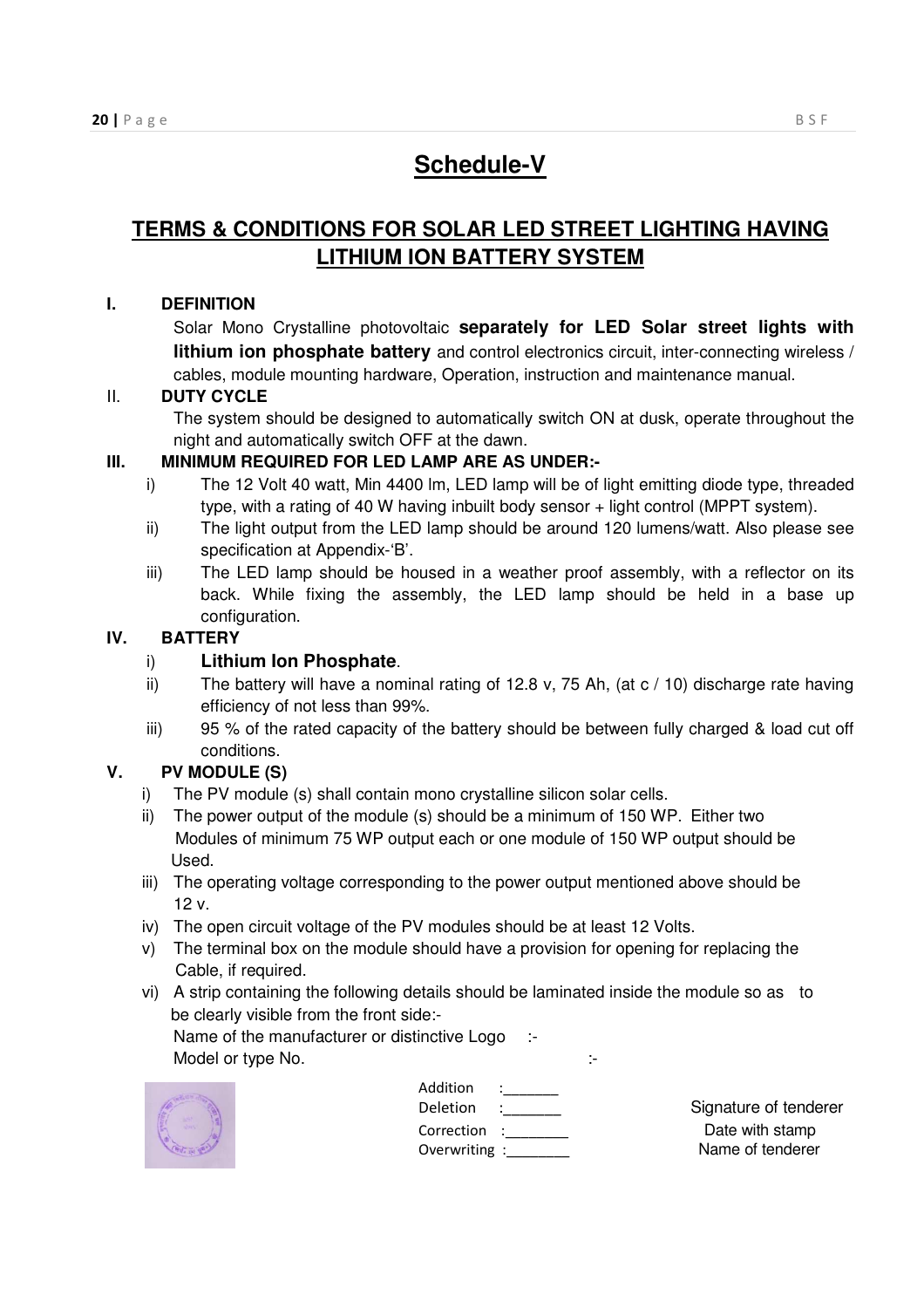# Schedule-V

## TERMS & CONDITIONS FOR SOLAR LED STREET LIGHTING HAVING LITHIUM ION BATTERY SYSTEM

**I. DEFINITION**

Solar Mono Crystalline photovoltaic **separately for LED Solar street lights with lithium ion phosphate battery** and control electronics circuit, inter-connecting wireless / cables, module mounting hardware, Operation, instruction and maintenance manual.

**II. DUTY CYCLE**

The system should be designed to automatically switch ON at dusk, operate throughout the night and automatically switch OFF at the dawn.

**III. MINIMUM REQUIRED FOR LED LAMP ARE AS UNDER:-**

i) The 12 Volt 40 watt, Min 4400 lm, LED lamp will be of light emitting diode type, threaded type, with a rating of 40 W having inbuilt body sensor + light control (MPPT system).

ii) The light output from the LED lamp should be around 120 lumens/watt. Also please see specification at Appendix-'B'.

iii) The LED lamp should be housed in a weather proof assembly, with a reflector on its back. While fixing the assembly, the LED lamp should be held in a base up configuration.

**IV. BATTERY**

i) **Lithium Ion Phosphate**.

ii) The battery will have a nominal rating of 12.8 v, 75 Ah, (at c / 10) discharge rate having efficiency of not less than 99%.

iii) 95 % of the rated capacity of the battery should be between fully charged & load cut off conditions.

**V. PV MODULE (S)**

i) The PV module (s) shall contain mono crystalline silicon solar cells.

ii) The power output of the module (s) should be a minimum of 150 WP. Either two Modules of minimum 75 WP output each or one module of 150 WP output should be Used.

iii) The operating voltage corresponding to the power output mentioned above should be 12 v.

iv) The open circuit voltage of the PV modules should be at least 12 Volts.

v) The terminal box on the module should have a provision for opening for replacing the Cable, if required.

vi) A strip containing the following details should be laminated inside the module so as to be clearly visible from the front side:-

Name of the manufacturer or distinctive Logo :-

Model or type No. :-

Addition :_______
Deletion :_______
Correction :_______
Overwriting :_______

Signature of tenderer
Date with stamp
Name of tenderer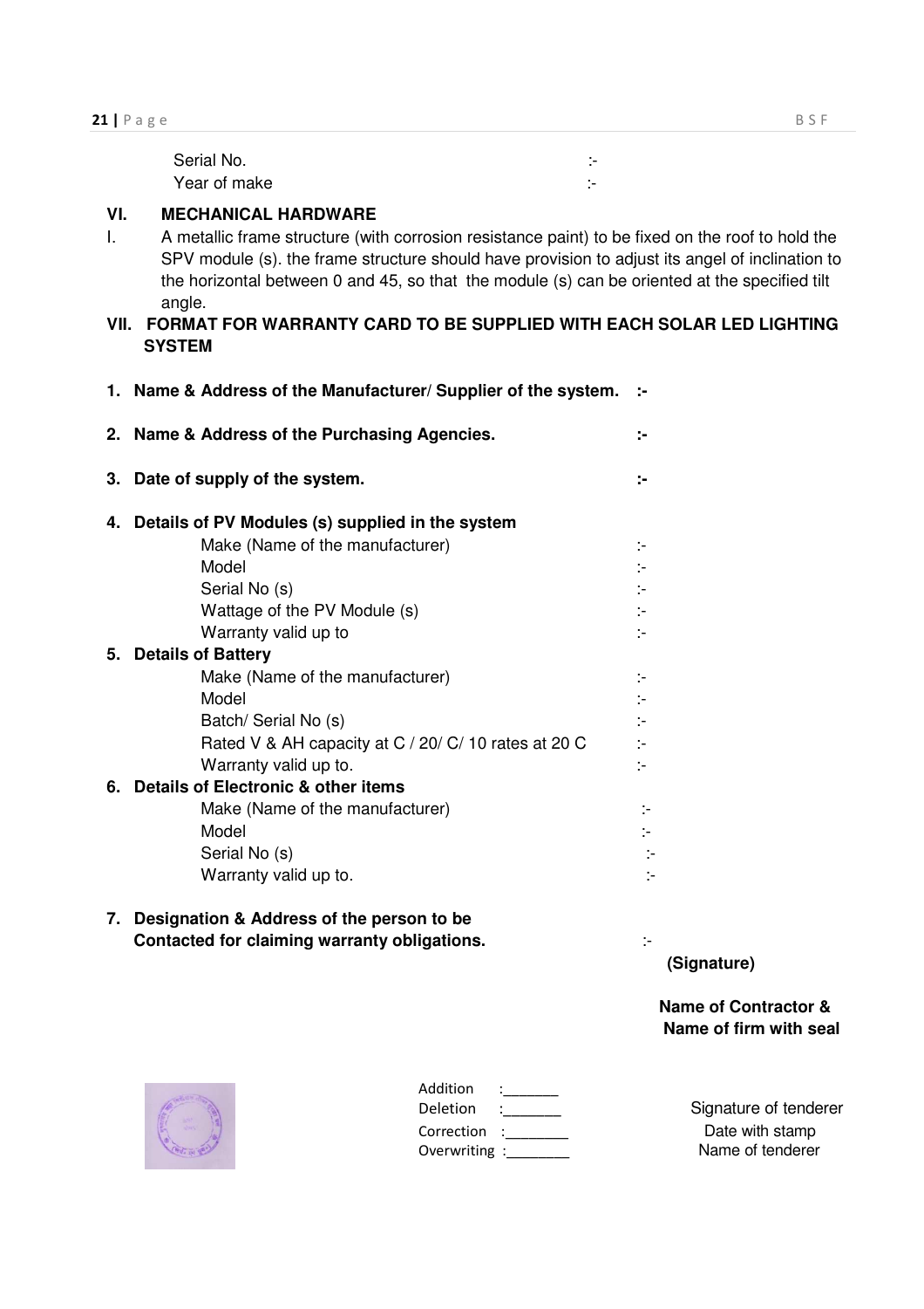Serial No. :-
Year of make :-

## VI. MECHANICAL HARDWARE

I. A metallic frame structure (with corrosion resistance paint) to be fixed on the roof to hold the SPV module (s). the frame structure should have provision to adjust its angel of inclination to the horizontal between 0 and 45, so that the module (s) can be oriented at the specified tilt angle.

## VII. FORMAT FOR WARRANTY CARD TO BE SUPPLIED WITH EACH SOLAR LED LIGHTING SYSTEM

1. **Name & Address of the Manufacturer/ Supplier of the system. :-**

2. **Name & Address of the Purchasing Agencies. :-**

3. **Date of supply of the system. :-**

4. **Details of PV Modules (s) supplied in the system**
   - Make (Name of the manufacturer) :-
   - Model :-
   - Serial No (s) :-
   - Wattage of the PV Module (s) :-
   - Warranty valid up to :-
5. **Details of Battery**
   - Make (Name of the manufacturer) :-
   - Model :-
   - Batch/ Serial No (s) :-
   - Rated V & AH capacity at C / 20/ C/ 10 rates at 20 C :-
   - Warranty valid up to. :-
6. **Details of Electronic & other items**
   - Make (Name of the manufacturer) :-
   - Model :-
   - Serial No (s) :-
   - Warranty valid up to. :-

7. **Designation & Address of the person to be Contacted for claiming warranty obligations.** :-

**(Signature)**

**Name of Contractor & Name of firm with seal**

Addition :_______
Deletion :_______
Correction :________
Overwriting :________

Signature of tenderer
Date with stamp
Name of tenderer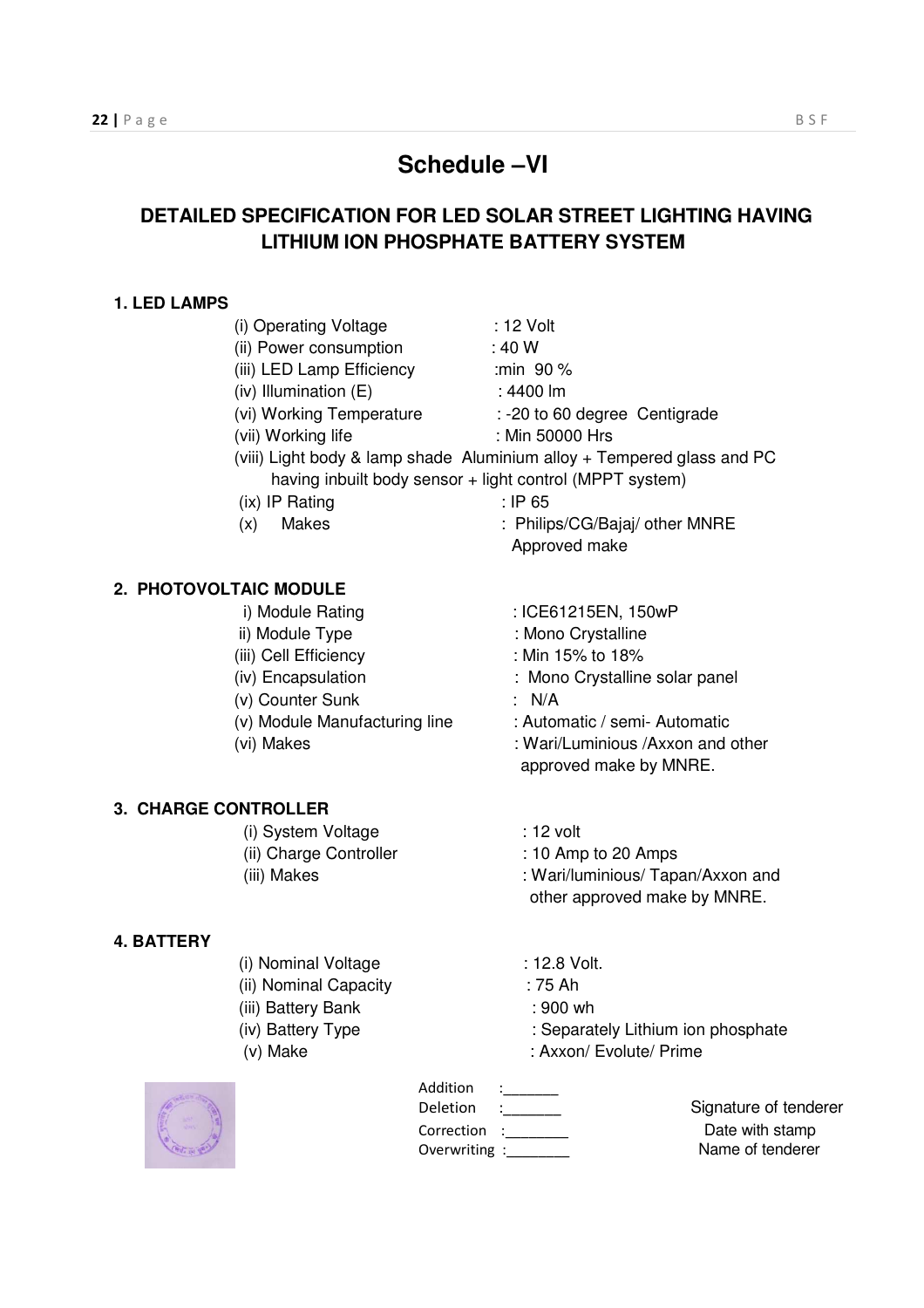# Schedule –VI

## DETAILED SPECIFICATION FOR LED SOLAR STREET LIGHTING HAVING LITHIUM ION PHOSPHATE BATTERY SYSTEM

**1. LED LAMPS**

(i) Operating Voltage : 12 Volt
(ii) Power consumption : 40 W
(iii) LED Lamp Efficiency :min 90 %
(iv) Illumination (E) : 4400 lm
(vi) Working Temperature : -20 to 60 degree Centigrade
(vii) Working life : Min 50000 Hrs
(viii) Light body & lamp shade Aluminium alloy + Tempered glass and PC having inbuilt body sensor + light control (MPPT system)
(ix) IP Rating : IP 65
(x) Makes : Philips/CG/Bajaj/ other MNRE Approved make

**2. PHOTOVOLTAIC MODULE**

i) Module Rating : ICE61215EN, 150wP
ii) Module Type : Mono Crystalline
(iii) Cell Efficiency : Min 15% to 18%
(iv) Encapsulation : Mono Crystalline solar panel
(v) Counter Sunk : N/A
(v) Module Manufacturing line : Automatic / semi- Automatic
(vi) Makes : Wari/Luminious /Axxon and other approved make by MNRE.

**3. CHARGE CONTROLLER**

(i) System Voltage : 12 volt
(ii) Charge Controller : 10 Amp to 20 Amps
(iii) Makes : Wari/luminious/ Tapan/Axxon and other approved make by MNRE.

**4. BATTERY**

(i) Nominal Voltage : 12.8 Volt.
(ii) Nominal Capacity : 75 Ah
(iii) Battery Bank : 900 wh
(iv) Battery Type : Separately Lithium ion phosphate
(v) Make : Axxon/ Evolute/ Prime

Addition :_______
Deletion :_______
Correction :_______
Overwriting :_______

Signature of tenderer
Date with stamp
Name of tenderer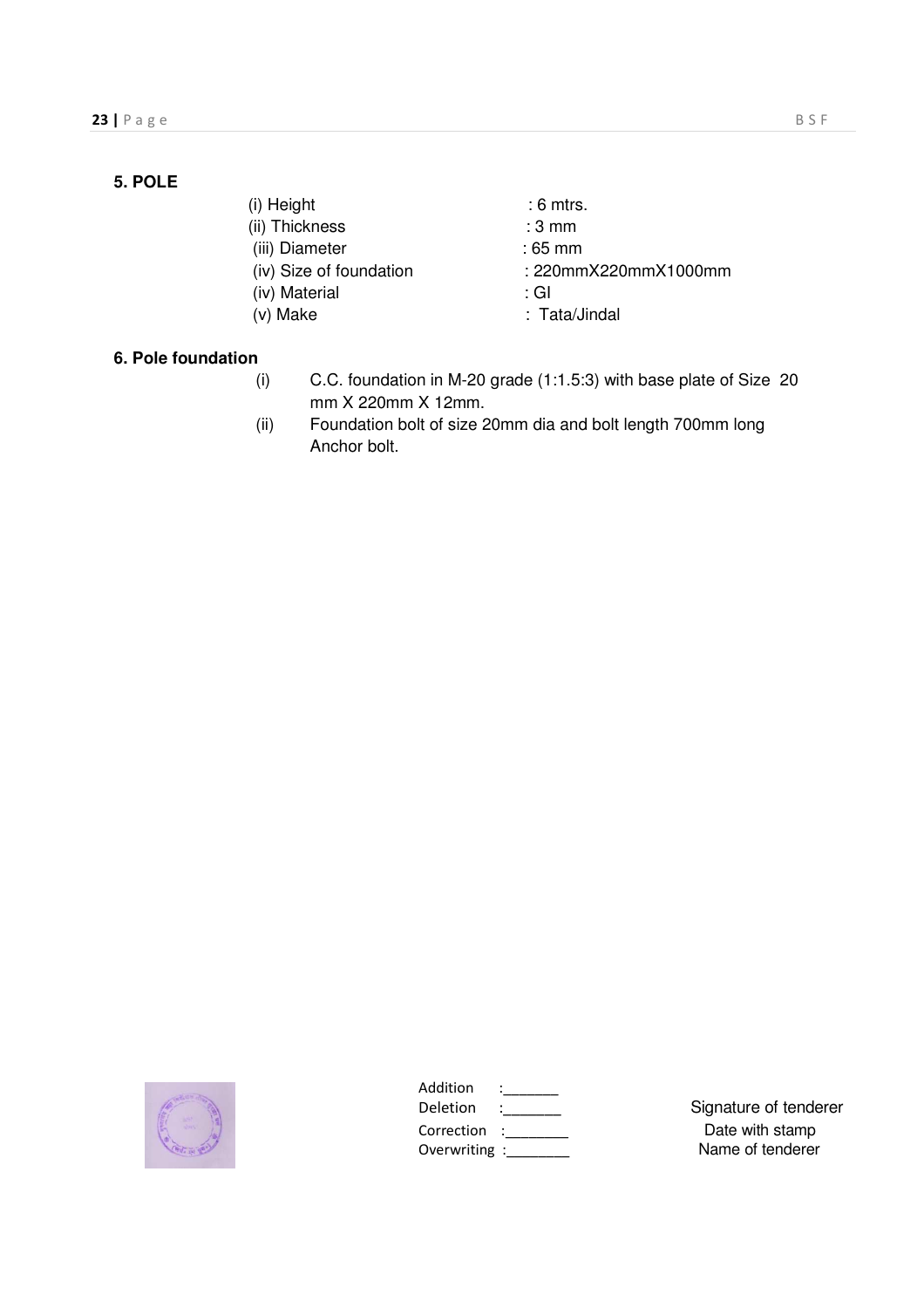**5. POLE**

| | |
|---|---|
| (i) Height | : 6 mtrs. |
| (ii) Thickness | : 3 mm |
| (iii) Diameter | : 65 mm |
| (iv) Size of foundation | : 220mmX220mmX1000mm |
| (iv) Material | : GI |
| (v) Make | : Tata/Jindal |

**6. Pole foundation**

(i) C.C. foundation in M-20 grade (1:1.5:3) with base plate of Size 20 mm X 220mm X 12mm.

(ii) Foundation bolt of size 20mm dia and bolt length 700mm long Anchor bolt.

Addition :_______
Deletion :_______
Correction :_______
Overwriting :_______

Signature of tenderer
Date with stamp
Name of tenderer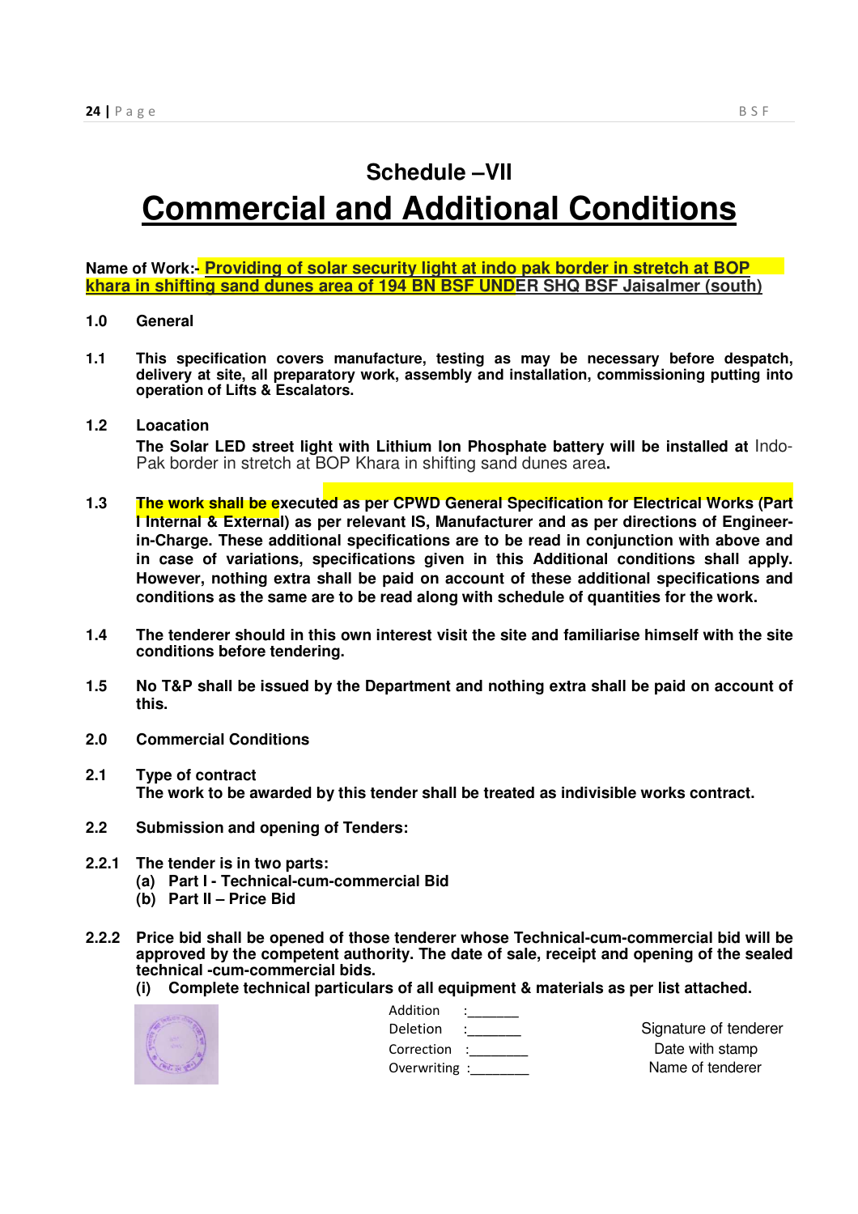# Schedule –VII

# Commercial and Additional Conditions

**Name of Work:- Providing of solar security light at indo pak border in stretch at BOP khara in shifting sand dunes area of 194 BN BSF UNDER SHQ BSF Jaisalmer (south)**

**1.0 General**

**1.1** **This specification covers manufacture, testing as may be necessary before despatch, delivery at site, all preparatory work, assembly and installation, commissioning putting into operation of Lifts & Escalators.**

**1.2 Loacation**

**The Solar LED street light with Lithium Ion Phosphate battery will be installed at** Indo-Pak border in stretch at BOP Khara in shifting sand dunes area**.**

**1.3** **The work shall be executed as per CPWD General Specification for Electrical Works (Part I Internal & External) as per relevant IS, Manufacturer and as per directions of Engineer-in-Charge. These additional specifications are to be read in conjunction with above and in case of variations, specifications given in this Additional conditions shall apply. However, nothing extra shall be paid on account of these additional specifications and conditions as the same are to be read along with schedule of quantities for the work.**

**1.4** **The tenderer should in this own interest visit the site and familiarise himself with the site conditions before tendering.**

**1.5** **No T&P shall be issued by the Department and nothing extra shall be paid on account of this.**

**2.0 Commercial Conditions**

**2.1 Type of contract**

**The work to be awarded by this tender shall be treated as indivisible works contract.**

**2.2 Submission and opening of Tenders:**

**2.2.1 The tender is in two parts:**

**(a) Part I - Technical-cum-commercial Bid**

**(b) Part II – Price Bid**

**2.2.2** **Price bid shall be opened of those tenderer whose Technical-cum-commercial bid will be approved by the competent authority. The date of sale, receipt and opening of the sealed technical -cum-commercial bids.**

**(i) Complete technical particulars of all equipment & materials as per list attached.**

Addition :_______
Deletion :_______
Correction :________
Overwriting :________

Signature of tenderer
Date with stamp
Name of tenderer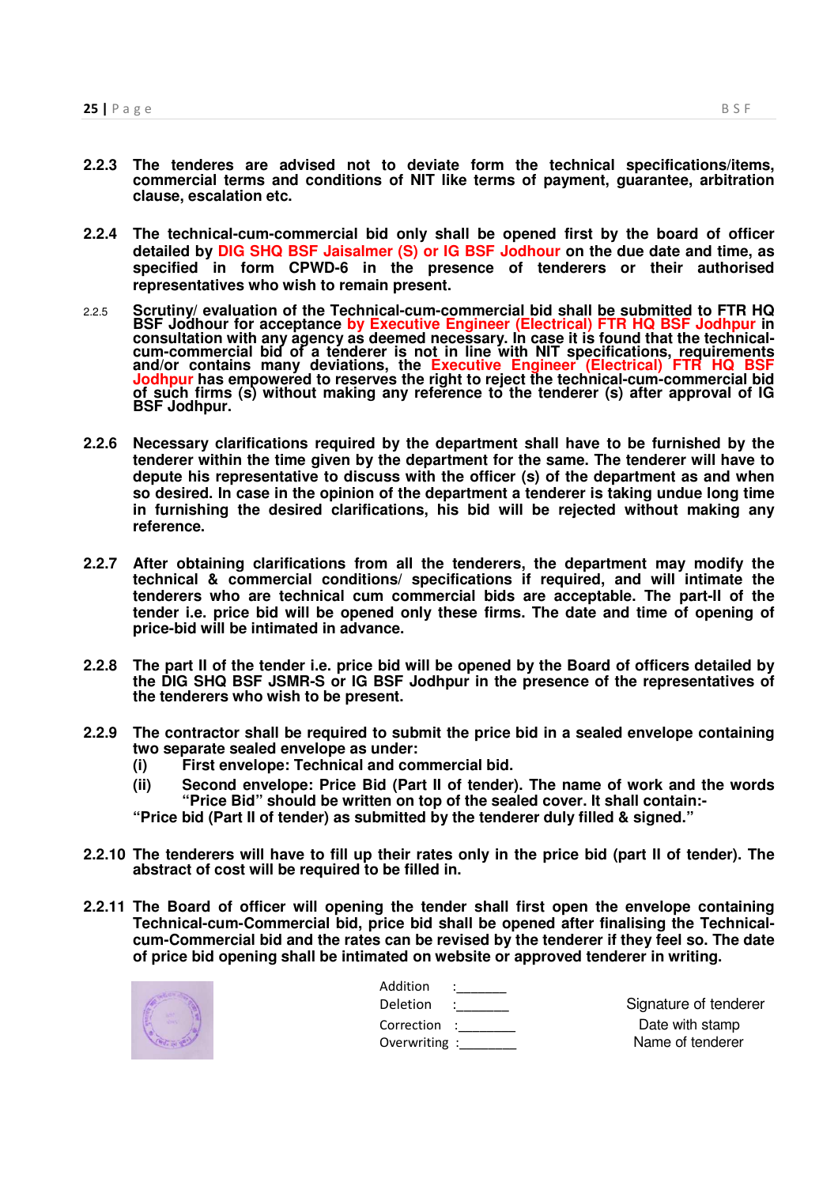**2.2.3** **The tenderes are advised not to deviate form the technical specifications/items, commercial terms and conditions of NIT like terms of payment, guarantee, arbitration clause, escalation etc.**

**2.2.4** **The technical-cum-commercial bid only shall be opened first by the board of officer detailed by DIG SHQ BSF Jaisalmer (S) or IG BSF Jodhour on the due date and time, as specified in form CPWD-6 in the presence of tenderers or their authorised representatives who wish to remain present.**

2.2.5 **Scrutiny/ evaluation of the Technical-cum-commercial bid shall be submitted to FTR HQ BSF Jodhour for acceptance by Executive Engineer (Electrical) FTR HQ BSF Jodhpur in consultation with any agency as deemed necessary. In case it is found that the technical-cum-commercial bid of a tenderer is not in line with NIT specifications, requirements and/or contains many deviations, the Executive Engineer (Electrical) FTR HQ BSF Jodhpur has empowered to reserves the right to reject the technical-cum-commercial bid of such firms (s) without making any reference to the tenderer (s) after approval of IG BSF Jodhpur.**

**2.2.6** **Necessary clarifications required by the department shall have to be furnished by the tenderer within the time given by the department for the same. The tenderer will have to depute his representative to discuss with the officer (s) of the department as and when so desired. In case in the opinion of the department a tenderer is taking undue long time in furnishing the desired clarifications, his bid will be rejected without making any reference.**

**2.2.7** **After obtaining clarifications from all the tenderers, the department may modify the technical & commercial conditions/ specifications if required, and will intimate the tenderers who are technical cum commercial bids are acceptable. The part-II of the tender i.e. price bid will be opened only these firms. The date and time of opening of price-bid will be intimated in advance.**

**2.2.8** **The part II of the tender i.e. price bid will be opened by the Board of officers detailed by the DIG SHQ BSF JSMR-S or IG BSF Jodhpur in the presence of the representatives of the tenderers who wish to be present.**

**2.2.9** **The contractor shall be required to submit the price bid in a sealed envelope containing two separate sealed envelope as under:**

**(i)** **First envelope: Technical and commercial bid.**

**(ii)** **Second envelope: Price Bid (Part II of tender). The name of work and the words "Price Bid" should be written on top of the sealed cover. It shall contain:-**

**"Price bid (Part II of tender) as submitted by the tenderer duly filled & signed."**

**2.2.10** **The tenderers will have to fill up their rates only in the price bid (part II of tender). The abstract of cost will be required to be filled in.**

**2.2.11** **The Board of officer will opening the tender shall first open the envelope containing Technical-cum-Commercial bid, price bid shall be opened after finalising the Technical-cum-Commercial bid and the rates can be revised by the tenderer if they feel so. The date of price bid opening shall be intimated on website or approved tenderer in writing.**

Addition :_______
Deletion :_______
Correction :_______
Overwriting :_______

Signature of tenderer
Date with stamp
Name of tenderer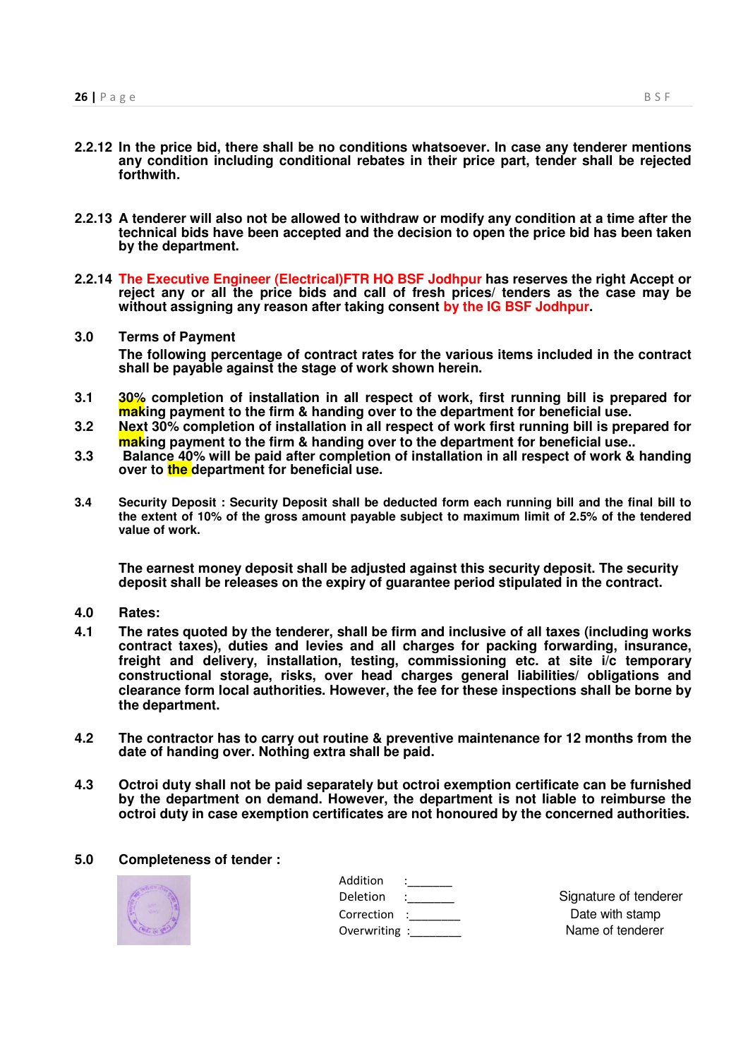**2.2.12** **In the price bid, there shall be no conditions whatsoever. In case any tenderer mentions any condition including conditional rebates in their price part, tender shall be rejected forthwith.**

**2.2.13** **A tenderer will also not be allowed to withdraw or modify any condition at a time after the technical bids have been accepted and the decision to open the price bid has been taken by the department.**

**2.2.14** **The Executive Engineer (Electrical)FTR HQ BSF Jodhpur has reserves the right Accept or reject any or all the price bids and call of fresh prices/ tenders as the case may be without assigning any reason after taking consent by the IG BSF Jodhpur.**

**3.0 Terms of Payment**

**The following percentage of contract rates for the various items included in the contract shall be payable against the stage of work shown herein.**

**3.1** **30% completion of installation in all respect of work, first running bill is prepared for making payment to the firm & handing over to the department for beneficial use.**

**3.2** **Next 30% completion of installation in all respect of work first running bill is prepared for making payment to the firm & handing over to the department for beneficial use..**

**3.3** **Balance 40% will be paid after completion of installation in all respect of work & handing over to the department for beneficial use.**

**3.4** **Security Deposit : Security Deposit shall be deducted form each running bill and the final bill to the extent of 10% of the gross amount payable subject to maximum limit of 2.5% of the tendered value of work.**

**The earnest money deposit shall be adjusted against this security deposit. The security deposit shall be releases on the expiry of guarantee period stipulated in the contract.**

**4.0 Rates:**

**4.1** **The rates quoted by the tenderer, shall be firm and inclusive of all taxes (including works contract taxes), duties and levies and all charges for packing forwarding, insurance, freight and delivery, installation, testing, commissioning etc. at site i/c temporary constructional storage, risks, over head charges general liabilities/ obligations and clearance form local authorities. However, the fee for these inspections shall be borne by the department.**

**4.2** **The contractor has to carry out routine & preventive maintenance for 12 months from the date of handing over. Nothing extra shall be paid.**

**4.3** **Octroi duty shall not be paid separately but octroi exemption certificate can be furnished by the department on demand. However, the department is not liable to reimburse the octroi duty in case exemption certificates are not honoured by the concerned authorities.**

**5.0 Completeness of tender :**

Addition :_______
Deletion :_______
Correction :_______
Overwriting :_______

Signature of tenderer
Date with stamp
Name of tenderer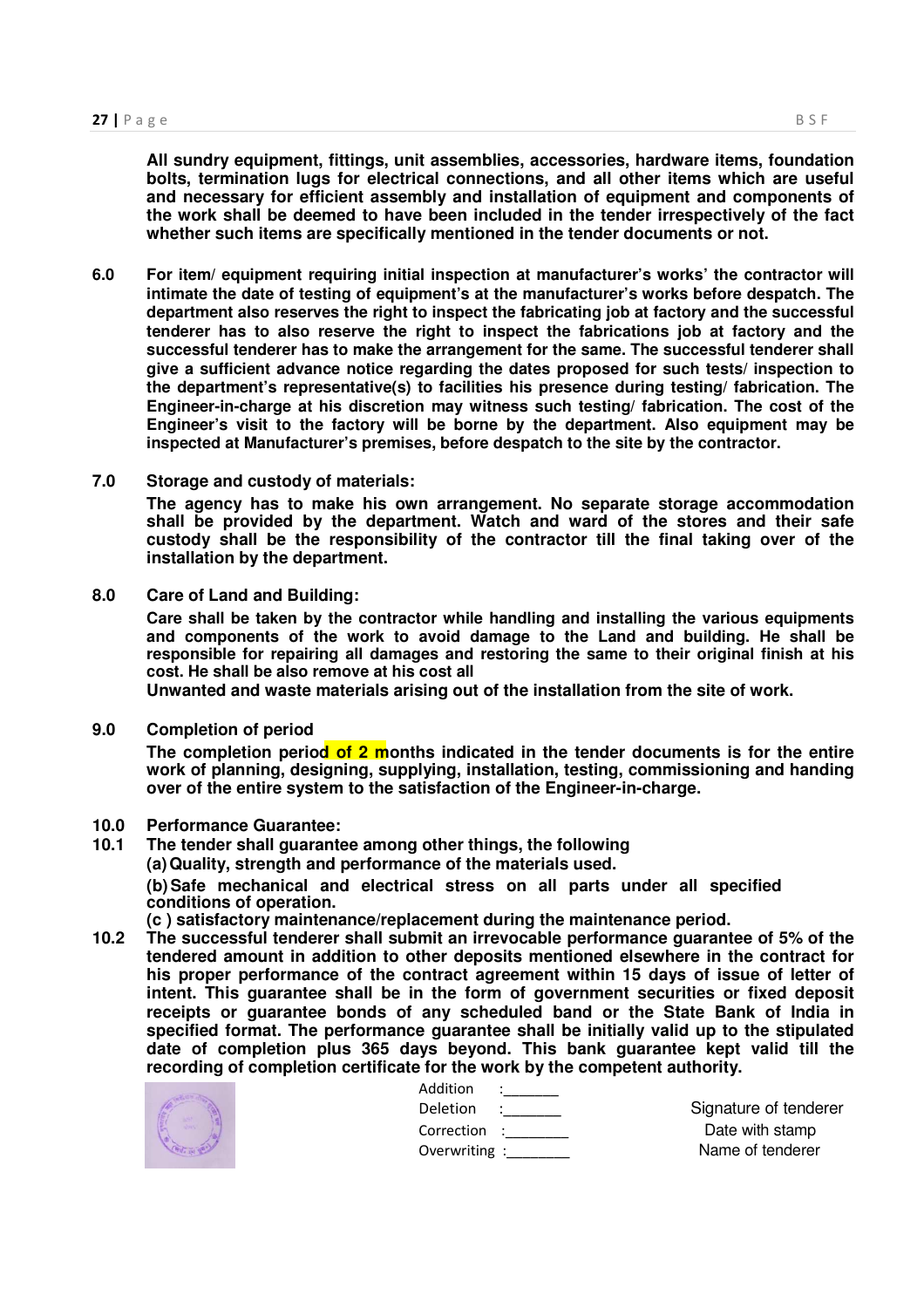**All sundry equipment, fittings, unit assemblies, accessories, hardware items, foundation bolts, termination lugs for electrical connections, and all other items which are useful and necessary for efficient assembly and installation of equipment and components of the work shall be deemed to have been included in the tender irrespective of the fact whether such items are specifically mentioned in the tender documents or not.**

**6.0 For item/ equipment requiring initial inspection at manufacturer's works' the contractor will intimate the date of testing of equipment's at the manufacturer's works before despatch. The department also reserves the right to inspect the fabricating job at factory and the successful tenderer has to also reserve the right to inspect the fabrications job at factory and the successful tenderer has to make the arrangement for the same. The successful tenderer shall give a sufficient advance notice regarding the dates proposed for such tests/ inspection to the department's representative(s) to facilities his presence during testing/ fabrication. The Engineer-in-charge at his discretion may witness such testing/ fabrication. The cost of the Engineer's visit to the factory will be borne by the department. Also equipment may be inspected at Manufacturer's premises, before despatch to the site by the contractor.**

**7.0 Storage and custody of materials:**

**The agency has to make his own arrangement. No separate storage accommodation shall be provided by the department. Watch and ward of the stores and their safe custody shall be the responsibility of the contractor till the final taking over of the installation by the department.**

**8.0 Care of Land and Building:**

**Care shall be taken by the contractor while handling and installing the various equipments and components of the work to avoid damage to the Land and building. He shall be responsible for repairing all damages and restoring the same to their original finish at his cost. He shall be also remove at his cost all**

**Unwanted and waste materials arising out of the installation from the site of work.**

**9.0 Completion of period**

**The completion period of 2 months indicated in the tender documents is for the entire work of planning, designing, supplying, installation, testing, commissioning and handing over of the entire system to the satisfaction of the Engineer-in-charge.**

**10.0 Performance Guarantee:**

**10.1 The tender shall guarantee among other things, the following**

**(a) Quality, strength and performance of the materials used.**

**(b) Safe mechanical and electrical stress on all parts under all specified conditions of operation.**

**(c ) satisfactory maintenance/replacement during the maintenance period.**

**10.2 The successful tenderer shall submit an irrevocable performance guarantee of 5% of the tendered amount in addition to other deposits mentioned elsewhere in the contract for his proper performance of the contract agreement within 15 days of issue of letter of intent. This guarantee shall be in the form of government securities or fixed deposit receipts or guarantee bonds of any scheduled band or the State Bank of India in specified format. The performance guarantee shall be initially valid up to the stipulated date of completion plus 365 days beyond. This bank guarantee kept valid till the recording of completion certificate for the work by the competent authority.**

Addition :_______
Deletion :_______
Correction :________
Overwriting :________

Signature of tenderer
Date with stamp
Name of tenderer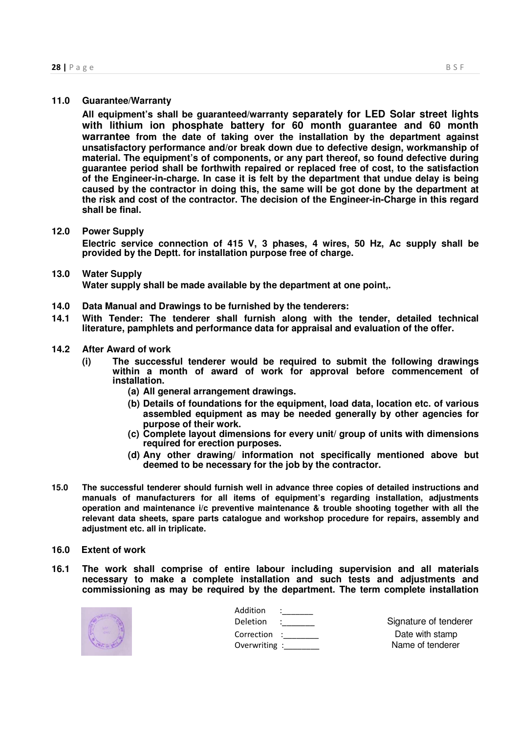**11.0 Guarantee/Warranty**

**All equipment's shall be guaranteed/warranty separately for LED Solar street lights with lithium ion phosphate battery for 60 month guarantee and 60 month warrantee from the date of taking over the installation by the department against unsatisfactory performance and/or break down due to defective design, workmanship of material. The equipment's of components, or any part thereof, so found defective during guarantee period shall be forthwith repaired or replaced free of cost, to the satisfaction of the Engineer-in-charge. In case it is felt by the department that undue delay is being caused by the contractor in doing this, the same will be got done by the department at the risk and cost of the contractor. The decision of the Engineer-in-Charge in this regard shall be final.**

**12.0 Power Supply**

**Electric service connection of 415 V, 3 phases, 4 wires, 50 Hz, Ac supply shall be provided by the Deptt. for installation purpose free of charge.**

**13.0 Water Supply**

**Water supply shall be made available by the department at one point,.**

**14.0 Data Manual and Drawings to be furnished by the tenderers:**

**14.1 With Tender: The tenderer shall furnish along with the tender, detailed technical literature, pamphlets and performance data for appraisal and evaluation of the offer.**

**14.2 After Award of work**

**(i) The successful tenderer would be required to submit the following drawings within a month of award of work for approval before commencement of installation.**

**(a) All general arrangement drawings.**

**(b) Details of foundations for the equipment, load data, location etc. of various assembled equipment as may be needed generally by other agencies for purpose of their work.**

**(c) Complete layout dimensions for every unit/ group of units with dimensions required for erection purposes.**

**(d) Any other drawing/ information not specifically mentioned above but deemed to be necessary for the job by the contractor.**

**15.0 The successful tenderer should furnish well in advance three copies of detailed instructions and manuals of manufacturers for all items of equipment's regarding installation, adjustments operation and maintenance i/c preventive maintenance & trouble shooting together with all the relevant data sheets, spare parts catalogue and workshop procedure for repairs, assembly and adjustment etc. all in triplicate.**

**16.0 Extent of work**

**16.1 The work shall comprise of entire labour including supervision and all materials necessary to make a complete installation and such tests and adjustments and commissioning as may be required by the department. The term complete installation**

Addition :_______
Deletion :_______
Correction :_______
Overwriting :_______

Signature of tenderer
Date with stamp
Name of tenderer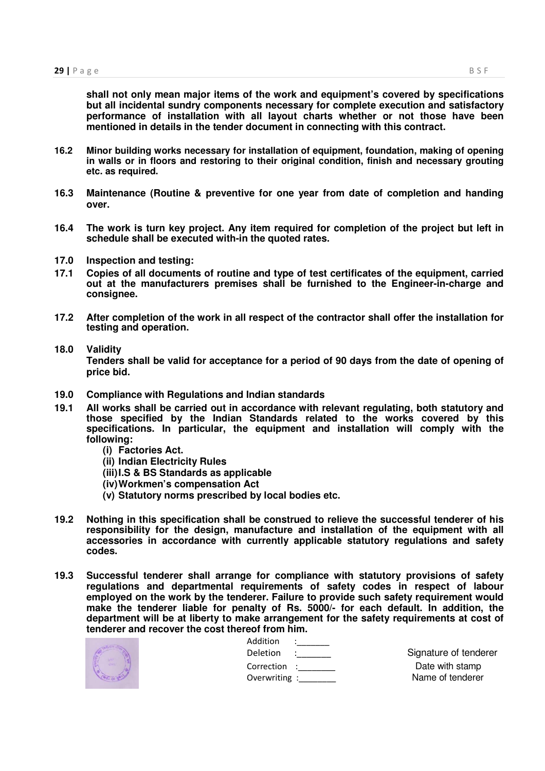**shall not only mean major items of the work and equipment's covered by specifications but all incidental sundry components necessary for complete execution and satisfactory performance of installation with all layout charts whether or not those have been mentioned in details in the tender document in connecting with this contract.**

**16.2 Minor building works necessary for installation of equipment, foundation, making of opening in walls or in floors and restoring to their original condition, finish and necessary grouting etc. as required.**

**16.3 Maintenance (Routine & preventive for one year from date of completion and handing over.**

**16.4 The work is turn key project. Any item required for completion of the project but left in schedule shall be executed with-in the quoted rates.**

**17.0 Inspection and testing:**

**17.1 Copies of all documents of routine and type of test certificates of the equipment, carried out at the manufacturers premises shall be furnished to the Engineer-in-charge and consignee.**

**17.2 After completion of the work in all respect of the contractor shall offer the installation for testing and operation.**

**18.0 Validity**

**Tenders shall be valid for acceptance for a period of 90 days from the date of opening of price bid.**

**19.0 Compliance with Regulations and Indian standards**

**19.1 All works shall be carried out in accordance with relevant regulating, both statutory and those specified by the Indian Standards related to the works covered by this specifications. In particular, the equipment and installation will comply with the following:**

- **(i) Factories Act.**
- **(ii) Indian Electricity Rules**
- **(iii) I.S & BS Standards as applicable**
- **(iv) Workmen's compensation Act**
- **(v) Statutory norms prescribed by local bodies etc.**

**19.2 Nothing in this specification shall be construed to relieve the successful tenderer of his responsibility for the design, manufacture and installation of the equipment with all accessories in accordance with currently applicable statutory regulations and safety codes.**

**19.3 Successful tenderer shall arrange for compliance with statutory provisions of safety regulations and departmental requirements of safety codes in respect of labour employed on the work by the tenderer. Failure to provide such safety requirement would make the tenderer liable for penalty of Rs. 5000/- for each default. In addition, the department will be at liberty to make arrangement for the safety requirements at cost of tenderer and recover the cost thereof from him.**

Addition :_______
Deletion :_______
Correction :_______
Overwriting :_______

Signature of tenderer
Date with stamp
Name of tenderer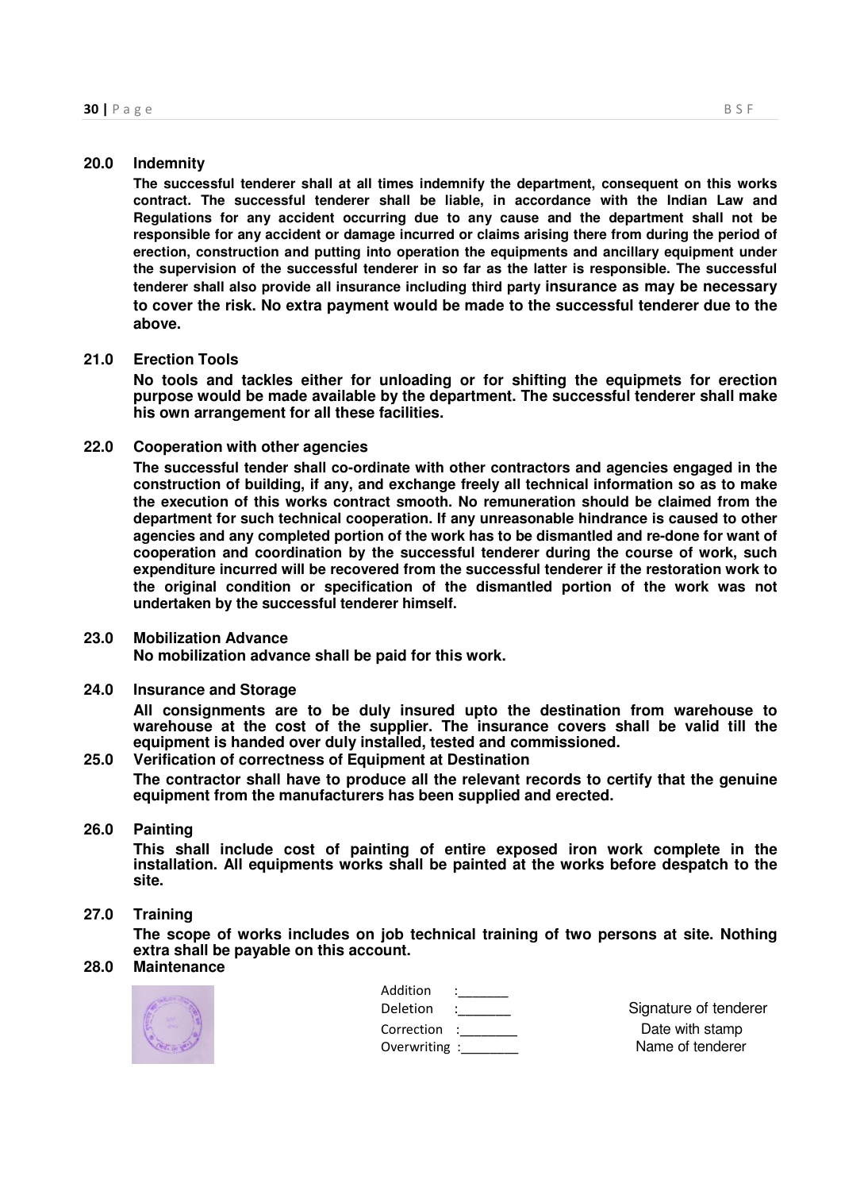## 20.0 Indemnity

**The successful tenderer shall at all times indemnify the department, consequent on this works contract. The successful tenderer shall be liable, in accordance with the Indian Law and Regulations for any accident occurring due to any cause and the department shall not be responsible for any accident or damage incurred or claims arising there from during the period of erection, construction and putting into operation the equipments and ancillary equipment under the supervision of the successful tenderer in so far as the latter is responsible. The successful tenderer shall also provide all insurance including third party insurance as may be necessary to cover the risk. No extra payment would be made to the successful tenderer due to the above.**

## 21.0 Erection Tools

**No tools and tackles either for unloading or for shifting the equipmets for erection purpose would be made available by the department. The successful tenderer shall make his own arrangement for all these facilities.**

## 22.0 Cooperation with other agencies

**The successful tender shall co-ordinate with other contractors and agencies engaged in the construction of building, if any, and exchange freely all technical information so as to make the execution of this works contract smooth. No remuneration should be claimed from the department for such technical cooperation. If any unreasonable hindrance is caused to other agencies and any completed portion of the work has to be dismantled and re-done for want of cooperation and coordination by the successful tenderer during the course of work, such expenditure incurred will be recovered from the successful tenderer if the restoration work to the original condition or specification of the dismantled portion of the work was not undertaken by the successful tenderer himself.**

## 23.0 Mobilization Advance

**No mobilization advance shall be paid for this work.**

## 24.0 Insurance and Storage

**All consignments are to be duly insured upto the destination from warehouse to warehouse at the cost of the supplier. The insurance covers shall be valid till the equipment is handed over duly installed, tested and commissioned.**

## 25.0 Verification of correctness of Equipment at Destination

**The contractor shall have to produce all the relevant records to certify that the genuine equipment from the manufacturers has been supplied and erected.**

## 26.0 Painting

**This shall include cost of painting of entire exposed iron work complete in the installation. All equipments works shall be painted at the works before despatch to the site.**

## 27.0 Training

**The scope of works includes on job technical training of two persons at site. Nothing extra shall be payable on this account.**

## 28.0 Maintenance

Addition :_______
Deletion :_______
Correction :________
Overwriting :________

Signature of tenderer
Date with stamp
Name of tenderer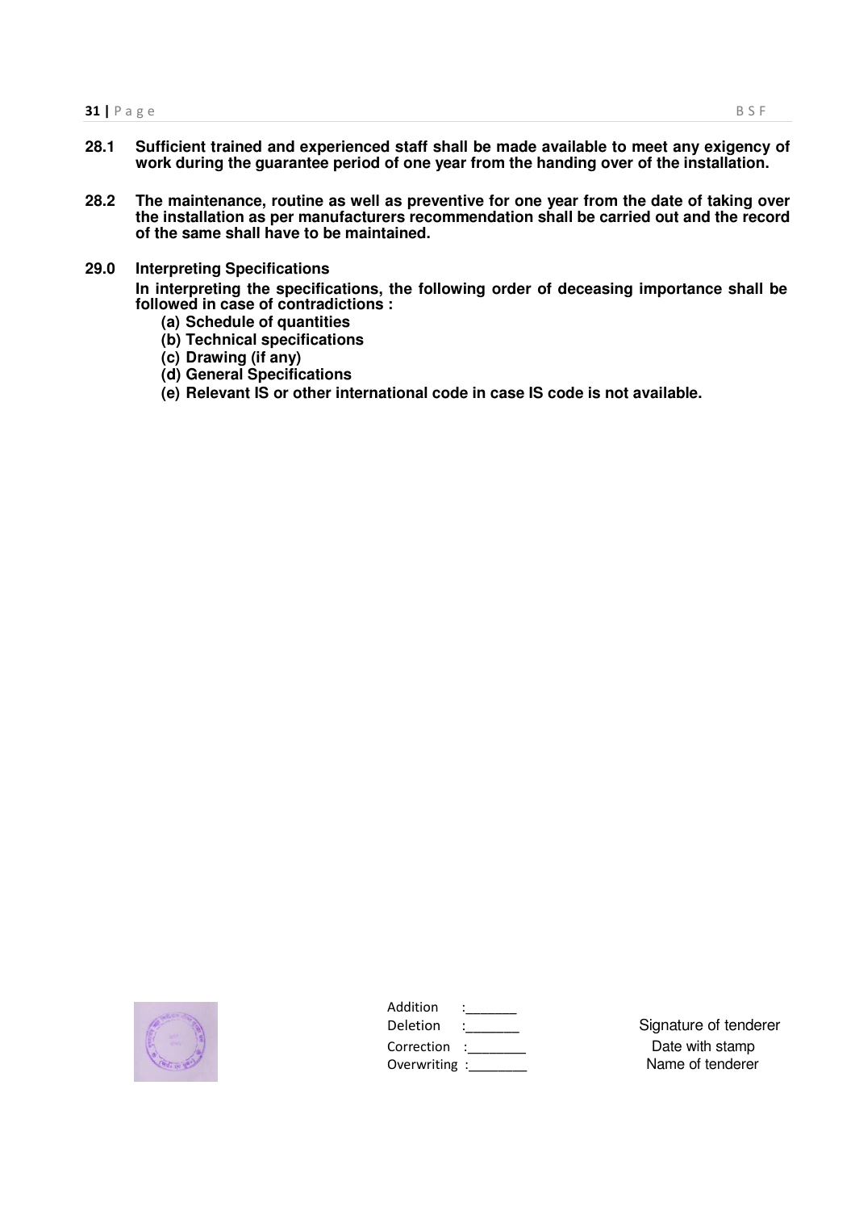**28.1 Sufficient trained and experienced staff shall be made available to meet any exigency of work during the guarantee period of one year from the handing over of the installation.**

**28.2 The maintenance, routine as well as preventive for one year from the date of taking over the installation as per manufacturers recommendation shall be carried out and the record of the same shall have to be maintained.**

**29.0 Interpreting Specifications**

**In interpreting the specifications, the following order of deceasing importance shall be followed in case of contradictions :**

**(a) Schedule of quantities**
**(b) Technical specifications**
**(c) Drawing (if any)**
**(d) General Specifications**
**(e) Relevant IS or other international code in case IS code is not available.**

Addition :_______
Deletion :_______
Correction :_______
Overwriting :_______

Signature of tenderer
Date with stamp
Name of tenderer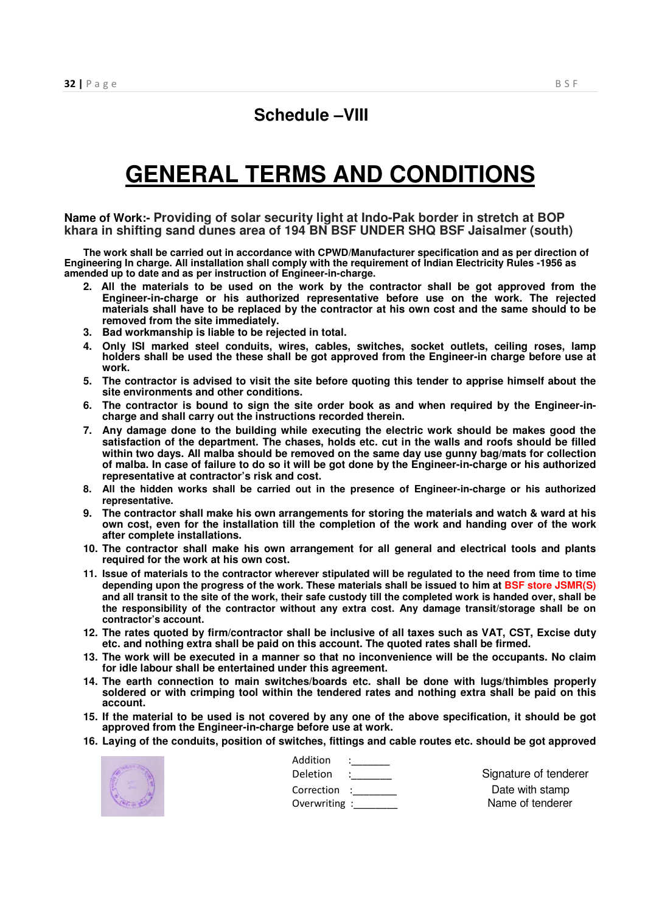## Schedule –VIII

# GENERAL TERMS AND CONDITIONS

**Name of Work:- Providing of solar security light at Indo-Pak border in stretch at BOP khara in shifting sand dunes area of 194 BN BSF UNDER SHQ BSF Jaisalmer (south)**

**The work shall be carried out in accordance with CPWD/Manufacturer specification and as per direction of Engineering In charge. All installation shall comply with the requirement of Indian Electricity Rules -1956 as amended up to date and as per instruction of Engineer-in-charge.**

2. **All the materials to be used on the work by the contractor shall be got approved from the Engineer-in-charge or his authorized representative before use on the work. The rejected materials shall have to be replaced by the contractor at his own cost and the same should to be removed from the site immediately.**
3. **Bad workmanship is liable to be rejected in total.**
4. **Only ISI marked steel conduits, wires, cables, switches, socket outlets, ceiling roses, lamp holders shall be used the these shall be got approved from the Engineer-in charge before use at work.**
5. **The contractor is advised to visit the site before quoting this tender to apprise himself about the site environments and other conditions.**
6. **The contractor is bound to sign the site order book as and when required by the Engineer-in-charge and shall carry out the instructions recorded therein.**
7. **Any damage done to the building while executing the electric work should be makes good the satisfaction of the department. The chases, holds etc. cut in the walls and roofs should be filled within two days. All malba should be removed on the same day use gunny bag/mats for collection of malba. In case of failure to do so it will be got done by the Engineer-in-charge or his authorized representative at contractor's risk and cost.**
8. **All the hidden works shall be carried out in the presence of Engineer-in-charge or his authorized representative.**
9. **The contractor shall make his own arrangements for storing the materials and watch & ward at his own cost, even for the installation till the completion of the work and handing over of the work after complete installations.**
10. **The contractor shall make his own arrangement for all general and electrical tools and plants required for the work at his own cost.**
11. **Issue of materials to the contractor wherever stipulated will be regulated to the need from time to time depending upon the progress of the work. These materials shall be issued to him at BSF store JSMR(S) and all transit to the site of the work, their safe custody till the completed work is handed over, shall be the responsibility of the contractor without any extra cost. Any damage transit/storage shall be on contractor's account.**
12. **The rates quoted by firm/contractor shall be inclusive of all taxes such as VAT, CST, Excise duty etc. and nothing extra shall be paid on this account. The quoted rates shall be firmed.**
13. **The work will be executed in a manner so that no inconvenience will be the occupants. No claim for idle labour shall be entertained under this agreement.**
14. **The earth connection to main switches/boards etc. shall be done with lugs/thimbles properly soldered or with crimping tool within the tendered rates and nothing extra shall be paid on this account.**
15. **If the material to be used is not covered by any one of the above specification, it should be got approved from the Engineer-in-charge before use at work.**
16. **Laying of the conduits, position of switches, fittings and cable routes etc. should be got approved**

Addition :_______
Deletion :_______
Correction :_______
Overwriting :_______

Signature of tenderer
Date with stamp
Name of tenderer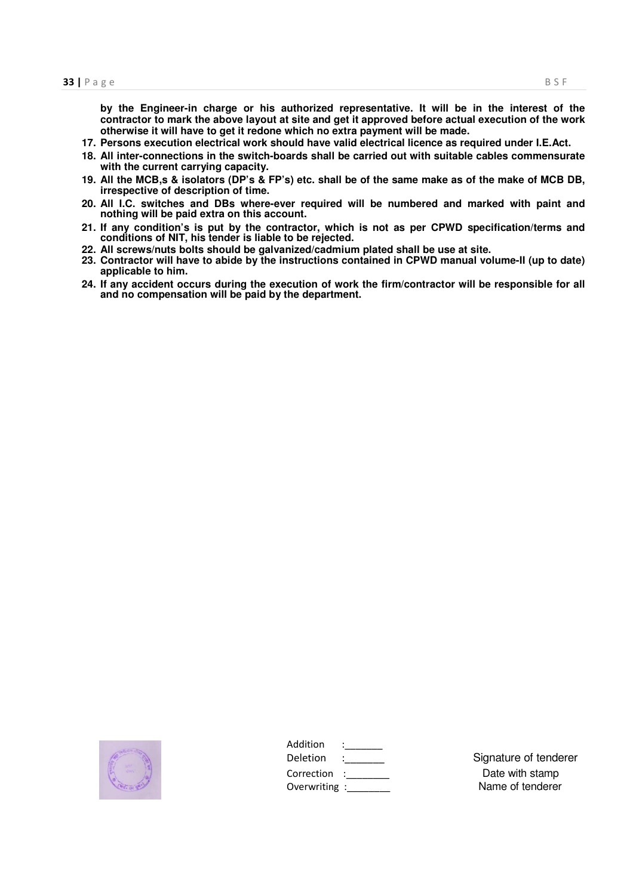**by the Engineer-in charge or his authorized representative. It will be in the interest of the contractor to mark the above layout at site and get it approved before actual execution of the work otherwise it will have to get it redone which no extra payment will be made.**

17. **Persons execution electrical work should have valid electrical licence as required under I.E.Act.**
18. **All inter-connections in the switch-boards shall be carried out with suitable cables commensurate with the current carrying capacity.**
19. **All the MCB,s & isolators (DP's & FP's) etc. shall be of the same make as of the make of MCB DB, irrespective of description of time.**
20. **All I.C. switches and DBs where-ever required will be numbered and marked with paint and nothing will be paid extra on this account.**
21. **If any condition's is put by the contractor, which is not as per CPWD specification/terms and conditions of NIT, his tender is liable to be rejected.**
22. **All screws/nuts bolts should be galvanized/cadmium plated shall be use at site.**
23. **Contractor will have to abide by the instructions contained in CPWD manual volume-II (up to date) applicable to him.**
24. **If any accident occurs during the execution of work the firm/contractor will be responsible for all and no compensation will be paid by the department.**

Addition :_______
Deletion :_______
Correction :_______
Overwriting :_______

Signature of tenderer
Date with stamp
Name of tenderer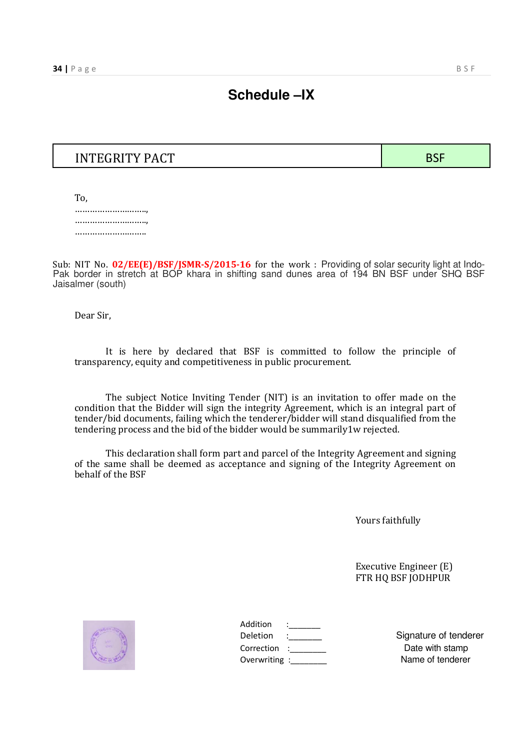# Schedule –IX

| INTEGRITY PACT | BSF |
|---|---|

To,
………………………..,
………………………..,
………………………..

Sub: NIT No. **02/EE(E)/BSF/JSMR-S/2015-16** for the work : Providing of solar security light at Indo-Pak border in stretch at BOP khara in shifting sand dunes area of 194 BN BSF under SHQ BSF Jaisalmer (south)

Dear Sir,

It is here by declared that BSF is committed to follow the principle of transparency, equity and competitiveness in public procurement.

The subject Notice Inviting Tender (NIT) is an invitation to offer made on the condition that the Bidder will sign the integrity Agreement, which is an integral part of tender/bid documents, failing which the tenderer/bidder will stand disqualified from the tendering process and the bid of the bidder would be summarily1w rejected.

This declaration shall form part and parcel of the Integrity Agreement and signing of the same shall be deemed as acceptance and signing of the Integrity Agreement on behalf of the BSF

Yours faithfully

Executive Engineer (E)
FTR HQ BSF JODHPUR

Addition :_______
Deletion :_______
Correction :________
Overwriting :________

Signature of tenderer
Date with stamp
Name of tenderer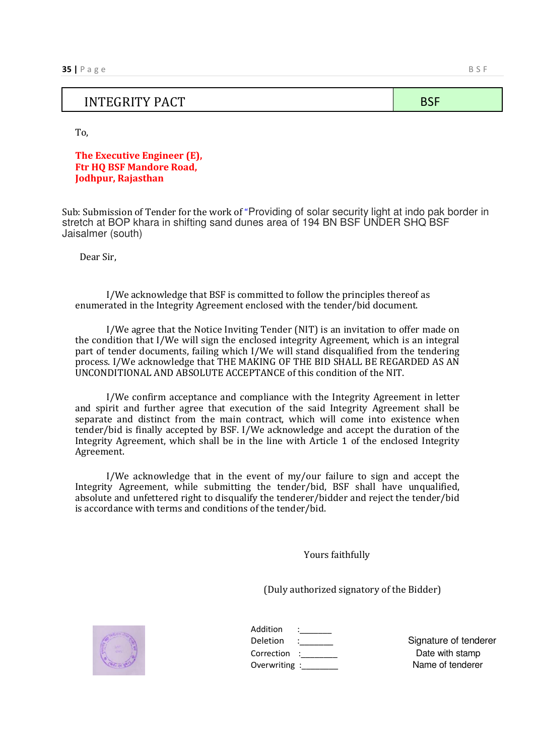| INTEGRITY PACT | BSF |
|---|---|

To,

**The Executive Engineer (E),**
**Ftr HQ BSF Mandore Road,**
**Jodhpur, Rajasthan**

Sub: Submission of Tender for the work of "Providing of solar security light at indo pak border in stretch at BOP khara in shifting sand dunes area of 194 BN BSF UNDER SHQ BSF Jaisalmer (south)

Dear Sir,

I/We acknowledge that BSF is committed to follow the principles thereof as enumerated in the Integrity Agreement enclosed with the tender/bid document.

I/We agree that the Notice Inviting Tender (NIT) is an invitation to offer made on the condition that I/We will sign the enclosed integrity Agreement, which is an integral part of tender documents, failing which I/We will stand disqualified from the tendering process. I/We acknowledge that THE MAKING OF THE BID SHALL BE REGARDED AS AN UNCONDITIONAL AND ABSOLUTE ACCEPTANCE of this condition of the NIT.

I/We confirm acceptance and compliance with the Integrity Agreement in letter and spirit and further agree that execution of the said Integrity Agreement shall be separate and distinct from the main contract, which will come into existence when tender/bid is finally accepted by BSF. I/We acknowledge and accept the duration of the Integrity Agreement, which shall be in the line with Article 1 of the enclosed Integrity Agreement.

I/We acknowledge that in the event of my/our failure to sign and accept the Integrity Agreement, while submitting the tender/bid, BSF shall have unqualified, absolute and unfettered right to disqualify the tenderer/bidder and reject the tender/bid is accordance with terms and conditions of the tender/bid.

Yours faithfully

(Duly authorized signatory of the Bidder)

Addition :_______
Deletion :_______
Correction :_______
Overwriting :_______

Signature of tenderer
Date with stamp
Name of tenderer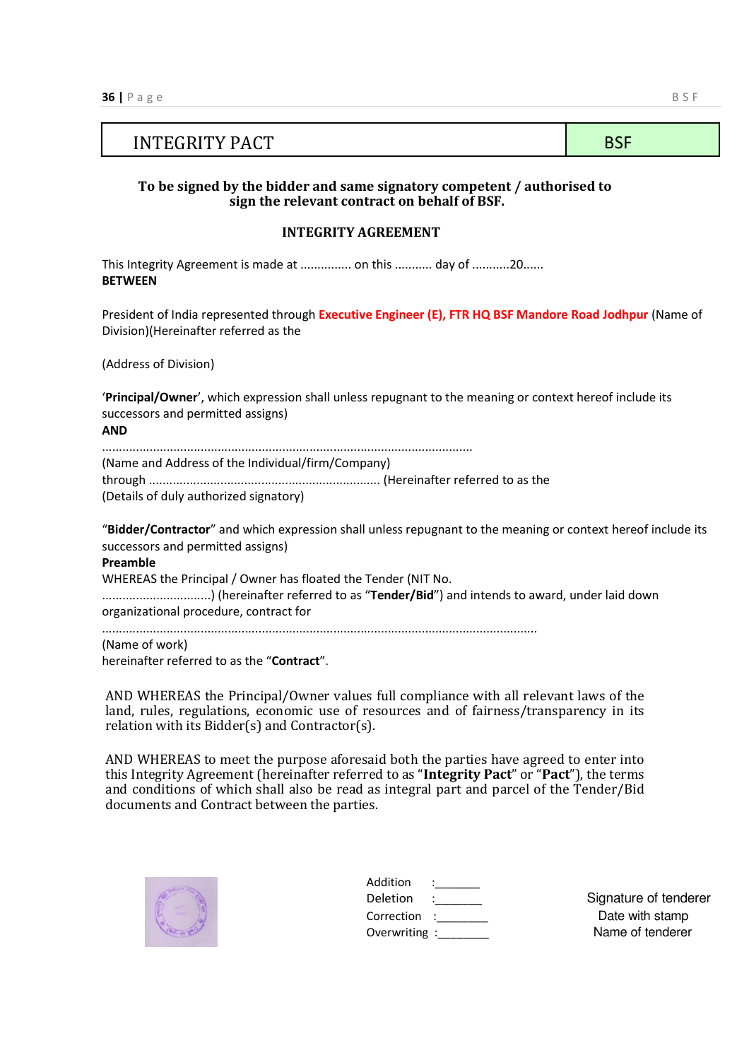| INTEGRITY PACT | BSF |
|---|---|

**To be signed by the bidder and same signatory competent / authorised to sign the relevant contract on behalf of BSF.**

**INTEGRITY AGREEMENT**

This Integrity Agreement is made at ............... on this ........... day of ...........20......

**BETWEEN**

President of India represented through **Executive Engineer (E), FTR HQ BSF Mandore Road Jodhpur** (Name of Division)(Hereinafter referred as the

(Address of Division)

'**Principal/Owner**', which expression shall unless repugnant to the meaning or context hereof include its successors and permitted assigns)

**AND**

............................................................................................................

(Name and Address of the Individual/firm/Company)

through ................................................................... (Hereinafter referred to as the

(Details of duly authorized signatory)

"**Bidder/Contractor**" and which expression shall unless repugnant to the meaning or context hereof include its successors and permitted assigns)

**Preamble**

WHEREAS the Principal / Owner has floated the Tender (NIT No. ................................) (hereinafter referred to as "**Tender/Bid**") and intends to award, under laid down organizational procedure, contract for

...............................................................................................................................

(Name of work)

hereinafter referred to as the "**Contract**".

AND WHEREAS the Principal/Owner values full compliance with all relevant laws of the land, rules, regulations, economic use of resources and of fairness/transparency in its relation with its Bidder(s) and Contractor(s).

AND WHEREAS to meet the purpose aforesaid both the parties have agreed to enter into this Integrity Agreement (hereinafter referred to as "**Integrity Pact**" or "**Pact**"), the terms and conditions of which shall also be read as integral part and parcel of the Tender/Bid documents and Contract between the parties.

Addition :_______
Deletion :_______
Correction :________
Overwriting :________

Signature of tenderer
Date with stamp
Name of tenderer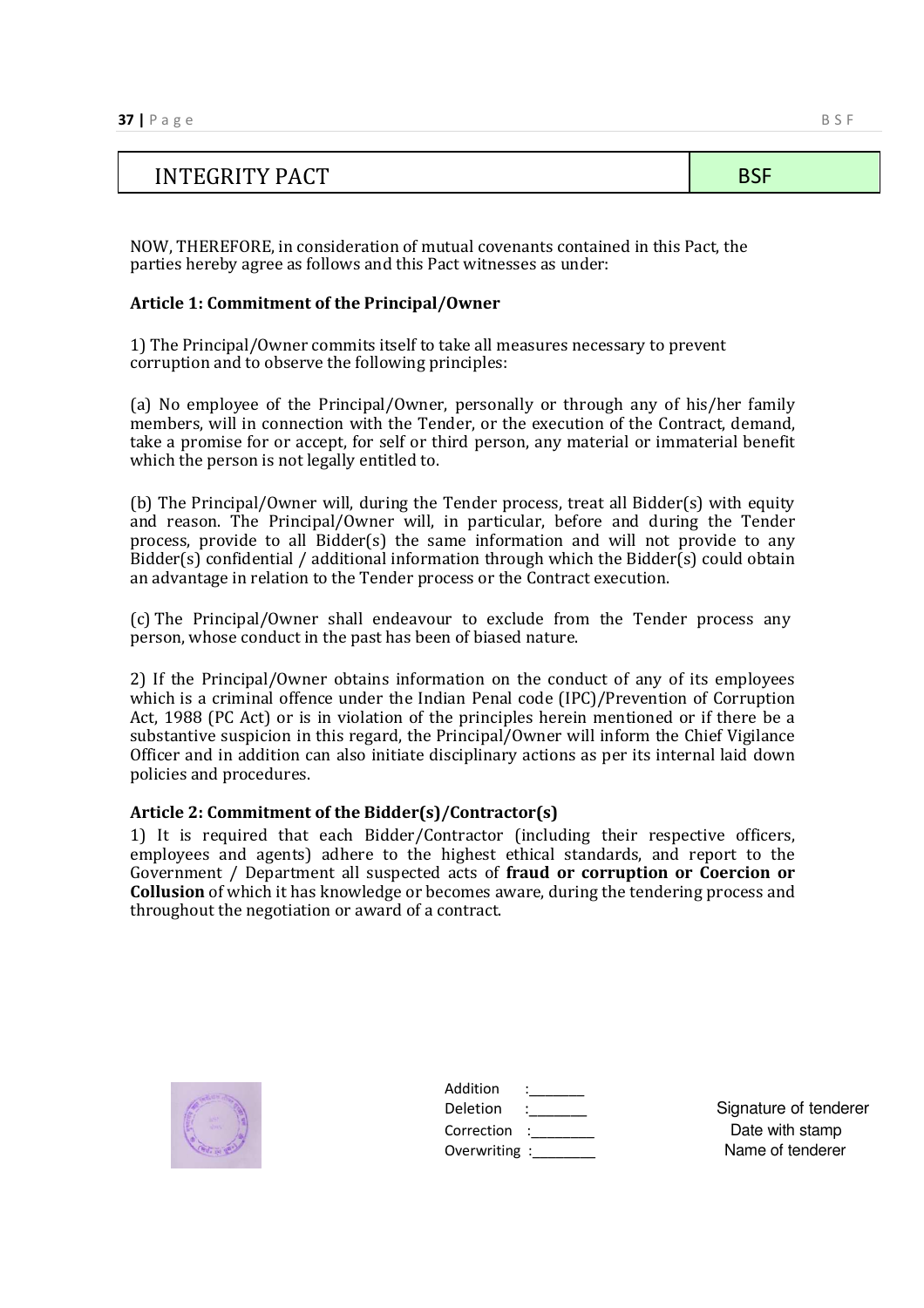| INTEGRITY PACT | BSF |
| --- | --- |

NOW, THEREFORE, in consideration of mutual covenants contained in this Pact, the parties hereby agree as follows and this Pact witnesses as under:

**Article 1: Commitment of the Principal/Owner**

1) The Principal/Owner commits itself to take all measures necessary to prevent corruption and to observe the following principles:

(a) No employee of the Principal/Owner, personally or through any of his/her family members, will in connection with the Tender, or the execution of the Contract, demand, take a promise for or accept, for self or third person, any material or immaterial benefit which the person is not legally entitled to.

(b) The Principal/Owner will, during the Tender process, treat all Bidder(s) with equity and reason. The Principal/Owner will, in particular, before and during the Tender process, provide to all Bidder(s) the same information and will not provide to any Bidder(s) confidential / additional information through which the Bidder(s) could obtain an advantage in relation to the Tender process or the Contract execution.

(c) The Principal/Owner shall endeavour to exclude from the Tender process any person, whose conduct in the past has been of biased nature.

2) If the Principal/Owner obtains information on the conduct of any of its employees which is a criminal offence under the Indian Penal code (IPC)/Prevention of Corruption Act, 1988 (PC Act) or is in violation of the principles herein mentioned or if there be a substantive suspicion in this regard, the Principal/Owner will inform the Chief Vigilance Officer and in addition can also initiate disciplinary actions as per its internal laid down policies and procedures.

**Article 2: Commitment of the Bidder(s)/Contractor(s)**

1) It is required that each Bidder/Contractor (including their respective officers, employees and agents) adhere to the highest ethical standards, and report to the Government / Department all suspected acts of **fraud or corruption or Coercion or Collusion** of which it has knowledge or becomes aware, during the tendering process and throughout the negotiation or award of a contract.

Addition :_______
Deletion :_______
Correction :________
Overwriting :________

Signature of tenderer
Date with stamp
Name of tenderer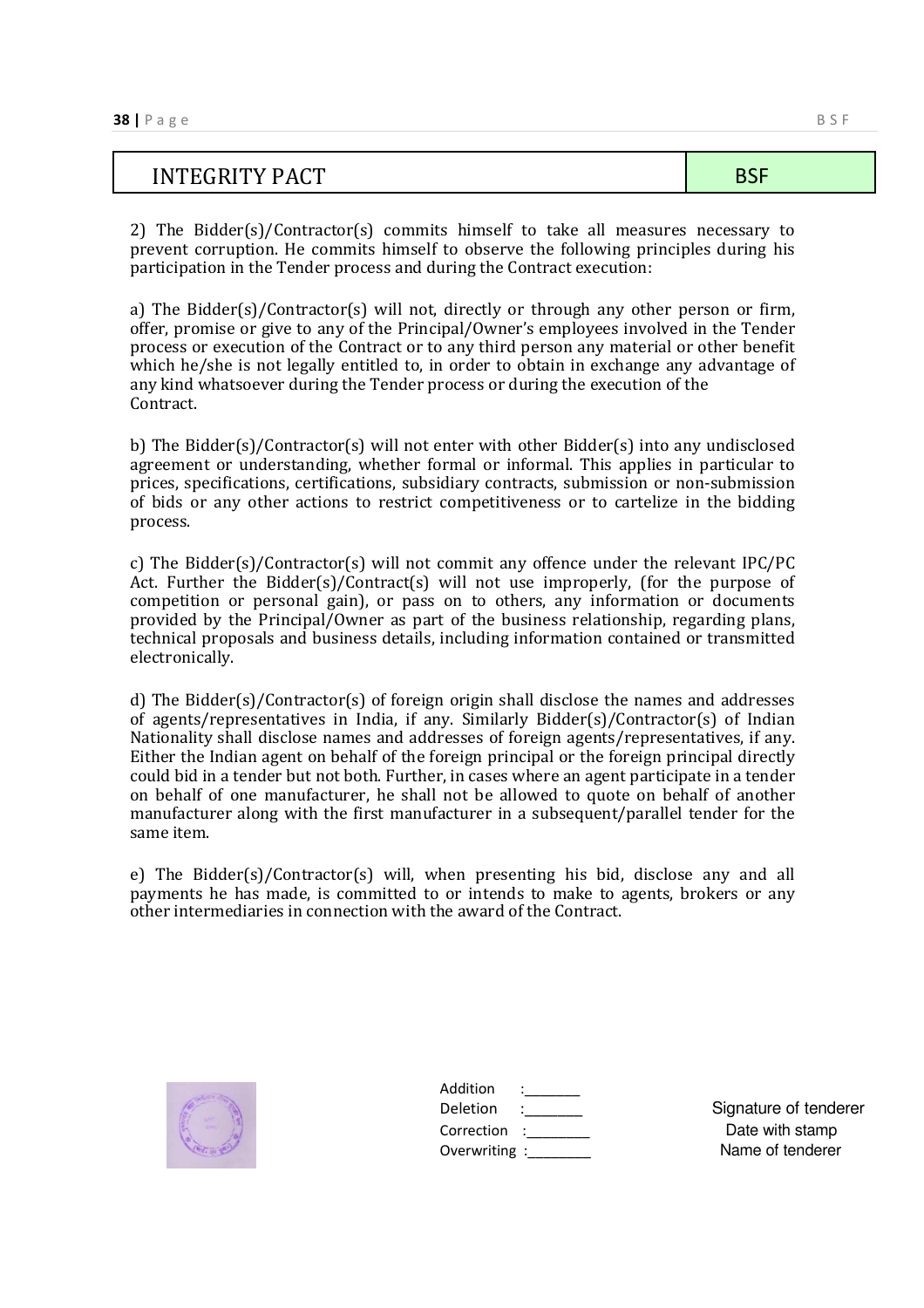| INTEGRITY PACT | BSF |
| --- | --- |

2) The Bidder(s)/Contractor(s) commits himself to take all measures necessary to prevent corruption. He commits himself to observe the following principles during his participation in the Tender process and during the Contract execution:

a) The Bidder(s)/Contractor(s) will not, directly or through any other person or firm, offer, promise or give to any of the Principal/Owner's employees involved in the Tender process or execution of the Contract or to any third person any material or other benefit which he/she is not legally entitled to, in order to obtain in exchange any advantage of any kind whatsoever during the Tender process or during the execution of the Contract.

b) The Bidder(s)/Contractor(s) will not enter with other Bidder(s) into any undisclosed agreement or understanding, whether formal or informal. This applies in particular to prices, specifications, certifications, subsidiary contracts, submission or non-submission of bids or any other actions to restrict competitiveness or to cartelize in the bidding process.

c) The Bidder(s)/Contractor(s) will not commit any offence under the relevant IPC/PC Act. Further the Bidder(s)/Contract(s) will not use improperly, (for the purpose of competition or personal gain), or pass on to others, any information or documents provided by the Principal/Owner as part of the business relationship, regarding plans, technical proposals and business details, including information contained or transmitted electronically.

d) The Bidder(s)/Contractor(s) of foreign origin shall disclose the names and addresses of agents/representatives in India, if any. Similarly Bidder(s)/Contractor(s) of Indian Nationality shall disclose names and addresses of foreign agents/representatives, if any. Either the Indian agent on behalf of the foreign principal or the foreign principal directly could bid in a tender but not both. Further, in cases where an agent participate in a tender on behalf of one manufacturer, he shall not be allowed to quote on behalf of another manufacturer along with the first manufacturer in a subsequent/parallel tender for the same item.

e) The Bidder(s)/Contractor(s) will, when presenting his bid, disclose any and all payments he has made, is committed to or intends to make to agents, brokers or any other intermediaries in connection with the award of the Contract.

Addition :_______
Deletion :_______
Correction :_______
Overwriting :_______

Signature of tenderer
Date with stamp
Name of tenderer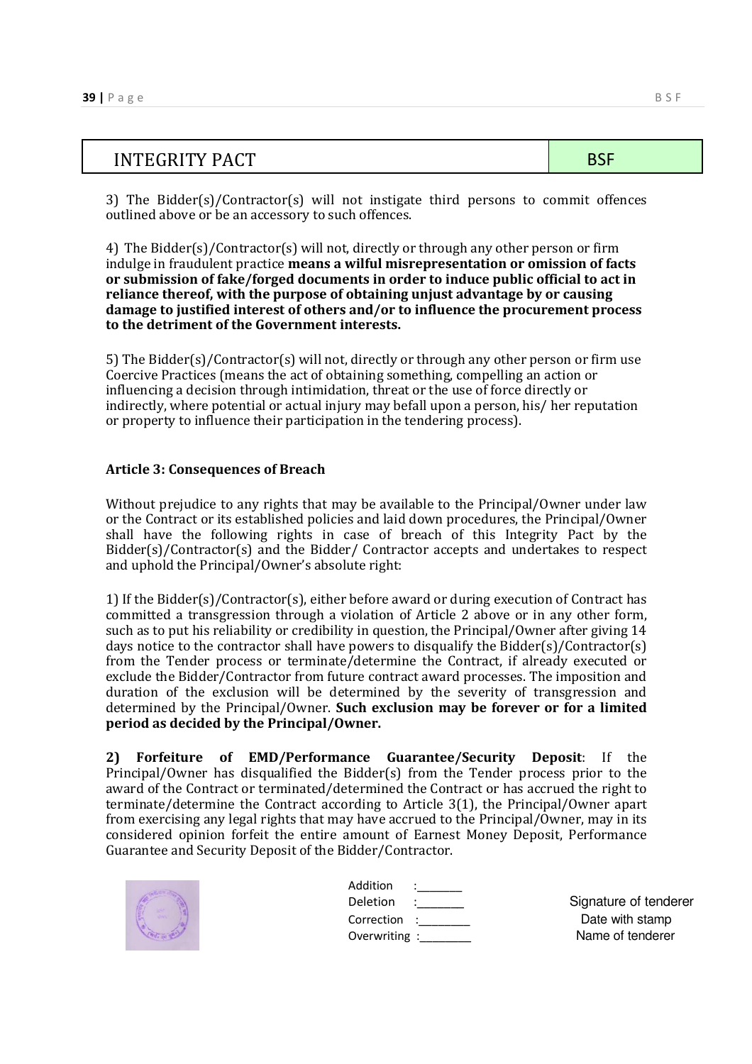| INTEGRITY PACT | BSF |
| --- | --- |

3) The Bidder(s)/Contractor(s) will not instigate third persons to commit offences outlined above or be an accessory to such offences.

4) The Bidder(s)/Contractor(s) will not, directly or through any other person or firm indulge in fraudulent practice **means a wilful misrepresentation or omission of facts or submission of fake/forged documents in order to induce public official to act in reliance thereof, with the purpose of obtaining unjust advantage by or causing damage to justified interest of others and/or to influence the procurement process to the detriment of the Government interests.**

5) The Bidder(s)/Contractor(s) will not, directly or through any other person or firm use Coercive Practices (means the act of obtaining something, compelling an action or influencing a decision through intimidation, threat or the use of force directly or indirectly, where potential or actual injury may befall upon a person, his/ her reputation or property to influence their participation in the tendering process).

**Article 3: Consequences of Breach**

Without prejudice to any rights that may be available to the Principal/Owner under law or the Contract or its established policies and laid down procedures, the Principal/Owner shall have the following rights in case of breach of this Integrity Pact by the Bidder(s)/Contractor(s) and the Bidder/ Contractor accepts and undertakes to respect and uphold the Principal/Owner's absolute right:

1) If the Bidder(s)/Contractor(s), either before award or during execution of Contract has committed a transgression through a violation of Article 2 above or in any other form, such as to put his reliability or credibility in question, the Principal/Owner after giving 14 days notice to the contractor shall have powers to disqualify the Bidder(s)/Contractor(s) from the Tender process or terminate/determine the Contract, if already executed or exclude the Bidder/Contractor from future contract award processes. The imposition and duration of the exclusion will be determined by the severity of transgression and determined by the Principal/Owner. **Such exclusion may be forever or for a limited period as decided by the Principal/Owner.**

**2) Forfeiture of EMD/Performance Guarantee/Security Deposit**: If the Principal/Owner has disqualified the Bidder(s) from the Tender process prior to the award of the Contract or terminated/determined the Contract or has accrued the right to terminate/determine the Contract according to Article 3(1), the Principal/Owner apart from exercising any legal rights that may have accrued to the Principal/Owner, may in its considered opinion forfeit the entire amount of Earnest Money Deposit, Performance Guarantee and Security Deposit of the Bidder/Contractor.

Addition :_______
Deletion :_______
Correction :________
Overwriting :________

Signature of tenderer
Date with stamp
Name of tenderer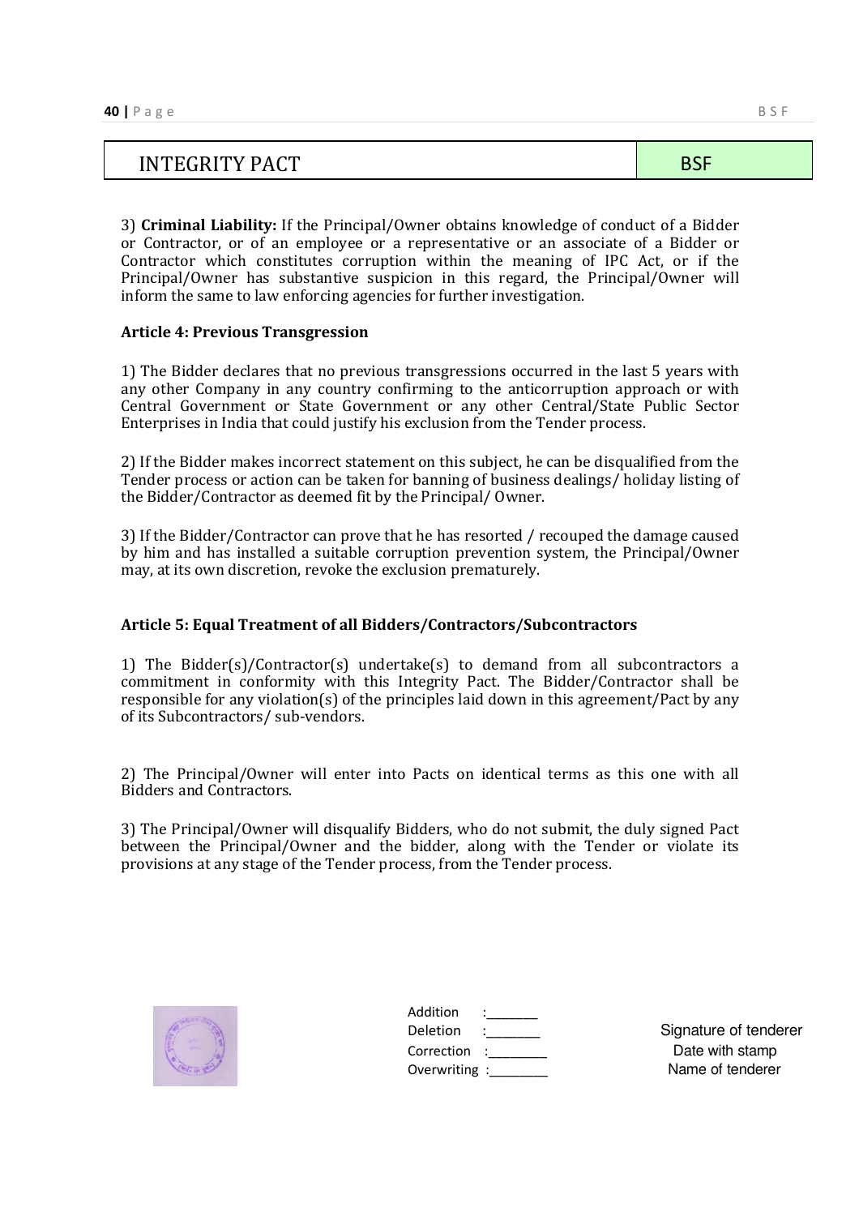| INTEGRITY PACT | BSF |
|---|---|

3) **Criminal Liability:** If the Principal/Owner obtains knowledge of conduct of a Bidder or Contractor, or of an employee or a representative or an associate of a Bidder or Contractor which constitutes corruption within the meaning of IPC Act, or if the Principal/Owner has substantive suspicion in this regard, the Principal/Owner will inform the same to law enforcing agencies for further investigation.

**Article 4: Previous Transgression**

1) The Bidder declares that no previous transgressions occurred in the last 5 years with any other Company in any country confirming to the anticorruption approach or with Central Government or State Government or any other Central/State Public Sector Enterprises in India that could justify his exclusion from the Tender process.

2) If the Bidder makes incorrect statement on this subject, he can be disqualified from the Tender process or action can be taken for banning of business dealings/ holiday listing of the Bidder/Contractor as deemed fit by the Principal/ Owner.

3) If the Bidder/Contractor can prove that he has resorted / recouped the damage caused by him and has installed a suitable corruption prevention system, the Principal/Owner may, at its own discretion, revoke the exclusion prematurely.

**Article 5: Equal Treatment of all Bidders/Contractors/Subcontractors**

1) The Bidder(s)/Contractor(s) undertake(s) to demand from all subcontractors a commitment in conformity with this Integrity Pact. The Bidder/Contractor shall be responsible for any violation(s) of the principles laid down in this agreement/Pact by any of its Subcontractors/ sub-vendors.

2) The Principal/Owner will enter into Pacts on identical terms as this one with all Bidders and Contractors.

3) The Principal/Owner will disqualify Bidders, who do not submit, the duly signed Pact between the Principal/Owner and the bidder, along with the Tender or violate its provisions at any stage of the Tender process, from the Tender process.

Addition :_______
Deletion :_______
Correction :_______
Overwriting :_______

Signature of tenderer
Date with stamp
Name of tenderer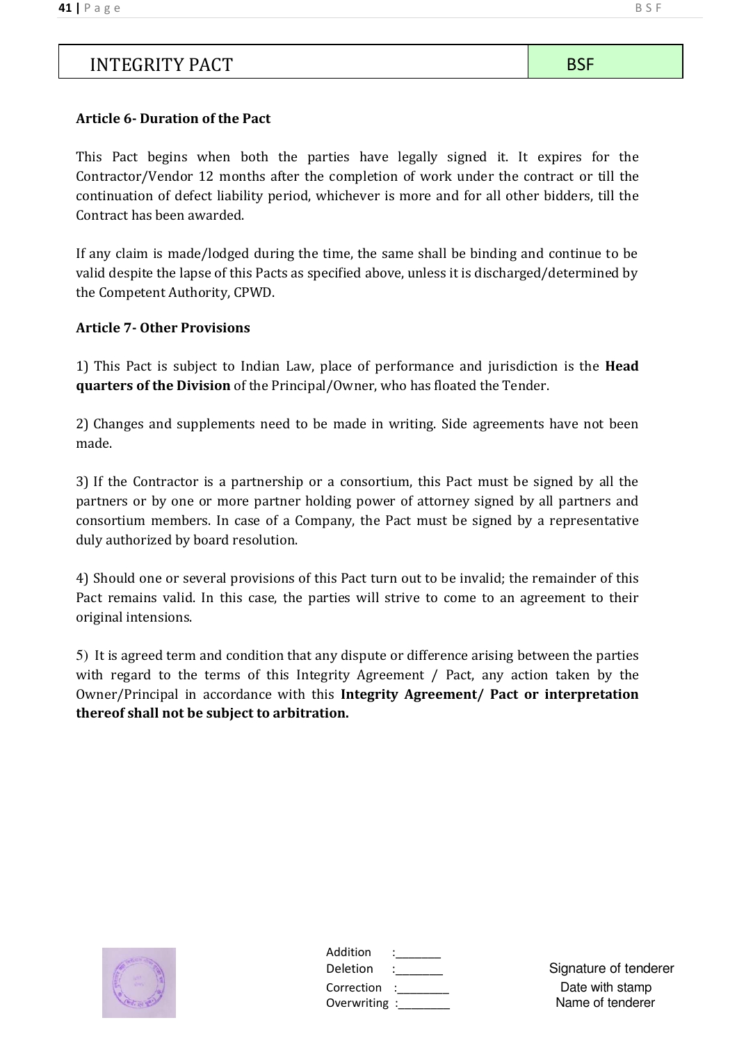| INTEGRITY PACT | BSF |
|---|---|

**Article 6- Duration of the Pact**

This Pact begins when both the parties have legally signed it. It expires for the Contractor/Vendor 12 months after the completion of work under the contract or till the continuation of defect liability period, whichever is more and for all other bidders, till the Contract has been awarded.

If any claim is made/lodged during the time, the same shall be binding and continue to be valid despite the lapse of this Pacts as specified above, unless it is discharged/determined by the Competent Authority, CPWD.

**Article 7- Other Provisions**

1) This Pact is subject to Indian Law, place of performance and jurisdiction is the **Head quarters of the Division** of the Principal/Owner, who has floated the Tender.

2) Changes and supplements need to be made in writing. Side agreements have not been made.

3) If the Contractor is a partnership or a consortium, this Pact must be signed by all the partners or by one or more partner holding power of attorney signed by all partners and consortium members. In case of a Company, the Pact must be signed by a representative duly authorized by board resolution.

4) Should one or several provisions of this Pact turn out to be invalid; the remainder of this Pact remains valid. In this case, the parties will strive to come to an agreement to their original intensions.

5) It is agreed term and condition that any dispute or difference arising between the parties with regard to the terms of this Integrity Agreement / Pact, any action taken by the Owner/Principal in accordance with this **Integrity Agreement/ Pact or interpretation thereof shall not be subject to arbitration.**

Addition :_______
Deletion :_______
Correction :________
Overwriting :________

Signature of tenderer
Date with stamp
Name of tenderer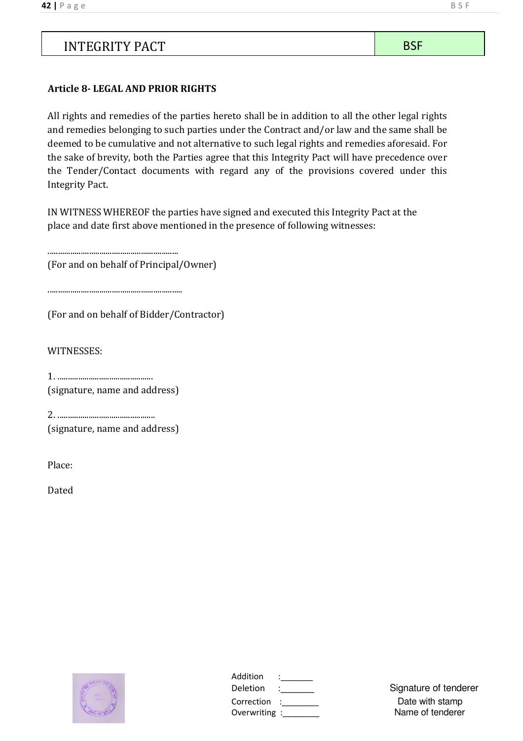| INTEGRITY PACT | BSF |
|---|---|

**Article 8- LEGAL AND PRIOR RIGHTS**

All rights and remedies of the parties hereto shall be in addition to all the other legal rights and remedies belonging to such parties under the Contract and/or law and the same shall be deemed to be cumulative and not alternative to such legal rights and remedies aforesaid. For the sake of brevity, both the Parties agree that this Integrity Pact will have precedence over the Tender/Contact documents with regard any of the provisions covered under this Integrity Pact.

IN WITNESS WHEREOF the parties have signed and executed this Integrity Pact at the place and date first above mentioned in the presence of following witnesses:

……………………………………………………
(For and on behalf of Principal/Owner)

……………………………………………………

(For and on behalf of Bidder/Contractor)

WITNESSES:

1. ……………………………………….
(signature, name and address)

2. ……………………………………….
(signature, name and address)

Place:

Dated

Addition :_______
Deletion :_______
Correction :________
Overwriting :________

Signature of tenderer
Date with stamp
Name of tenderer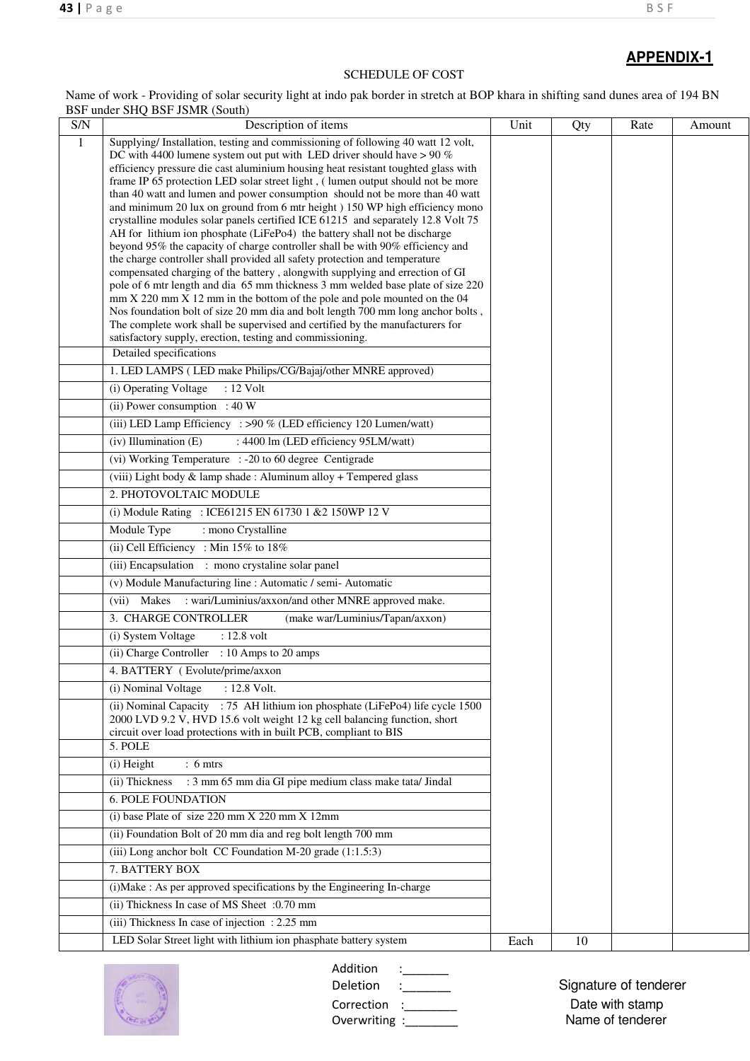## APPENDIX-1

SCHEDULE OF COST

Name of work - Providing of solar security light at indo pak border in stretch at BOP khara in shifting sand dunes area of 194 BN BSF under SHQ BSF JSMR (South)

| S/N | Description of items | Unit | Qty | Rate | Amount |
|---|---|---|---|---|---|
| 1 | Supplying/ Installation, testing and commissioning of following 40 watt 12 volt, DC with 4400 lumene system out put with LED driver should have > 90 % efficiency pressure die cast aluminium housing heat resistant toughted glass with frame IP 65 protection LED solar street light , ( lumen output should not be more than 40 watt and lumen and power consumption should not be more than 40 watt and minimum 20 lux on ground from 6 mtr height ) 150 WP high efficiency mono crystalline modules solar panels certified ICE 61215 and separately 12.8 Volt 75 AH for lithium ion phosphate (LiFePo4) the battery shall not be discharge beyond 95% the capacity of charge controller shall be with 90% efficiency and the charge controller shall provided all safety protection and temperature compensated charging of the battery , alongwith supplying and errection of GI pole of 6 mtr length and dia 65 mm thickness 3 mm welded base plate of size 220 mm X 220 mm X 12 mm in the bottom of the pole and pole mounted on the 04 Nos foundation bolt of size 20 mm dia and bolt length 700 mm long anchor bolts , The complete work shall be supervised and certified by the manufacturers for satisfactory supply, erection, testing and commissioning. | | | | |
| | Detailed specifications | | | | |
| | 1. LED LAMPS ( LED make Philips/CG/Bajaj/other MNRE approved) | | | | |
| | (i) Operating Voltage : 12 Volt | | | | |
| | (ii) Power consumption : 40 W | | | | |
| | (iii) LED Lamp Efficiency : >90 % (LED efficiency 120 Lumen/watt) | | | | |
| | (iv) Illumination (E) : 4400 lm (LED efficiency 95LM/watt) | | | | |
| | (vi) Working Temperature : -20 to 60 degree Centigrade | | | | |
| | (viii) Light body & lamp shade : Aluminum alloy + Tempered glass | | | | |
| | 2. PHOTOVOLTAIC MODULE | | | | |
| | (i) Module Rating : ICE61215 EN 61730 1 &2 150WP 12 V | | | | |
| | Module Type : mono Crystalline | | | | |
| | (ii) Cell Efficiency : Min 15% to 18% | | | | |
| | (iii) Encapsulation : mono crystaline solar panel | | | | |
| | (v) Module Manufacturing line : Automatic / semi- Automatic | | | | |
| | (vii) Makes : wari/Luminius/axxon/and other MNRE approved make. | | | | |
| | 3. CHARGE CONTROLLER (make war/Luminius/Tapan/axxon) | | | | |
| | (i) System Voltage : 12.8 volt | | | | |
| | (ii) Charge Controller : 10 Amps to 20 amps | | | | |
| | 4. BATTERY ( Evolute/prime/axxon | | | | |
| | (i) Nominal Voltage : 12.8 Volt. | | | | |
| | (ii) Nominal Capacity : 75 AH lithium ion phosphate (LiFePo4) life cycle 1500 2000 LVD 9.2 V, HVD 15.6 volt weight 12 kg cell balancing function, short circuit over load protections with in built PCB, compliant to BIS | | | | |
| | 5. POLE | | | | |
| | (i) Height : 6 mtrs | | | | |
| | (ii) Thickness : 3 mm 65 mm dia GI pipe medium class make tata/ Jindal | | | | |
| | 6. POLE FOUNDATION | | | | |
| | (i) base Plate of size 220 mm X 220 mm X 12mm | | | | |
| | (ii) Foundation Bolt of 20 mm dia and reg bolt length 700 mm | | | | |
| | (iii) Long anchor bolt CC Foundation M-20 grade (1:1.5:3) | | | | |
| | 7. BATTERY BOX | | | | |
| | (i)Make : As per approved specifications by the Engineering In-charge | | | | |
| | (ii) Thickness In case of MS Sheet :0.70 mm | | | | |
| | (iii) Thickness In case of injection : 2.25 mm | | | | |
| | LED Solar Street light with lithium ion phasphate battery system | Each | 10 | | |

Addition :_______
Deletion :_______
Correction :________
Overwriting :________

Signature of tenderer
Date with stamp
Name of tenderer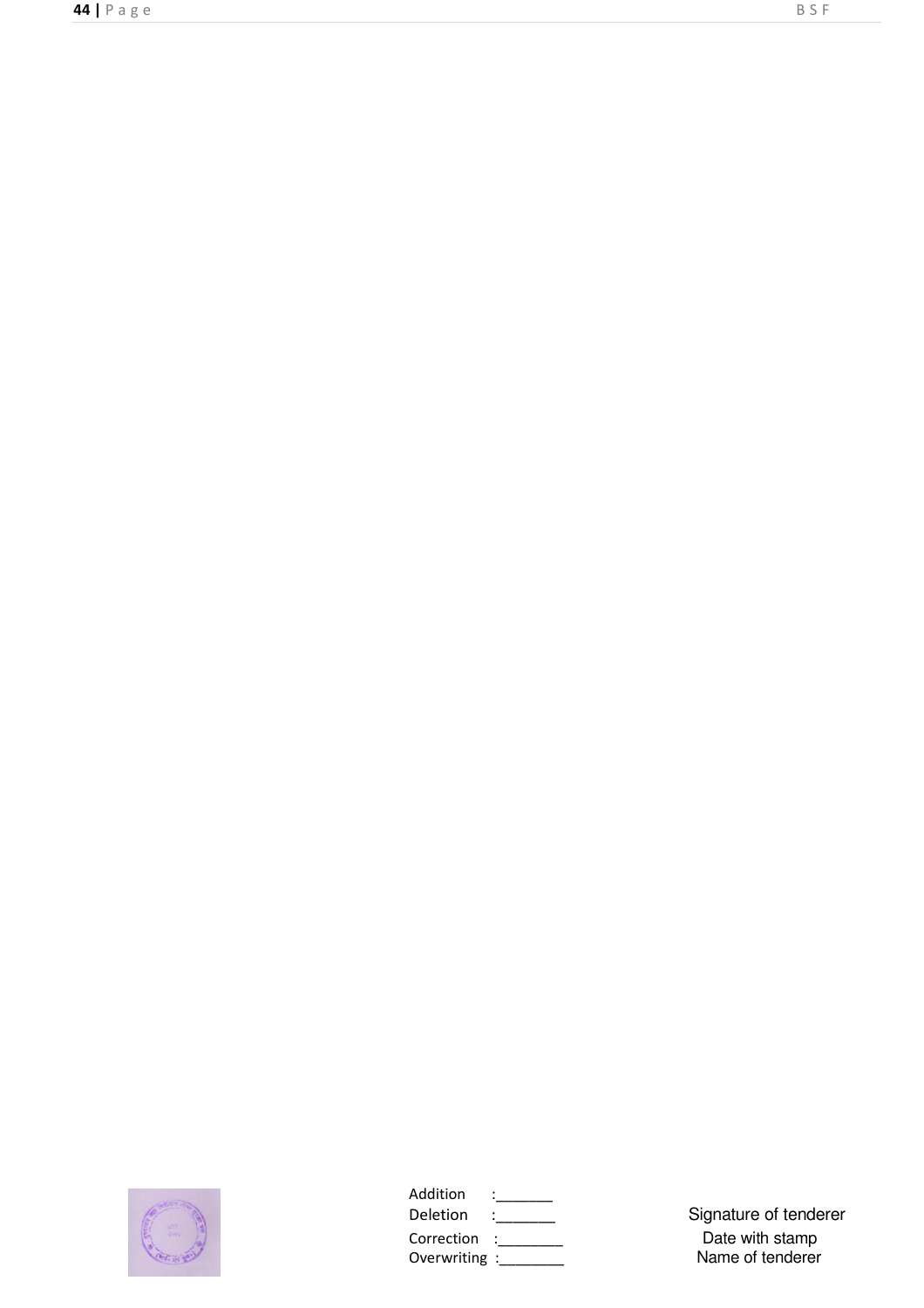Addition :_______
Deletion :_______
Correction :________
Overwriting :________

Signature of tenderer
Date with stamp
Name of tenderer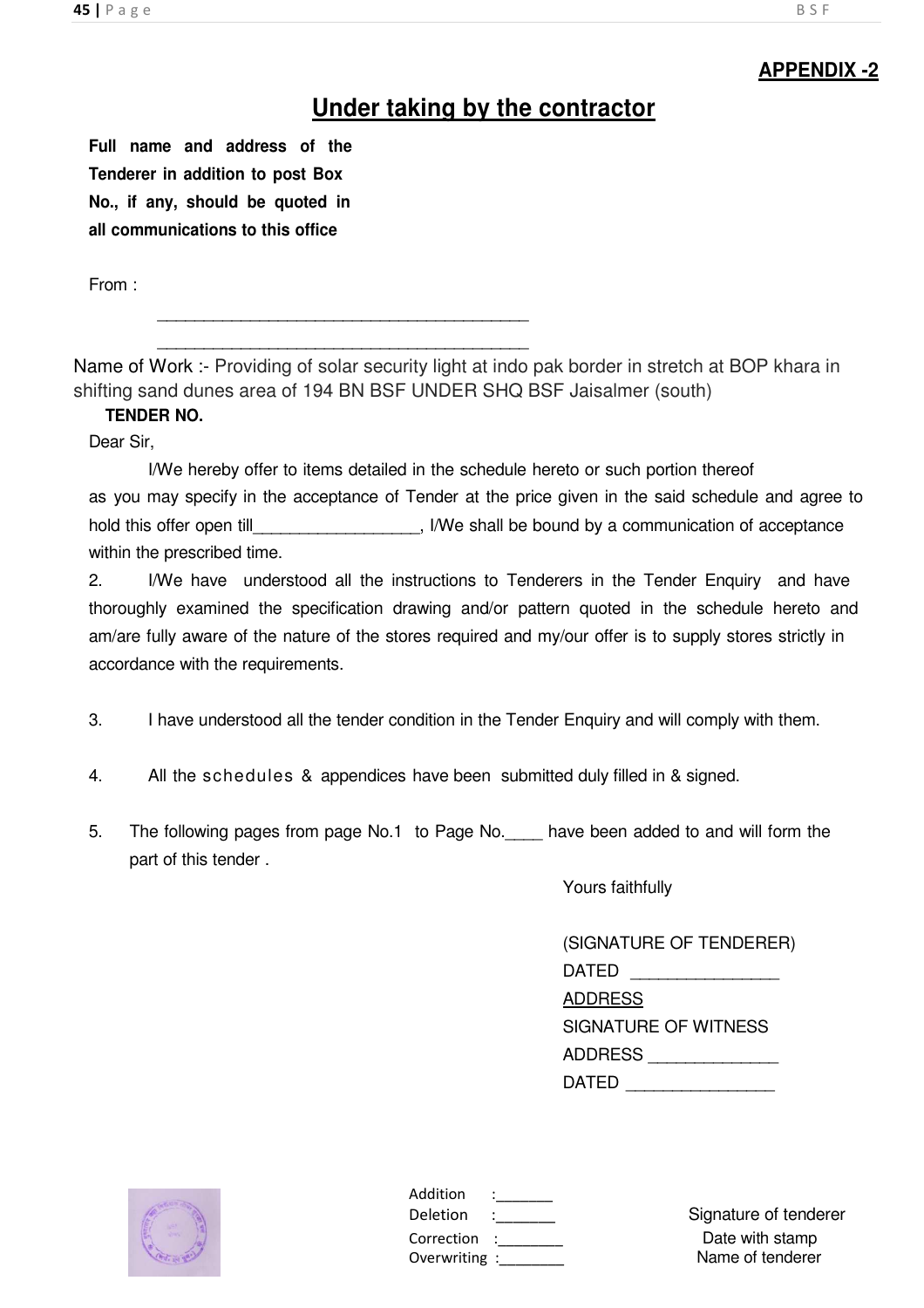**APPENDIX -2**

## Under taking by the contractor

**Full name and address of the Tenderer in addition to post Box No., if any, should be quoted in all communications to this office**

From :

_________________________________________

_________________________________________

Name of Work :- Providing of solar security light at indo pak border in stretch at BOP khara in shifting sand dunes area of 194 BN BSF UNDER SHQ BSF Jaisalmer (south)

**TENDER NO.**

Dear Sir,

I/We hereby offer to items detailed in the schedule hereto or such portion thereof as you may specify in the acceptance of Tender at the price given in the said schedule and agree to hold this offer open till__________________, I/We shall be bound by a communication of acceptance within the prescribed time.

2. I/We have understood all the instructions to Tenderers in the Tender Enquiry and have thoroughly examined the specification drawing and/or pattern quoted in the schedule hereto and am/are fully aware of the nature of the stores required and my/our offer is to supply stores strictly in accordance with the requirements.

3. I have understood all the tender condition in the Tender Enquiry and will comply with them.

4. All the schedules & appendices have been submitted duly filled in & signed.

5. The following pages from page No.1 to Page No.____ have been added to and will form the part of this tender .

Yours faithfully

(SIGNATURE OF TENDERER)
DATED ________________
ADDRESS
SIGNATURE OF WITNESS
ADDRESS ______________
DATED ________________

Addition :_______
Deletion :_______
Correction :________
Overwriting :________

Signature of tenderer
Date with stamp
Name of tenderer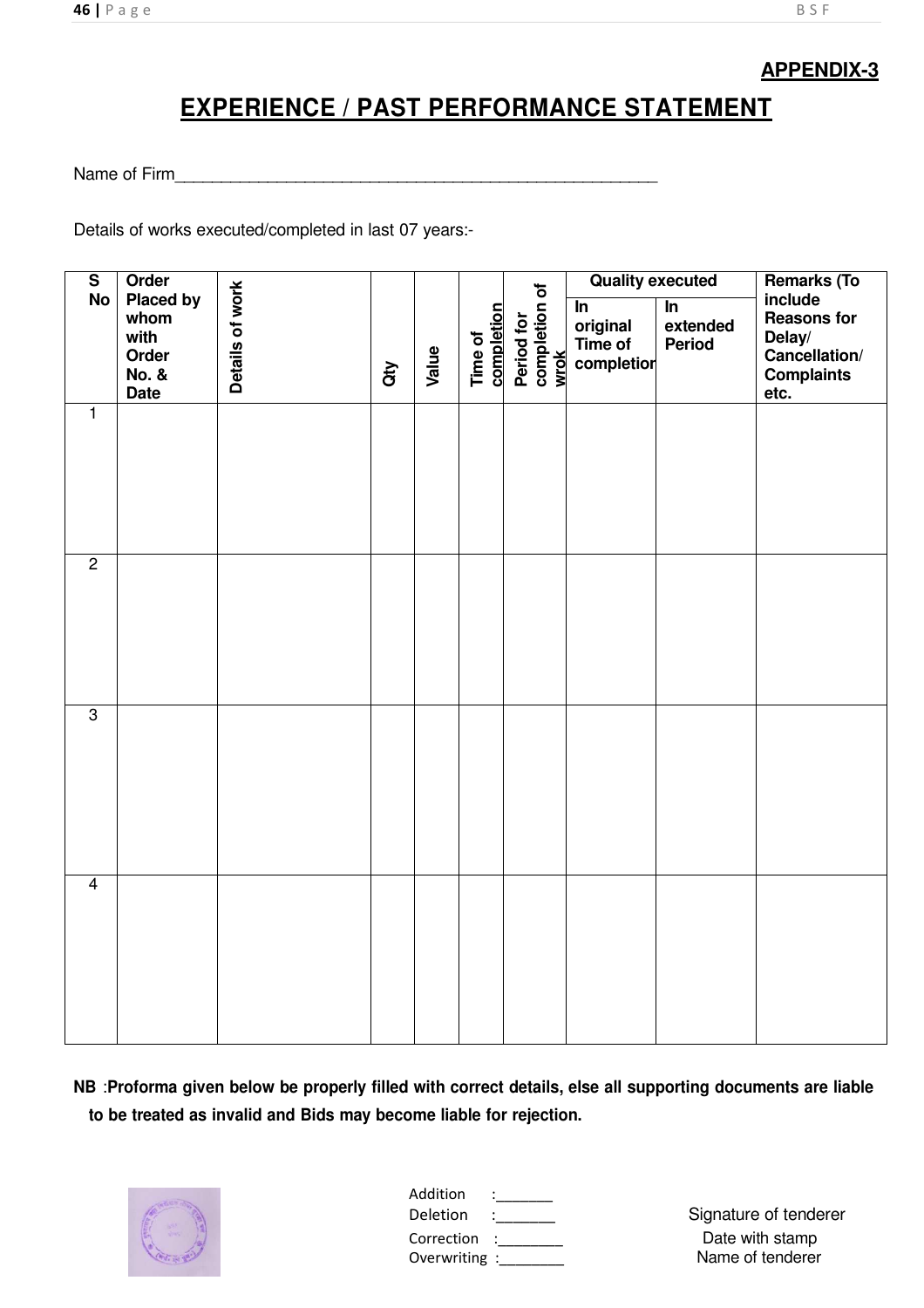**APPENDIX-3**

# EXPERIENCE / PAST PERFORMANCE STATEMENT

Name of Firm_____________________________________________________

Details of works executed/completed in last 07 years:-

| S No | Order Placed by whom with Order No. & Date | Details of work | Qty | Value | Time of completion | Period for completion of wrok | Quality executed | | Remarks (To include Reasons for Delay/ Cancellation/ Complaints etc. |
|---|---|---|---|---|---|---|---|---|---|
| | | | | | | | In original Time of completion | In extended Period | |
| 1 | | | | | | | | | |
| 2 | | | | | | | | | |
| 3 | | | | | | | | | |
| 4 | | | | | | | | | |

**NB** :**Proforma given below be properly filled with correct details, else all supporting documents are liable to be treated as invalid and Bids may become liable for rejection.**

Addition :_______
Deletion :_______
Correction :________
Overwriting :________

Signature of tenderer
Date with stamp
Name of tenderer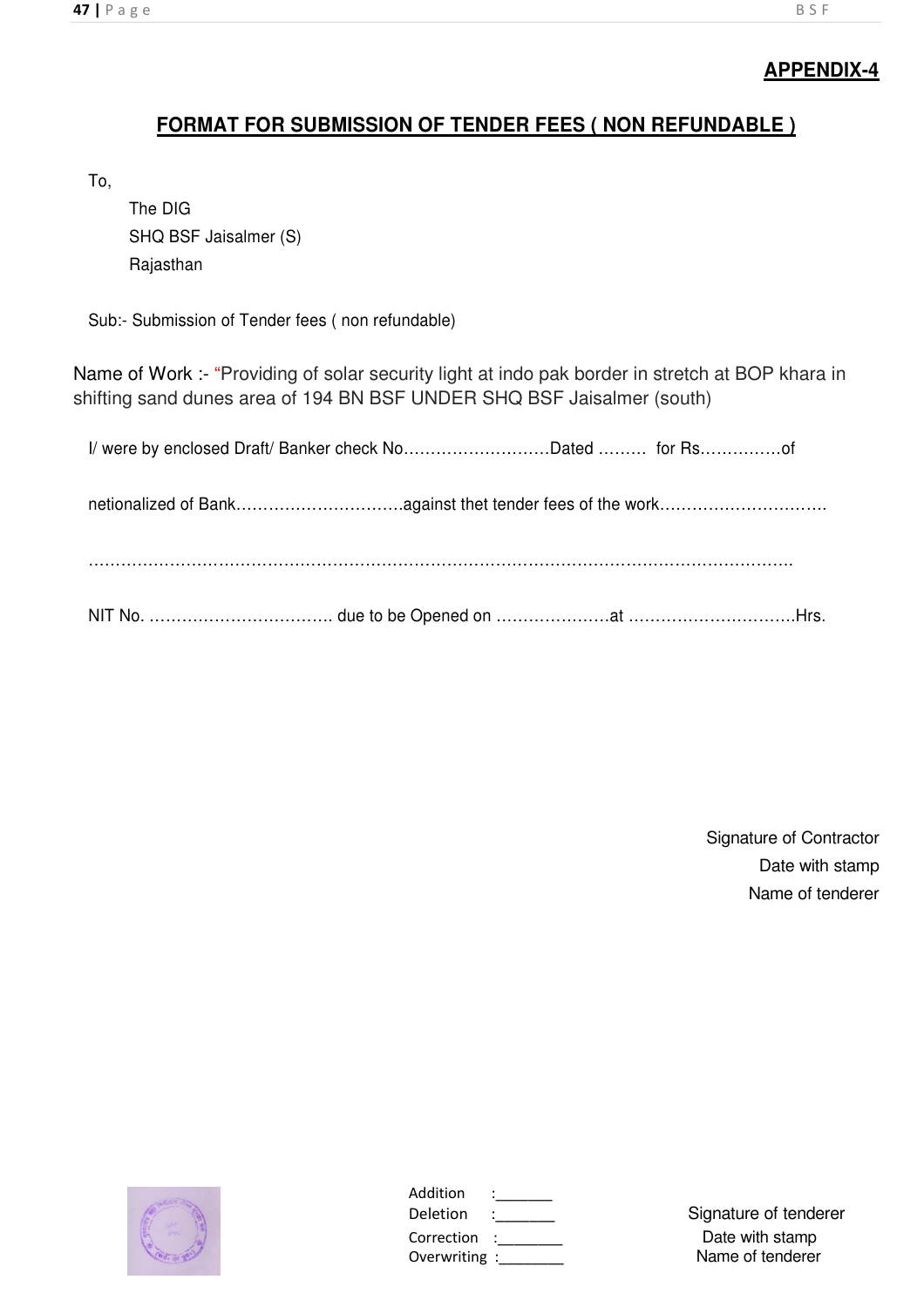**APPENDIX-4**

## FORMAT FOR SUBMISSION OF TENDER FEES ( NON REFUNDABLE )

To,

The DIG
SHQ BSF Jaisalmer (S)
Rajasthan

Sub:- Submission of Tender fees ( non refundable)

Name of Work :- "Providing of solar security light at indo pak border in stretch at BOP khara in shifting sand dunes area of 194 BN BSF UNDER SHQ BSF Jaisalmer (south)

I/ were by enclosed Draft/ Banker check No………………………Dated ……… for Rs……………of

netionalized of Bank…………………………against thet tender fees of the work…………………………

……………………………………………………………………………………………………………

NIT No. ……………………………. due to be Opened on …………………at …………………………Hrs.

Signature of Contractor
Date with stamp
Name of tenderer

Addition :_______
Deletion :_______
Correction :________
Overwriting :________

Signature of tenderer
Date with stamp
Name of tenderer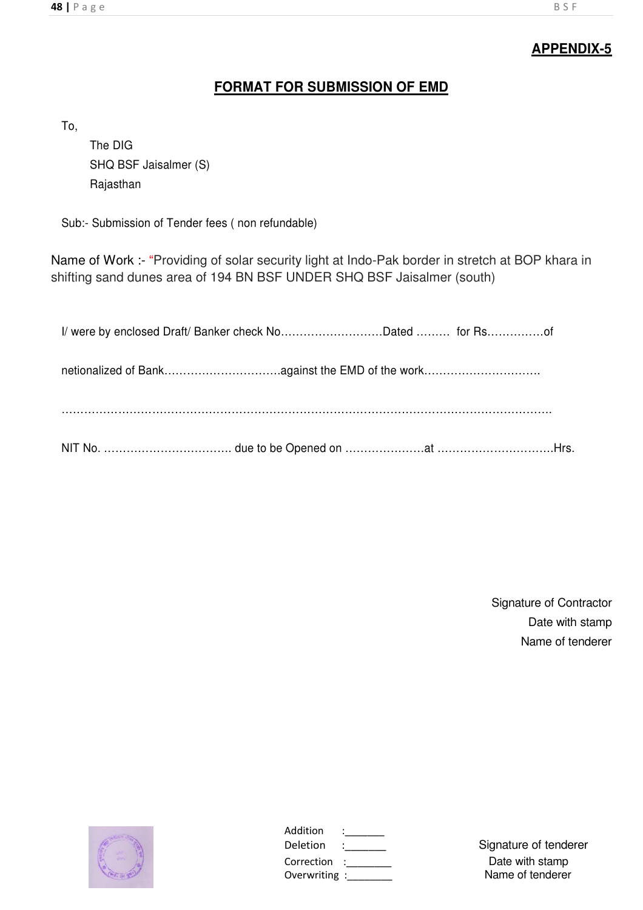**APPENDIX-5**

## FORMAT FOR SUBMISSION OF EMD

To,

The DIG
SHQ BSF Jaisalmer (S)
Rajasthan

Sub:- Submission of Tender fees ( non refundable)

Name of Work :- "Providing of solar security light at Indo-Pak border in stretch at BOP khara in shifting sand dunes area of 194 BN BSF UNDER SHQ BSF Jaisalmer (south)

I/ were by enclosed Draft/ Banker check No………………………Dated ……… for Rs……………of

netionalized of Bank…………………………against the EMD of the work…………………………

…………………………………………………………………………………………………………………

NIT No. ……………………………. due to be Opened on …………………at ………………………….Hrs.

Signature of Contractor
Date with stamp
Name of tenderer

Addition :_______
Deletion :_______
Correction :________
Overwriting :________

Signature of tenderer
Date with stamp
Name of tenderer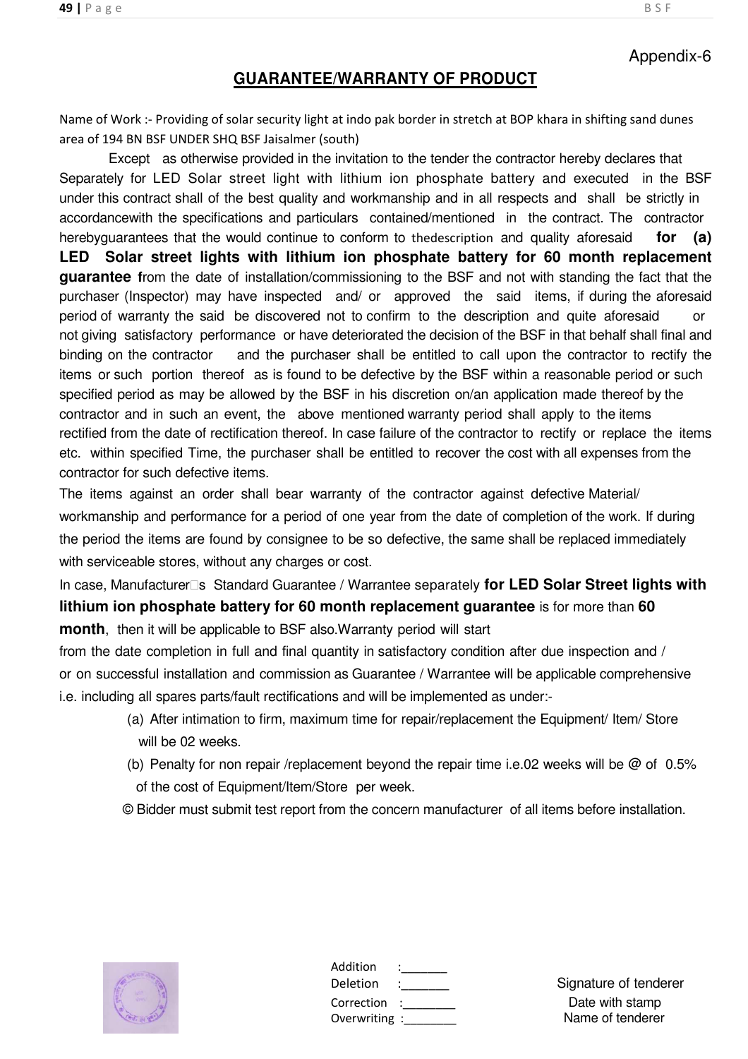Appendix-6

## GUARANTEE/WARRANTY OF PRODUCT

Name of Work :- Providing of solar security light at indo pak border in stretch at BOP khara in shifting sand dunes area of 194 BN BSF UNDER SHQ BSF Jaisalmer (south)

Except as otherwise provided in the invitation to the tender the contractor hereby declares that Separately for LED Solar street light with lithium ion phosphate battery and executed in the BSF under this contract shall of the best quality and workmanship and in all respects and shall be strictly in accordancewith the specifications and particulars contained/mentioned in the contract. The contractor herebyguarantees that the would continue to conform to thedescription and quality aforesaid **for (a) LED Solar street lights with lithium ion phosphate battery for 60 month replacement guarantee f**rom the date of installation/commissioning to the BSF and not with standing the fact that the purchaser (Inspector) may have inspected and/ or approved the said items, if during the aforesaid period of warranty the said be discovered not to confirm to the description and quite aforesaid or not giving satisfactory performance or have deteriorated the decision of the BSF in that behalf shall final and binding on the contractor and the purchaser shall be entitled to call upon the contractor to rectify the items or such portion thereof as is found to be defective by the BSF within a reasonable period or such specified period as may be allowed by the BSF in his discretion on/an application made thereof by the contractor and in such an event, the above mentioned warranty period shall apply to the items rectified from the date of rectification thereof. In case failure of the contractor to rectify or replace the items etc. within specified Time, the purchaser shall be entitled to recover the cost with all expenses from the contractor for such defective items.

The items against an order shall bear warranty of the contractor against defective Material/ workmanship and performance for a period of one year from the date of completion of the work. If during the period the items are found by consignee to be so defective, the same shall be replaced immediately with serviceable stores, without any charges or cost.

In case, Manufacturer□s Standard Guarantee / Warrantee separately **for LED Solar Street lights with lithium ion phosphate battery for 60 month replacement guarantee** is for more than **60 month**, then it will be applicable to BSF also.Warranty period will start from the date completion in full and final quantity in satisfactory condition after due inspection and / or on successful installation and commission as Guarantee / Warrantee will be applicable comprehensive i.e. including all spares parts/fault rectifications and will be implemented as under:-

(a) After intimation to firm, maximum time for repair/replacement the Equipment/ Item/ Store will be 02 weeks.

(b) Penalty for non repair /replacement beyond the repair time i.e.02 weeks will be @ of 0.5% of the cost of Equipment/Item/Store per week.

© Bidder must submit test report from the concern manufacturer of all items before installation.

Addition :_______
Deletion :_______
Correction :________
Overwriting :________

Signature of tenderer
Date with stamp
Name of tenderer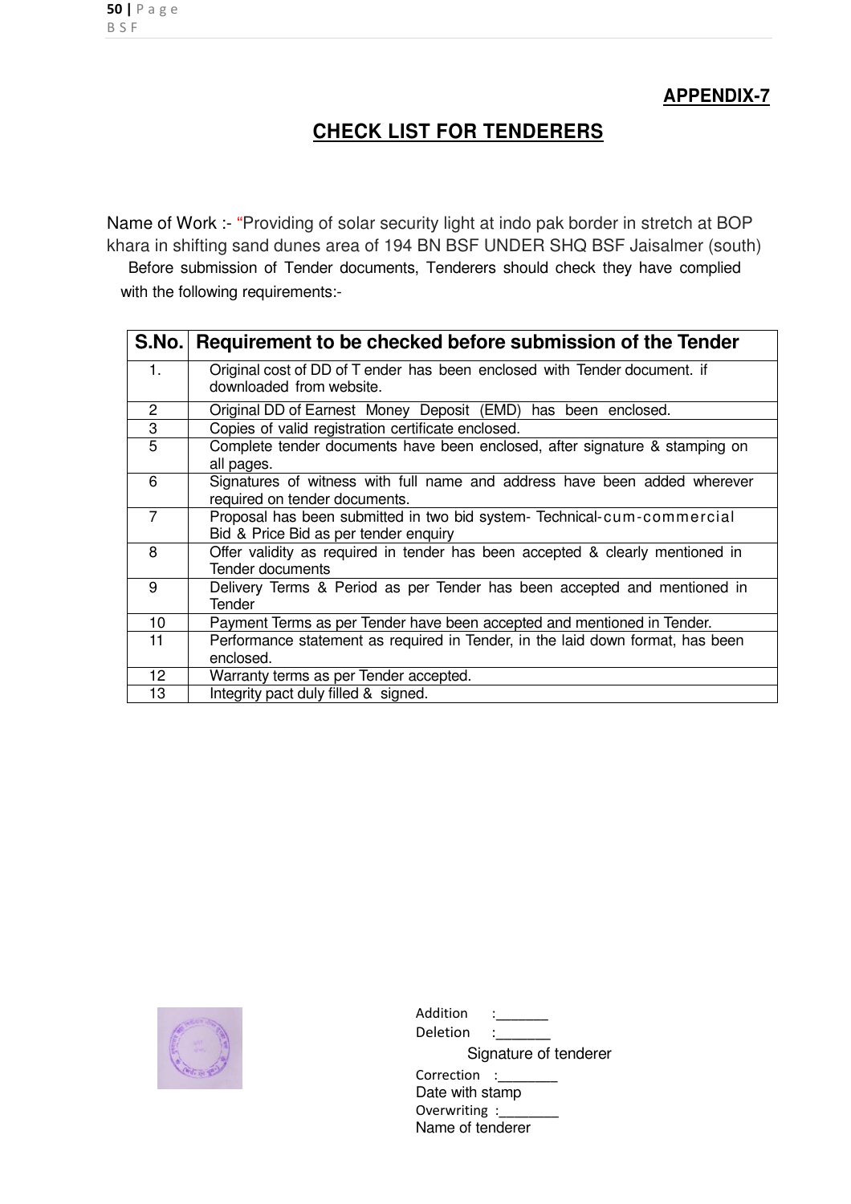**APPENDIX-7**

## CHECK LIST FOR TENDERERS

Name of Work :- "Providing of solar security light at indo pak border in stretch at BOP khara in shifting sand dunes area of 194 BN BSF UNDER SHQ BSF Jaisalmer (south)

Before submission of Tender documents, Tenderers should check they have complied with the following requirements:-

| S.No. | Requirement to be checked before submission of the Tender |
|---|---|
| 1. | Original cost of DD of T ender has been enclosed with Tender document. if downloaded from website. |
| 2 | Original DD of Earnest Money Deposit (EMD) has been enclosed. |
| 3 | Copies of valid registration certificate enclosed. |
| 5 | Complete tender documents have been enclosed, after signature & stamping on all pages. |
| 6 | Signatures of witness with full name and address have been added wherever required on tender documents. |
| 7 | Proposal has been submitted in two bid system- Technical-cum-commercial Bid & Price Bid as per tender enquiry |
| 8 | Offer validity as required in tender has been accepted & clearly mentioned in Tender documents |
| 9 | Delivery Terms & Period as per Tender has been accepted and mentioned in Tender |
| 10 | Payment Terms as per Tender have been accepted and mentioned in Tender. |
| 11 | Performance statement as required in Tender, in the laid down format, has been enclosed. |
| 12 | Warranty terms as per Tender accepted. |
| 13 | Integrity pact duly filled & signed. |

Addition :_______
Deletion :_______
Signature of tenderer
Correction :________
Date with stamp
Overwriting :________
Name of tenderer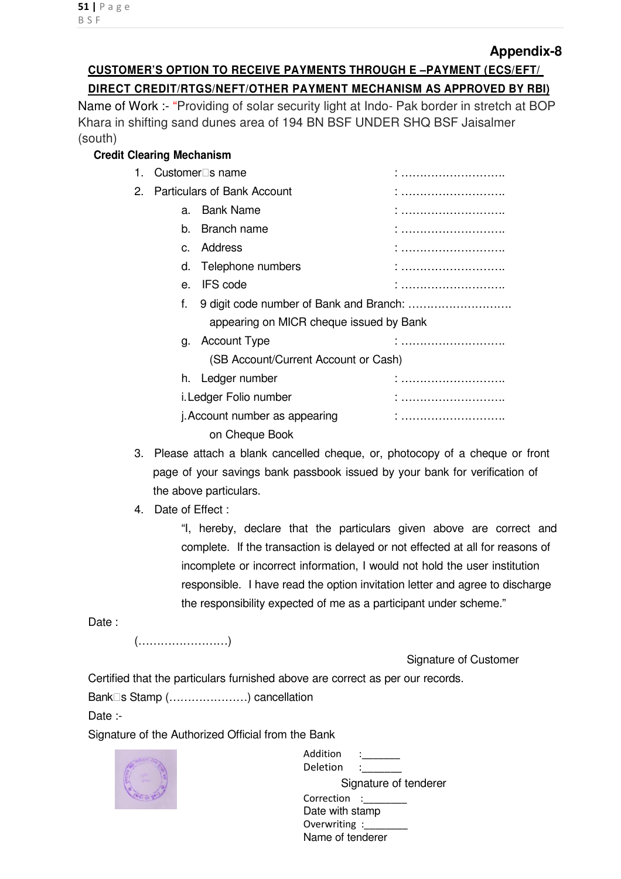**Appendix-8**

**CUSTOMER'S OPTION TO RECEIVE PAYMENTS THROUGH E –PAYMENT (ECS/EFT/ DIRECT CREDIT/RTGS/NEFT/OTHER PAYMENT MECHANISM AS APPROVED BY RBI)**

Name of Work :- "Providing of solar security light at Indo- Pak border in stretch at BOP Khara in shifting sand dunes area of 194 BN BSF UNDER SHQ BSF Jaisalmer (south)

**Credit Clearing Mechanism**

1. Customer's name : ………………………..
2. Particulars of Bank Account : ………………………..
   a. Bank Name : ………………………..
   b. Branch name : ………………………..
   c. Address : ………………………..
   d. Telephone numbers : ………………………..
   e. IFS code : ………………………..
   f. 9 digit code number of Bank and Branch: ……………………….. appearing on MICR cheque issued by Bank
   g. Account Type : ……………………….. (SB Account/Current Account or Cash)
   h. Ledger number : ………………………..
   i. Ledger Folio number : ………………………..
   j. Account number as appearing on Cheque Book : ………………………..
3. Please attach a blank cancelled cheque, or, photocopy of a cheque or front page of your savings bank passbook issued by your bank for verification of the above particulars.
4. Date of Effect :

   "I, hereby, declare that the particulars given above are correct and complete. If the transaction is delayed or not effected at all for reasons of incomplete or incorrect information, I would not hold the user institution responsible. I have read the option invitation letter and agree to discharge the responsibility expected of me as a participant under scheme."

Date :

(……………………)

Signature of Customer

Certified that the particulars furnished above are correct as per our records.

Bank's Stamp (…………………) cancellation

Date :-

Signature of the Authorized Official from the Bank

Addition :_______
Deletion :_______
Signature of tenderer
Correction :________
Date with stamp
Overwriting :________
Name of tenderer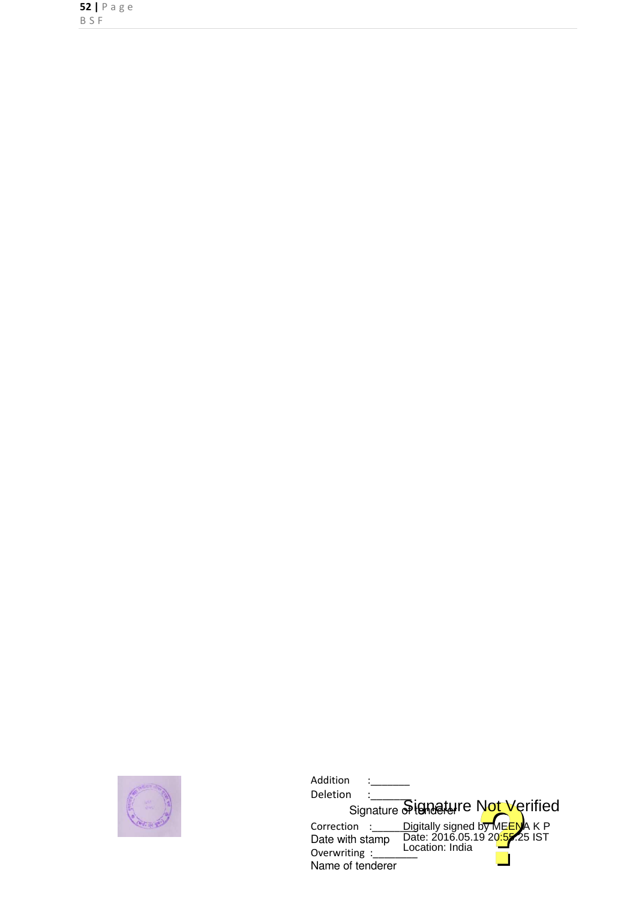Addition :_______

Deletion :_______

Signature of tenderer

Correction :_______

Date with stamp

Overwriting :_______

Name of tenderer

Signature Not Verified

Digitally signed by MEENA K P
Date: 2016.05.19 20:55:25 IST
Location: India